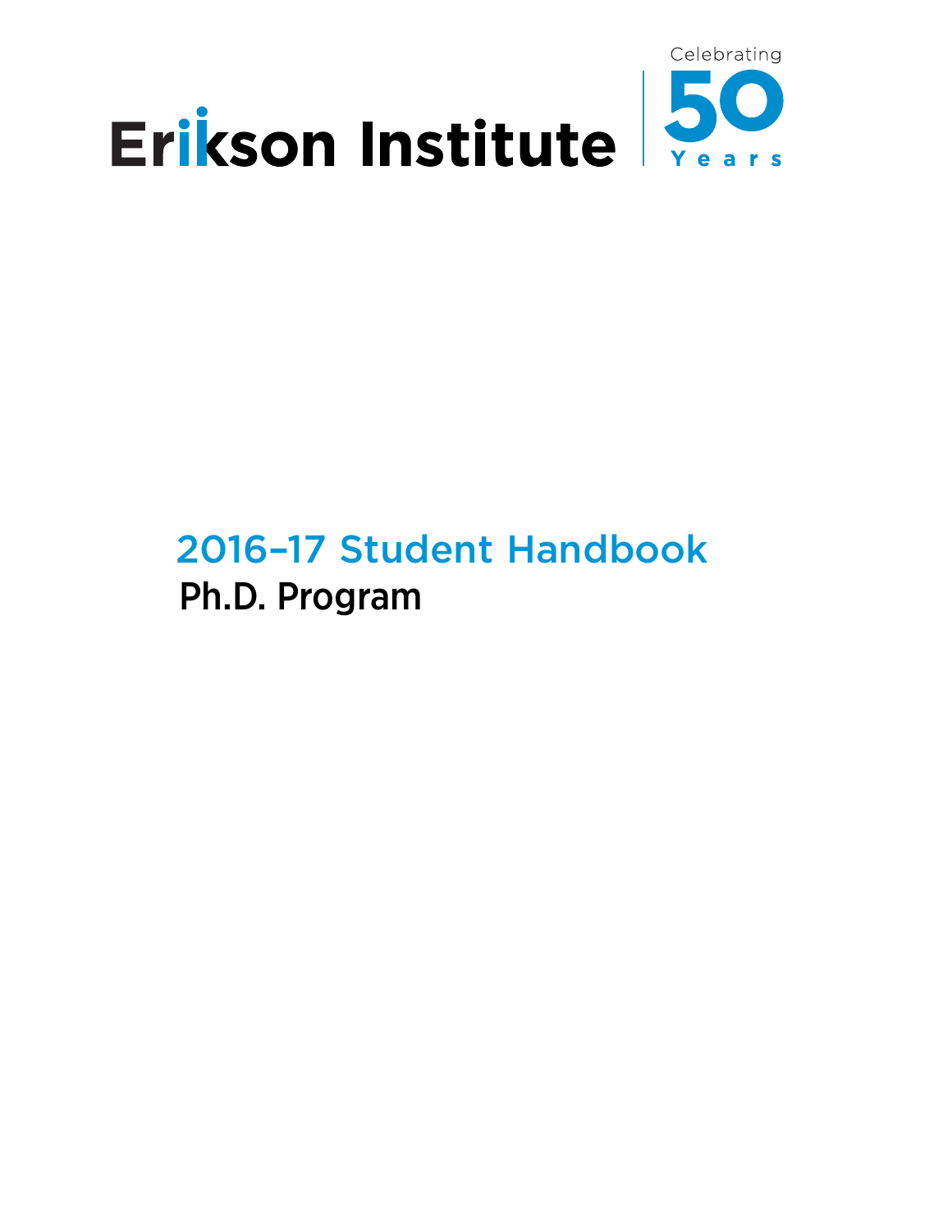# Erikson Institute

Celebrating 50 Years

## 2016–17 Student Handbook

## Ph.D. Program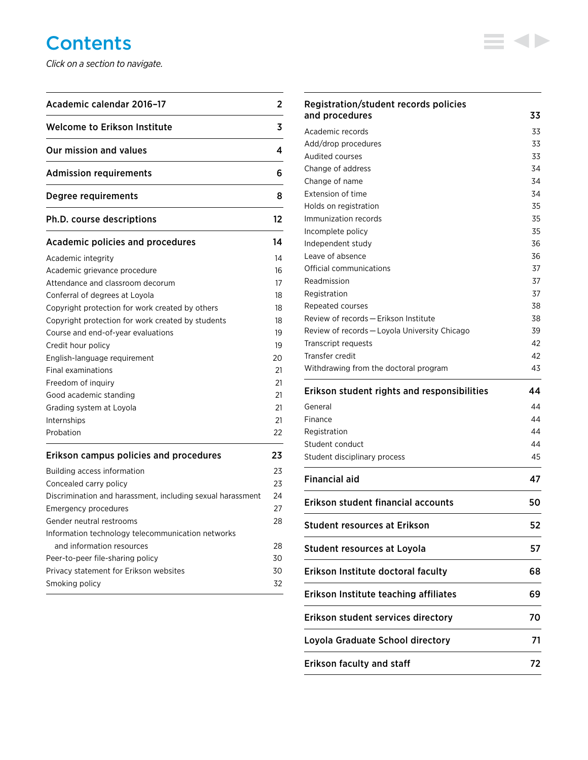# Contents

*Click on a section to navigate.*

| Section | Page |
|---|---|
| **Academic calendar 2016–17** | **2** |
| **Welcome to Erikson Institute** | **3** |
| **Our mission and values** | **4** |
| **Admission requirements** | **6** |
| **Degree requirements** | **8** |
| **Ph.D. course descriptions** | **12** |
| **Academic policies and procedures** | **14** |
| Academic integrity | 14 |
| Academic grievance procedure | 16 |
| Attendance and classroom decorum | 17 |
| Conferral of degrees at Loyola | 18 |
| Copyright protection for work created by others | 18 |
| Copyright protection for work created by students | 18 |
| Course and end-of-year evaluations | 19 |
| Credit hour policy | 19 |
| English-language requirement | 20 |
| Final examinations | 21 |
| Freedom of inquiry | 21 |
| Good academic standing | 21 |
| Grading system at Loyola | 21 |
| Internships | 21 |
| Probation | 22 |
| **Erikson campus policies and procedures** | **23** |
| Building access information | 23 |
| Concealed carry policy | 23 |
| Discrimination and harassment, including sexual harassment | 24 |
| Emergency procedures | 27 |
| Gender neutral restrooms | 28 |
| Information technology telecommunication networks and information resources | 28 |
| Peer-to-peer file-sharing policy | 30 |
| Privacy statement for Erikson websites | 30 |
| Smoking policy | 32 |
| **Registration/student records policies and procedures** | **33** |
| Academic records | 33 |
| Add/drop procedures | 33 |
| Audited courses | 33 |
| Change of address | 34 |
| Change of name | 34 |
| Extension of time | 34 |
| Holds on registration | 35 |
| Immunization records | 35 |
| Incomplete policy | 35 |
| Independent study | 36 |
| Leave of absence | 36 |
| Official communications | 37 |
| Readmission | 37 |
| Registration | 37 |
| Repeated courses | 38 |
| Review of records — Erikson Institute | 38 |
| Review of records — Loyola University Chicago | 39 |
| Transcript requests | 42 |
| Transfer credit | 42 |
| Withdrawing from the doctoral program | 43 |
| **Erikson student rights and responsibilities** | **44** |
| General | 44 |
| Finance | 44 |
| Registration | 44 |
| Student conduct | 44 |
| Student disciplinary process | 45 |
| **Financial aid** | **47** |
| **Erikson student financial accounts** | **50** |
| **Student resources at Erikson** | **52** |
| **Student resources at Loyola** | **57** |
| **Erikson Institute doctoral faculty** | **68** |
| **Erikson Institute teaching affiliates** | **69** |
| **Erikson student services directory** | **70** |
| **Loyola Graduate School directory** | **71** |
| **Erikson faculty and staff** | **72** |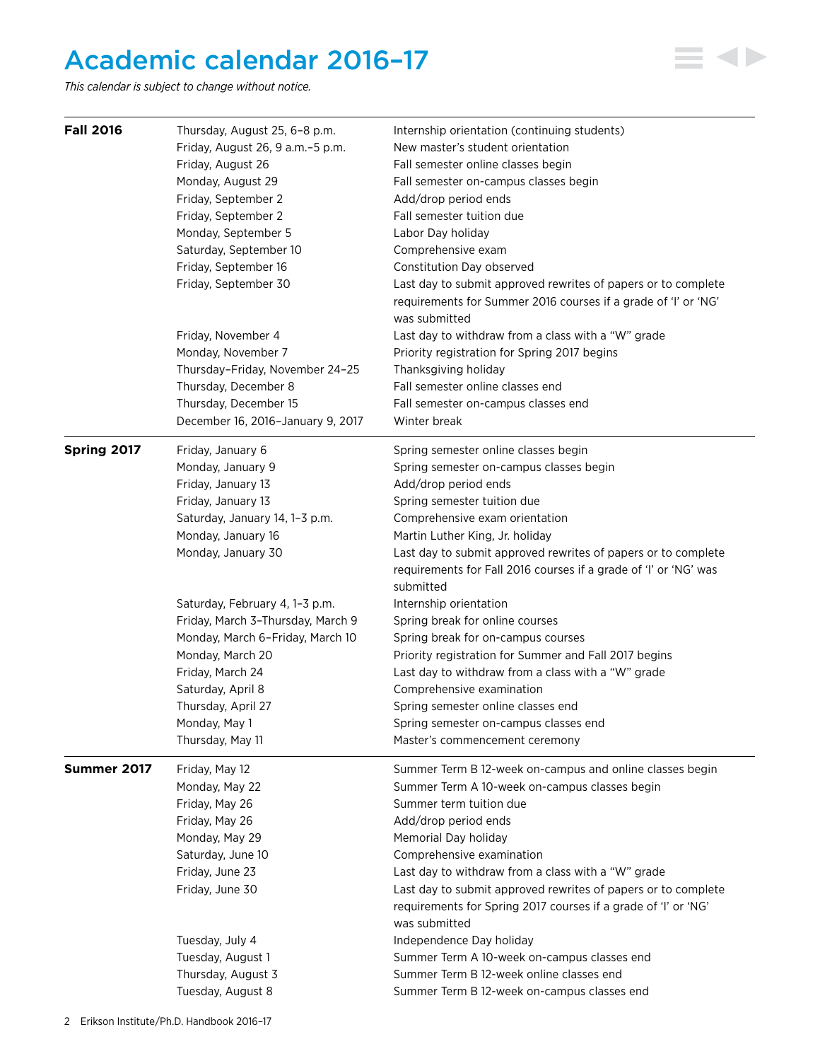# Academic calendar 2016–17

*This calendar is subject to change without notice.*

| | | |
|---|---|---|
| **Fall 2016** | Thursday, August 25, 6–8 p.m. | Internship orientation (continuing students) |
| | Friday, August 26, 9 a.m.–5 p.m. | New master's student orientation |
| | Friday, August 26 | Fall semester online classes begin |
| | Monday, August 29 | Fall semester on-campus classes begin |
| | Friday, September 2 | Add/drop period ends |
| | Friday, September 2 | Fall semester tuition due |
| | Monday, September 5 | Labor Day holiday |
| | Saturday, September 10 | Comprehensive exam |
| | Friday, September 16 | Constitution Day observed |
| | Friday, September 30 | Last day to submit approved rewrites of papers or to complete requirements for Summer 2016 courses if a grade of 'I' or 'NG' was submitted |
| | Friday, November 4 | Last day to withdraw from a class with a "W" grade |
| | Monday, November 7 | Priority registration for Spring 2017 begins |
| | Thursday–Friday, November 24–25 | Thanksgiving holiday |
| | Thursday, December 8 | Fall semester online classes end |
| | Thursday, December 15 | Fall semester on-campus classes end |
| | December 16, 2016–January 9, 2017 | Winter break |
| **Spring 2017** | Friday, January 6 | Spring semester online classes begin |
| | Monday, January 9 | Spring semester on-campus classes begin |
| | Friday, January 13 | Add/drop period ends |
| | Friday, January 13 | Spring semester tuition due |
| | Saturday, January 14, 1–3 p.m. | Comprehensive exam orientation |
| | Monday, January 16 | Martin Luther King, Jr. holiday |
| | Monday, January 30 | Last day to submit approved rewrites of papers or to complete requirements for Fall 2016 courses if a grade of 'I' or 'NG' was submitted |
| | Saturday, February 4, 1–3 p.m. | Internship orientation |
| | Friday, March 3–Thursday, March 9 | Spring break for online courses |
| | Monday, March 6–Friday, March 10 | Spring break for on-campus courses |
| | Monday, March 20 | Priority registration for Summer and Fall 2017 begins |
| | Friday, March 24 | Last day to withdraw from a class with a "W" grade |
| | Saturday, April 8 | Comprehensive examination |
| | Thursday, April 27 | Spring semester online classes end |
| | Monday, May 1 | Spring semester on-campus classes end |
| | Thursday, May 11 | Master's commencement ceremony |
| **Summer 2017** | Friday, May 12 | Summer Term B 12-week on-campus and online classes begin |
| | Monday, May 22 | Summer Term A 10-week on-campus classes begin |
| | Friday, May 26 | Summer term tuition due |
| | Friday, May 26 | Add/drop period ends |
| | Monday, May 29 | Memorial Day holiday |
| | Saturday, June 10 | Comprehensive examination |
| | Friday, June 23 | Last day to withdraw from a class with a "W" grade |
| | Friday, June 30 | Last day to submit approved rewrites of papers or to complete requirements for Spring 2017 courses if a grade of 'I' or 'NG' was submitted |
| | Tuesday, July 4 | Independence Day holiday |
| | Tuesday, August 1 | Summer Term A 10-week on-campus classes end |
| | Thursday, August 3 | Summer Term B 12-week online classes end |
| | Tuesday, August 8 | Summer Term B 12-week on-campus classes end |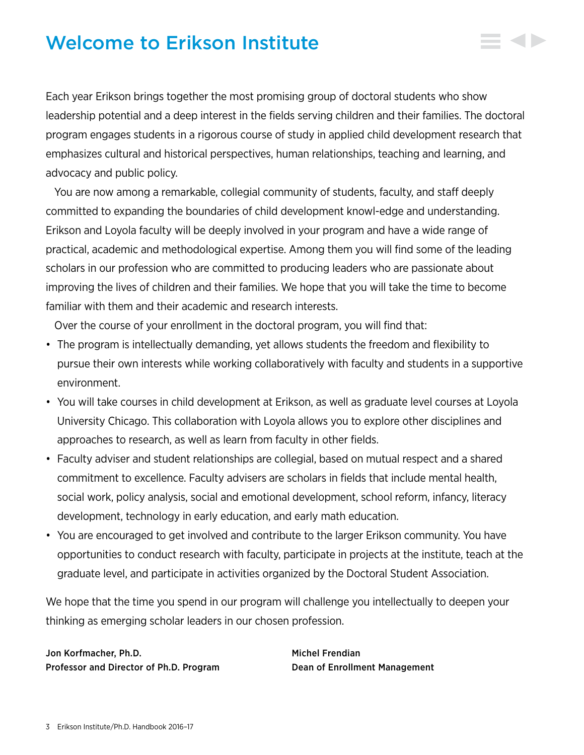# Welcome to Erikson Institute

Each year Erikson brings together the most promising group of doctoral students who show leadership potential and a deep interest in the fields serving children and their families. The doctoral program engages students in a rigorous course of study in applied child development research that emphasizes cultural and historical perspectives, human relationships, teaching and learning, and advocacy and public policy.

You are now among a remarkable, collegial community of students, faculty, and staff deeply committed to expanding the boundaries of child development knowl-edge and understanding. Erikson and Loyola faculty will be deeply involved in your program and have a wide range of practical, academic and methodological expertise. Among them you will find some of the leading scholars in our profession who are committed to producing leaders who are passionate about improving the lives of children and their families. We hope that you will take the time to become familiar with them and their academic and research interests.

Over the course of your enrollment in the doctoral program, you will find that:

- The program is intellectually demanding, yet allows students the freedom and flexibility to pursue their own interests while working collaboratively with faculty and students in a supportive environment.
- You will take courses in child development at Erikson, as well as graduate level courses at Loyola University Chicago. This collaboration with Loyola allows you to explore other disciplines and approaches to research, as well as learn from faculty in other fields.
- Faculty adviser and student relationships are collegial, based on mutual respect and a shared commitment to excellence. Faculty advisers are scholars in fields that include mental health, social work, policy analysis, social and emotional development, school reform, infancy, literacy development, technology in early education, and early math education.
- You are encouraged to get involved and contribute to the larger Erikson community. You have opportunities to conduct research with faculty, participate in projects at the institute, teach at the graduate level, and participate in activities organized by the Doctoral Student Association.

We hope that the time you spend in our program will challenge you intellectually to deepen your thinking as emerging scholar leaders in our chosen profession.

**Jon Korfmacher, Ph.D.**
**Professor and Director of Ph.D. Program**

**Michel Frendian**
**Dean of Enrollment Management**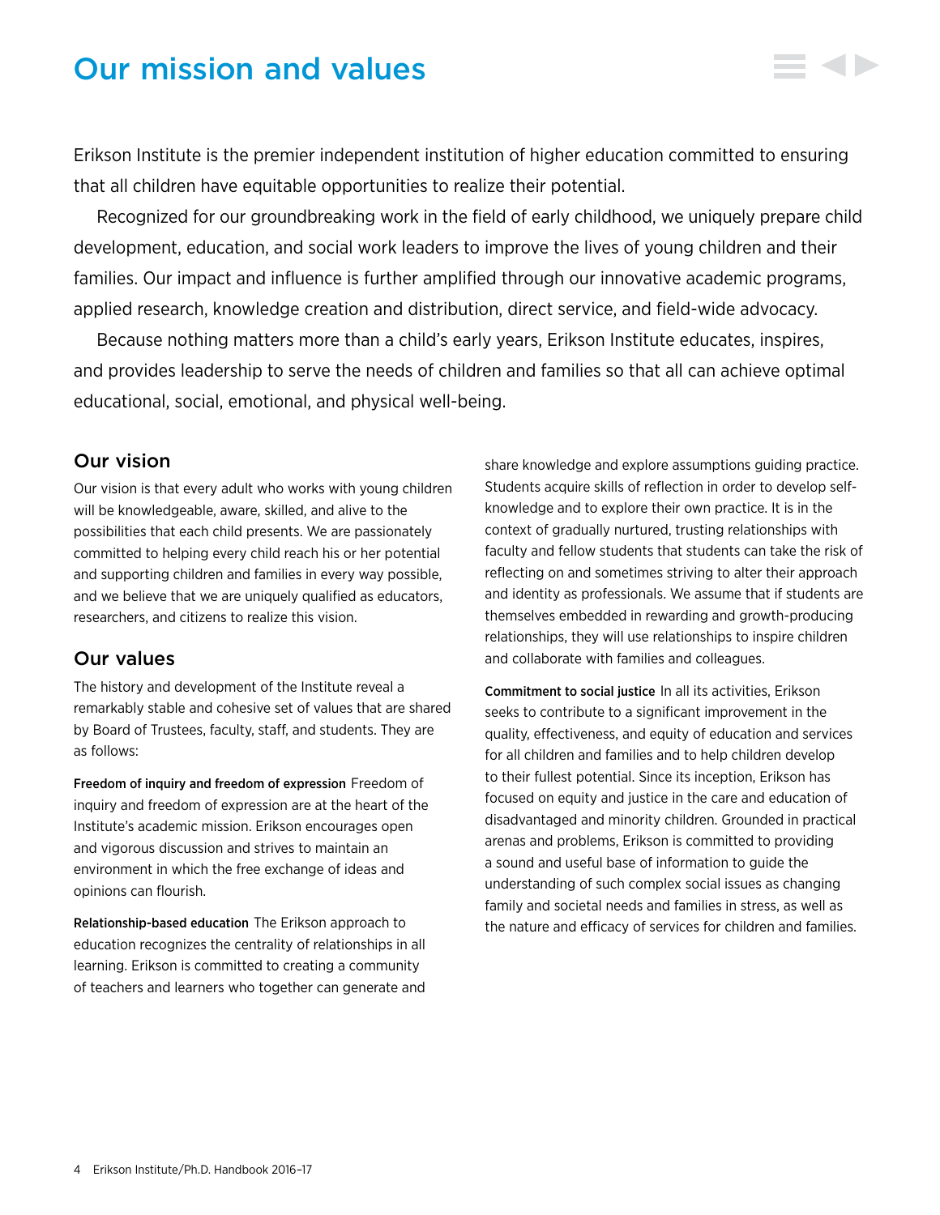# Our mission and values

Erikson Institute is the premier independent institution of higher education committed to ensuring that all children have equitable opportunities to realize their potential.

Recognized for our groundbreaking work in the field of early childhood, we uniquely prepare child development, education, and social work leaders to improve the lives of young children and their families. Our impact and influence is further amplified through our innovative academic programs, applied research, knowledge creation and distribution, direct service, and field-wide advocacy.

Because nothing matters more than a child's early years, Erikson Institute educates, inspires, and provides leadership to serve the needs of children and families so that all can achieve optimal educational, social, emotional, and physical well-being.

## Our vision

Our vision is that every adult who works with young children will be knowledgeable, aware, skilled, and alive to the possibilities that each child presents. We are passionately committed to helping every child reach his or her potential and supporting children and families in every way possible, and we believe that we are uniquely qualified as educators, researchers, and citizens to realize this vision.

## Our values

The history and development of the Institute reveal a remarkably stable and cohesive set of values that are shared by Board of Trustees, faculty, staff, and students. They are as follows:

**Freedom of inquiry and freedom of expression** Freedom of inquiry and freedom of expression are at the heart of the Institute's academic mission. Erikson encourages open and vigorous discussion and strives to maintain an environment in which the free exchange of ideas and opinions can flourish.

**Relationship-based education** The Erikson approach to education recognizes the centrality of relationships in all learning. Erikson is committed to creating a community of teachers and learners who together can generate and share knowledge and explore assumptions guiding practice. Students acquire skills of reflection in order to develop self-knowledge and to explore their own practice. It is in the context of gradually nurtured, trusting relationships with faculty and fellow students that students can take the risk of reflecting on and sometimes striving to alter their approach and identity as professionals. We assume that if students are themselves embedded in rewarding and growth-producing relationships, they will use relationships to inspire children and collaborate with families and colleagues.

**Commitment to social justice** In all its activities, Erikson seeks to contribute to a significant improvement in the quality, effectiveness, and equity of education and services for all children and families and to help children develop to their fullest potential. Since its inception, Erikson has focused on equity and justice in the care and education of disadvantaged and minority children. Grounded in practical arenas and problems, Erikson is committed to providing a sound and useful base of information to guide the understanding of such complex social issues as changing family and societal needs and families in stress, as well as the nature and efficacy of services for children and families.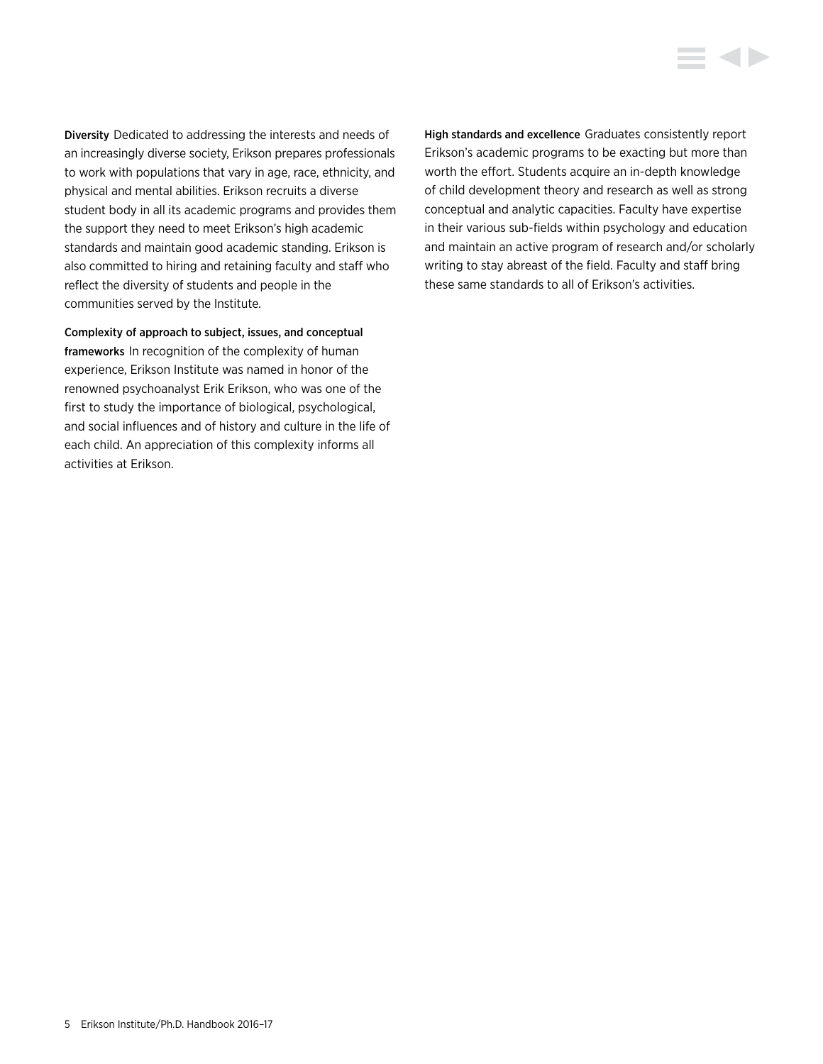**Diversity** Dedicated to addressing the interests and needs of an increasingly diverse society, Erikson prepares professionals to work with populations that vary in age, race, ethnicity, and physical and mental abilities. Erikson recruits a diverse student body in all its academic programs and provides them the support they need to meet Erikson's high academic standards and maintain good academic standing. Erikson is also committed to hiring and retaining faculty and staff who reflect the diversity of students and people in the communities served by the Institute.

**Complexity of approach to subject, issues, and conceptual frameworks** In recognition of the complexity of human experience, Erikson Institute was named in honor of the renowned psychoanalyst Erik Erikson, who was one of the first to study the importance of biological, psychological, and social influences and of history and culture in the life of each child. An appreciation of this complexity informs all activities at Erikson.

**High standards and excellence** Graduates consistently report Erikson's academic programs to be exacting but more than worth the effort. Students acquire an in-depth knowledge of child development theory and research as well as strong conceptual and analytic capacities. Faculty have expertise in their various sub-fields within psychology and education and maintain an active program of research and/or scholarly writing to stay abreast of the field. Faculty and staff bring these same standards to all of Erikson's activities.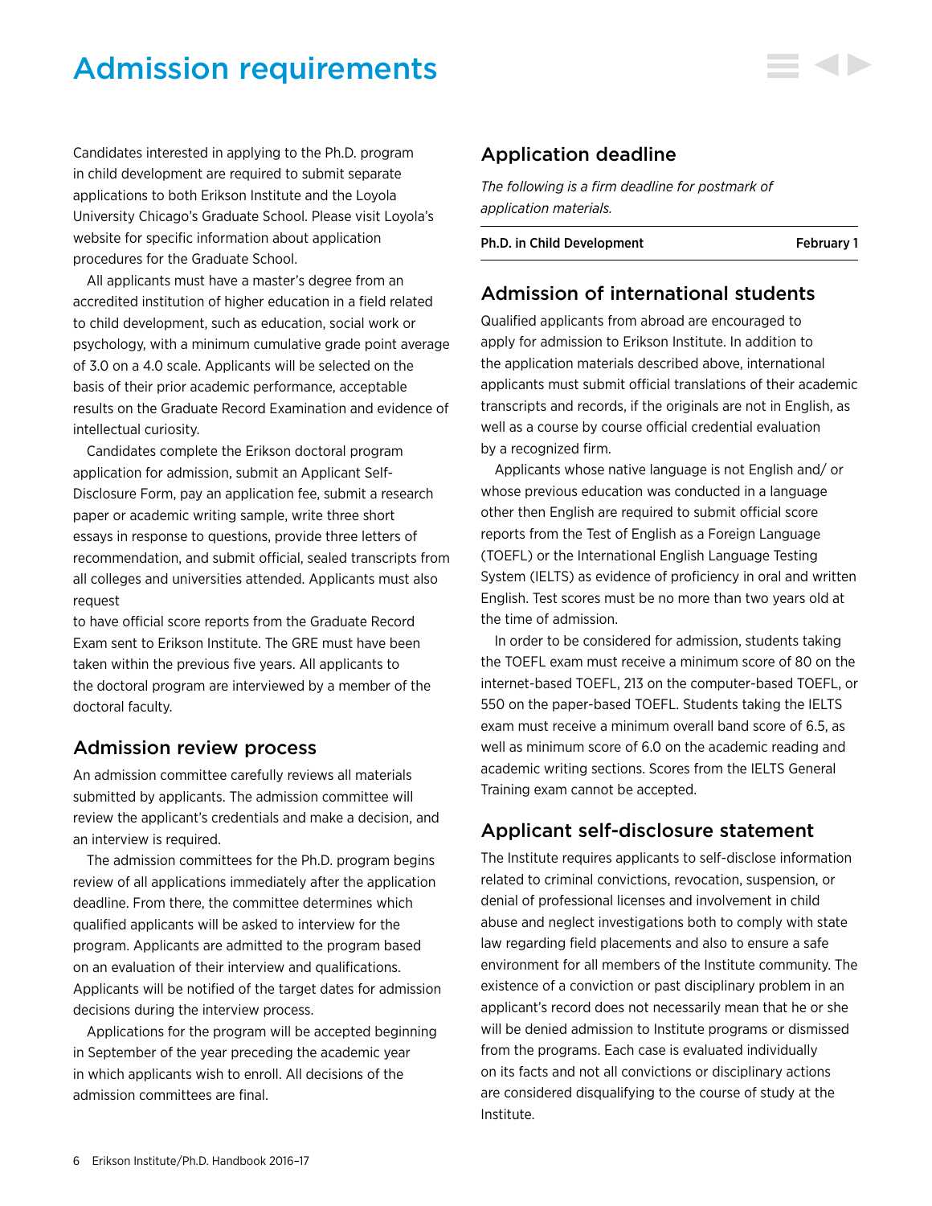# Admission requirements

Candidates interested in applying to the Ph.D. program in child development are required to submit separate applications to both Erikson Institute and the Loyola University Chicago's Graduate School. Please visit Loyola's website for specific information about application procedures for the Graduate School.

All applicants must have a master's degree from an accredited institution of higher education in a field related to child development, such as education, social work or psychology, with a minimum cumulative grade point average of 3.0 on a 4.0 scale. Applicants will be selected on the basis of their prior academic performance, acceptable results on the Graduate Record Examination and evidence of intellectual curiosity.

Candidates complete the Erikson doctoral program application for admission, submit an Applicant Self-Disclosure Form, pay an application fee, submit a research paper or academic writing sample, write three short essays in response to questions, provide three letters of recommendation, and submit official, sealed transcripts from all colleges and universities attended. Applicants must also request to have official score reports from the Graduate Record Exam sent to Erikson Institute. The GRE must have been taken within the previous five years. All applicants to the doctoral program are interviewed by a member of the doctoral faculty.

## Admission review process

An admission committee carefully reviews all materials submitted by applicants. The admission committee will review the applicant's credentials and make a decision, and an interview is required.

The admission committees for the Ph.D. program begins review of all applications immediately after the application deadline. From there, the committee determines which qualified applicants will be asked to interview for the program. Applicants are admitted to the program based on an evaluation of their interview and qualifications. Applicants will be notified of the target dates for admission decisions during the interview process.

Applications for the program will be accepted beginning in September of the year preceding the academic year in which applicants wish to enroll. All decisions of the admission committees are final.

## Application deadline

*The following is a firm deadline for postmark of application materials.*

| Ph.D. in Child Development | February 1 |
|---|---|

## Admission of international students

Qualified applicants from abroad are encouraged to apply for admission to Erikson Institute. In addition to the application materials described above, international applicants must submit official translations of their academic transcripts and records, if the originals are not in English, as well as a course by course official credential evaluation by a recognized firm.

Applicants whose native language is not English and/ or whose previous education was conducted in a language other then English are required to submit official score reports from the Test of English as a Foreign Language (TOEFL) or the International English Language Testing System (IELTS) as evidence of proficiency in oral and written English. Test scores must be no more than two years old at the time of admission.

In order to be considered for admission, students taking the TOEFL exam must receive a minimum score of 80 on the internet-based TOEFL, 213 on the computer-based TOEFL, or 550 on the paper-based TOEFL. Students taking the IELTS exam must receive a minimum overall band score of 6.5, as well as minimum score of 6.0 on the academic reading and academic writing sections. Scores from the IELTS General Training exam cannot be accepted.

## Applicant self-disclosure statement

The Institute requires applicants to self-disclose information related to criminal convictions, revocation, suspension, or denial of professional licenses and involvement in child abuse and neglect investigations both to comply with state law regarding field placements and also to ensure a safe environment for all members of the Institute community. The existence of a conviction or past disciplinary problem in an applicant's record does not necessarily mean that he or she will be denied admission to Institute programs or dismissed from the programs. Each case is evaluated individually on its facts and not all convictions or disciplinary actions are considered disqualifying to the course of study at the Institute.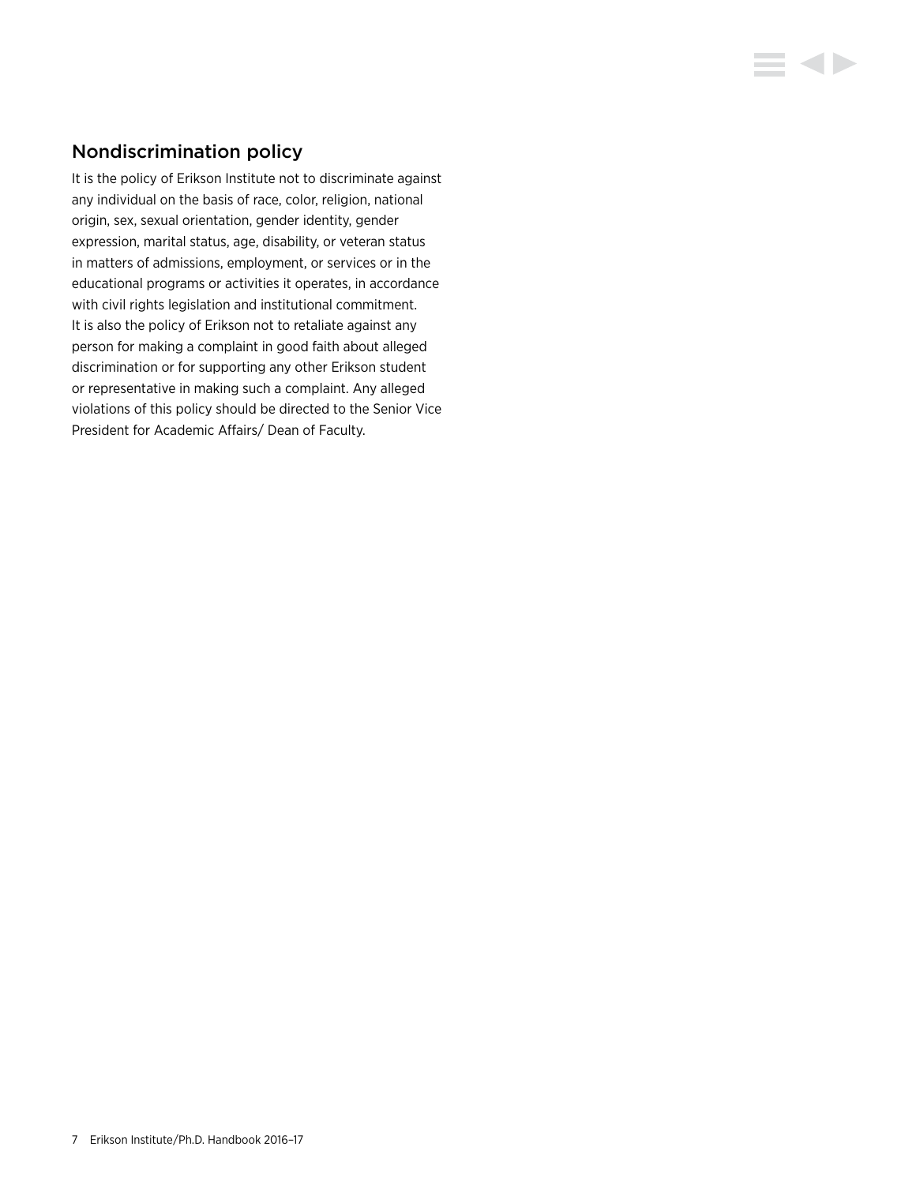## Nondiscrimination policy

It is the policy of Erikson Institute not to discriminate against any individual on the basis of race, color, religion, national origin, sex, sexual orientation, gender identity, gender expression, marital status, age, disability, or veteran status in matters of admissions, employment, or services or in the educational programs or activities it operates, in accordance with civil rights legislation and institutional commitment. It is also the policy of Erikson not to retaliate against any person for making a complaint in good faith about alleged discrimination or for supporting any other Erikson student or representative in making such a complaint. Any alleged violations of this policy should be directed to the Senior Vice President for Academic Affairs/ Dean of Faculty.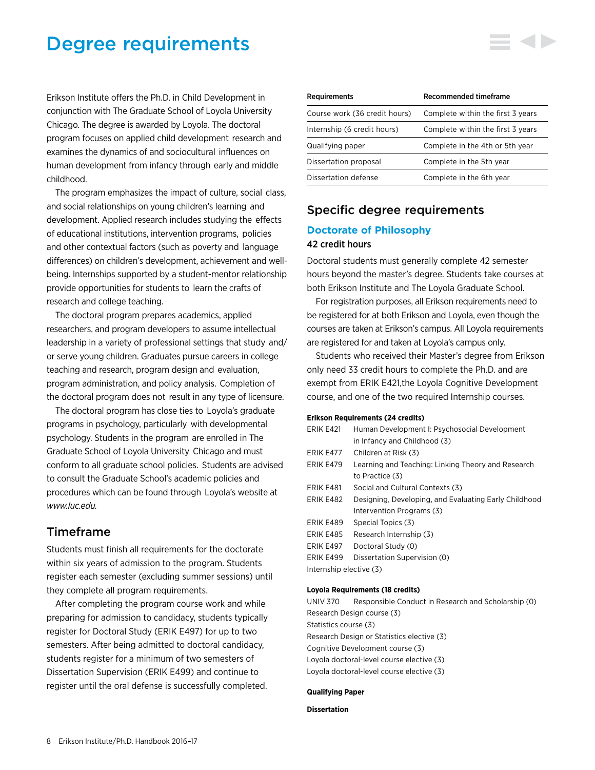# Degree requirements

Erikson Institute offers the Ph.D. in Child Development in conjunction with The Graduate School of Loyola University Chicago. The degree is awarded by Loyola. The doctoral program focuses on applied child development research and examines the dynamics of and sociocultural influences on human development from infancy through early and middle childhood.

The program emphasizes the impact of culture, social class, and social relationships on young children's learning and development. Applied research includes studying the effects of educational institutions, intervention programs, policies and other contextual factors (such as poverty and language differences) on children's development, achievement and well-being. Internships supported by a student-mentor relationship provide opportunities for students to learn the crafts of research and college teaching.

The doctoral program prepares academics, applied researchers, and program developers to assume intellectual leadership in a variety of professional settings that study and/or serve young children. Graduates pursue careers in college teaching and research, program design and evaluation, program administration, and policy analysis. Completion of the doctoral program does not result in any type of licensure.

The doctoral program has close ties to Loyola's graduate programs in psychology, particularly with developmental psychology. Students in the program are enrolled in The Graduate School of Loyola University Chicago and must conform to all graduate school policies. Students are advised to consult the Graduate School's academic policies and procedures which can be found through Loyola's website at *www.luc.edu.*

## Timeframe

Students must finish all requirements for the doctorate within six years of admission to the program. Students register each semester (excluding summer sessions) until they complete all program requirements.

After completing the program course work and while preparing for admission to candidacy, students typically register for Doctoral Study (ERIK E497) for up to two semesters. After being admitted to doctoral candidacy, students register for a minimum of two semesters of Dissertation Supervision (ERIK E499) and continue to register until the oral defense is successfully completed.

| Requirements | Recommended timeframe |
|---|---|
| Course work (36 credit hours) | Complete within the first 3 years |
| Internship (6 credit hours) | Complete within the first 3 years |
| Qualifying paper | Complete in the 4th or 5th year |
| Dissertation proposal | Complete in the 5th year |
| Dissertation defense | Complete in the 6th year |

## Specific degree requirements

### Doctorate of Philosophy

**42 credit hours**

Doctoral students must generally complete 42 semester hours beyond the master's degree. Students take courses at both Erikson Institute and The Loyola Graduate School.

For registration purposes, all Erikson requirements need to be registered for at both Erikson and Loyola, even though the courses are taken at Erikson's campus. All Loyola requirements are registered for and taken at Loyola's campus only.

Students who received their Master's degree from Erikson only need 33 credit hours to complete the Ph.D. and are exempt from ERIK E421,the Loyola Cognitive Development course, and one of the two required Internship courses.

**Erikson Requirements (24 credits)**

- ERIK E421 Human Development I: Psychosocial Development in Infancy and Childhood (3)
- ERIK E477 Children at Risk (3)
- ERIK E479 Learning and Teaching: Linking Theory and Research to Practice (3)
- ERIK E481 Social and Cultural Contexts (3)
- ERIK E482 Designing, Developing, and Evaluating Early Childhood Intervention Programs (3)
- ERIK E489 Special Topics (3)
- ERIK E485 Research Internship (3)
- ERIK E497 Doctoral Study (0)
- ERIK E499 Dissertation Supervision (0)
- Internship elective (3)

**Loyola Requirements (18 credits)**

- UNIV 370 Responsible Conduct in Research and Scholarship (0)
- Research Design course (3)
- Statistics course (3)
- Research Design or Statistics elective (3)
- Cognitive Development course (3)
- Loyola doctoral-level course elective (3)
- Loyola doctoral-level course elective (3)

**Qualifying Paper**

**Dissertation**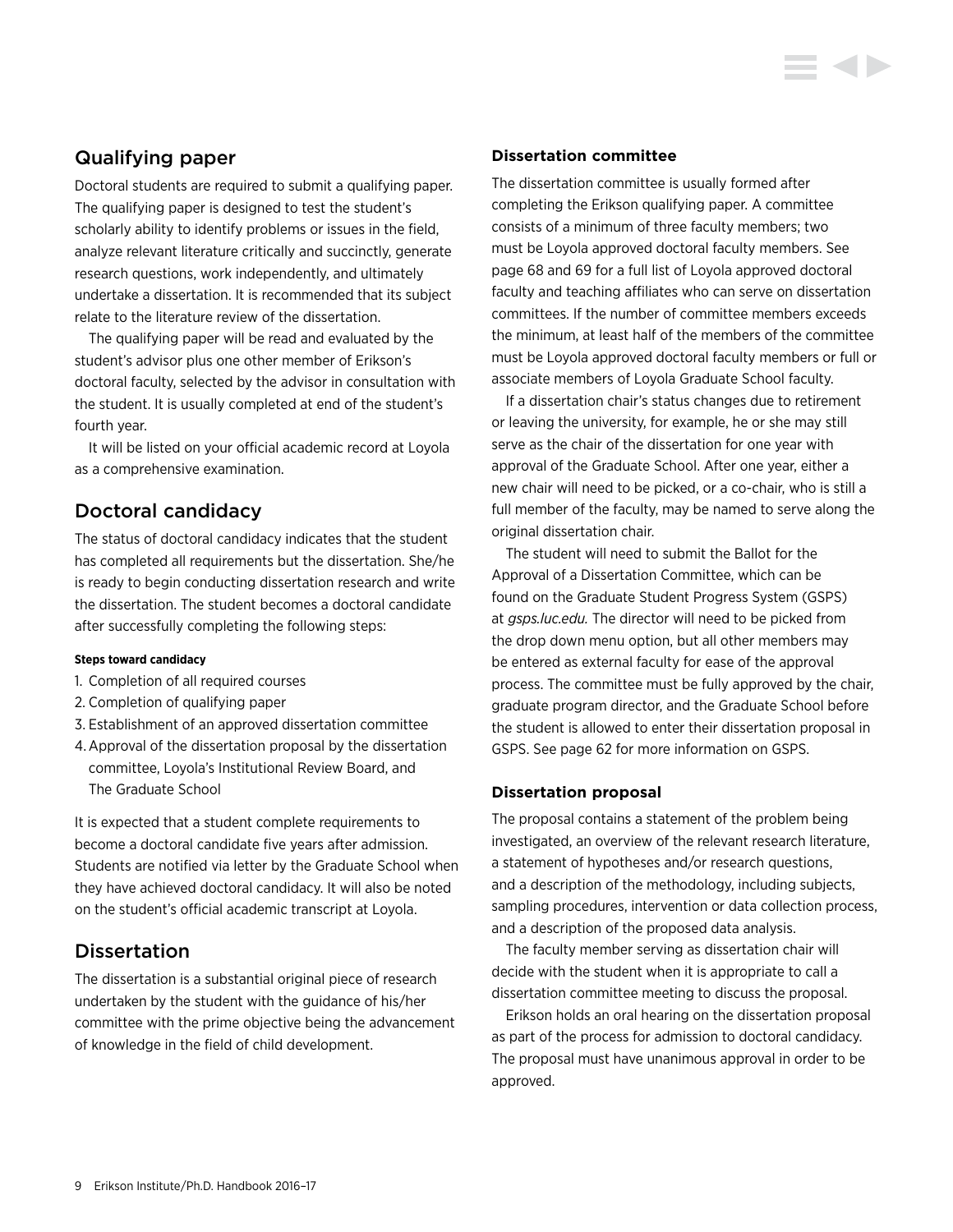## Qualifying paper

Doctoral students are required to submit a qualifying paper. The qualifying paper is designed to test the student's scholarly ability to identify problems or issues in the field, analyze relevant literature critically and succinctly, generate research questions, work independently, and ultimately undertake a dissertation. It is recommended that its subject relate to the literature review of the dissertation.

The qualifying paper will be read and evaluated by the student's advisor plus one other member of Erikson's doctoral faculty, selected by the advisor in consultation with the student. It is usually completed at end of the student's fourth year.

It will be listed on your official academic record at Loyola as a comprehensive examination.

## Doctoral candidacy

The status of doctoral candidacy indicates that the student has completed all requirements but the dissertation. She/he is ready to begin conducting dissertation research and write the dissertation. The student becomes a doctoral candidate after successfully completing the following steps:

#### Steps toward candidacy

1. Completion of all required courses
2. Completion of qualifying paper
3. Establishment of an approved dissertation committee
4. Approval of the dissertation proposal by the dissertation committee, Loyola's Institutional Review Board, and The Graduate School

It is expected that a student complete requirements to become a doctoral candidate five years after admission. Students are notified via letter by the Graduate School when they have achieved doctoral candidacy. It will also be noted on the student's official academic transcript at Loyola.

## Dissertation

The dissertation is a substantial original piece of research undertaken by the student with the guidance of his/her committee with the prime objective being the advancement of knowledge in the field of child development.

### Dissertation committee

The dissertation committee is usually formed after completing the Erikson qualifying paper. A committee consists of a minimum of three faculty members; two must be Loyola approved doctoral faculty members. See page 68 and 69 for a full list of Loyola approved doctoral faculty and teaching affiliates who can serve on dissertation committees. If the number of committee members exceeds the minimum, at least half of the members of the committee must be Loyola approved doctoral faculty members or full or associate members of Loyola Graduate School faculty.

If a dissertation chair's status changes due to retirement or leaving the university, for example, he or she may still serve as the chair of the dissertation for one year with approval of the Graduate School. After one year, either a new chair will need to be picked, or a co-chair, who is still a full member of the faculty, may be named to serve along the original dissertation chair.

The student will need to submit the Ballot for the Approval of a Dissertation Committee, which can be found on the Graduate Student Progress System (GSPS) at *gsps.luc.edu.* The director will need to be picked from the drop down menu option, but all other members may be entered as external faculty for ease of the approval process. The committee must be fully approved by the chair, graduate program director, and the Graduate School before the student is allowed to enter their dissertation proposal in GSPS. See page 62 for more information on GSPS.

### Dissertation proposal

The proposal contains a statement of the problem being investigated, an overview of the relevant research literature, a statement of hypotheses and/or research questions, and a description of the methodology, including subjects, sampling procedures, intervention or data collection process, and a description of the proposed data analysis.

The faculty member serving as dissertation chair will decide with the student when it is appropriate to call a dissertation committee meeting to discuss the proposal.

Erikson holds an oral hearing on the dissertation proposal as part of the process for admission to doctoral candidacy. The proposal must have unanimous approval in order to be approved.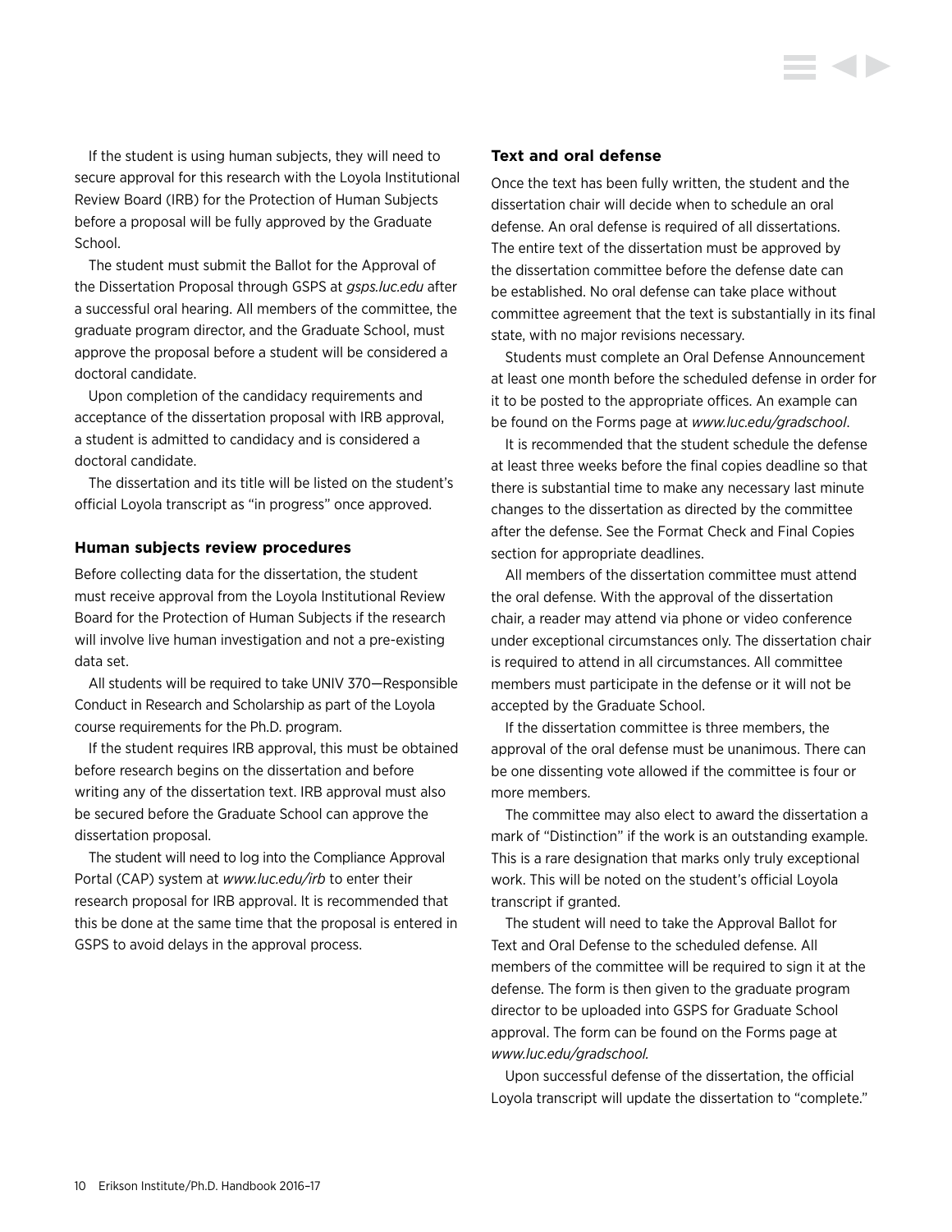If the student is using human subjects, they will need to secure approval for this research with the Loyola Institutional Review Board (IRB) for the Protection of Human Subjects before a proposal will be fully approved by the Graduate School.

The student must submit the Ballot for the Approval of the Dissertation Proposal through GSPS at *gsps.luc.edu* after a successful oral hearing. All members of the committee, the graduate program director, and the Graduate School, must approve the proposal before a student will be considered a doctoral candidate.

Upon completion of the candidacy requirements and acceptance of the dissertation proposal with IRB approval, a student is admitted to candidacy and is considered a doctoral candidate.

The dissertation and its title will be listed on the student's official Loyola transcript as "in progress" once approved.

### Human subjects review procedures

Before collecting data for the dissertation, the student must receive approval from the Loyola Institutional Review Board for the Protection of Human Subjects if the research will involve live human investigation and not a pre-existing data set.

All students will be required to take UNIV 370—Responsible Conduct in Research and Scholarship as part of the Loyola course requirements for the Ph.D. program.

If the student requires IRB approval, this must be obtained before research begins on the dissertation and before writing any of the dissertation text. IRB approval must also be secured before the Graduate School can approve the dissertation proposal.

The student will need to log into the Compliance Approval Portal (CAP) system at *www.luc.edu/irb* to enter their research proposal for IRB approval. It is recommended that this be done at the same time that the proposal is entered in GSPS to avoid delays in the approval process.

### Text and oral defense

Once the text has been fully written, the student and the dissertation chair will decide when to schedule an oral defense. An oral defense is required of all dissertations. The entire text of the dissertation must be approved by the dissertation committee before the defense date can be established. No oral defense can take place without committee agreement that the text is substantially in its final state, with no major revisions necessary.

Students must complete an Oral Defense Announcement at least one month before the scheduled defense in order for it to be posted to the appropriate offices. An example can be found on the Forms page at *www.luc.edu/gradschool*.

It is recommended that the student schedule the defense at least three weeks before the final copies deadline so that there is substantial time to make any necessary last minute changes to the dissertation as directed by the committee after the defense. See the Format Check and Final Copies section for appropriate deadlines.

All members of the dissertation committee must attend the oral defense. With the approval of the dissertation chair, a reader may attend via phone or video conference under exceptional circumstances only. The dissertation chair is required to attend in all circumstances. All committee members must participate in the defense or it will not be accepted by the Graduate School.

If the dissertation committee is three members, the approval of the oral defense must be unanimous. There can be one dissenting vote allowed if the committee is four or more members.

The committee may also elect to award the dissertation a mark of "Distinction" if the work is an outstanding example. This is a rare designation that marks only truly exceptional work. This will be noted on the student's official Loyola transcript if granted.

The student will need to take the Approval Ballot for Text and Oral Defense to the scheduled defense. All members of the committee will be required to sign it at the defense. The form is then given to the graduate program director to be uploaded into GSPS for Graduate School approval. The form can be found on the Forms page at *www.luc.edu/gradschool.*

Upon successful defense of the dissertation, the official Loyola transcript will update the dissertation to "complete."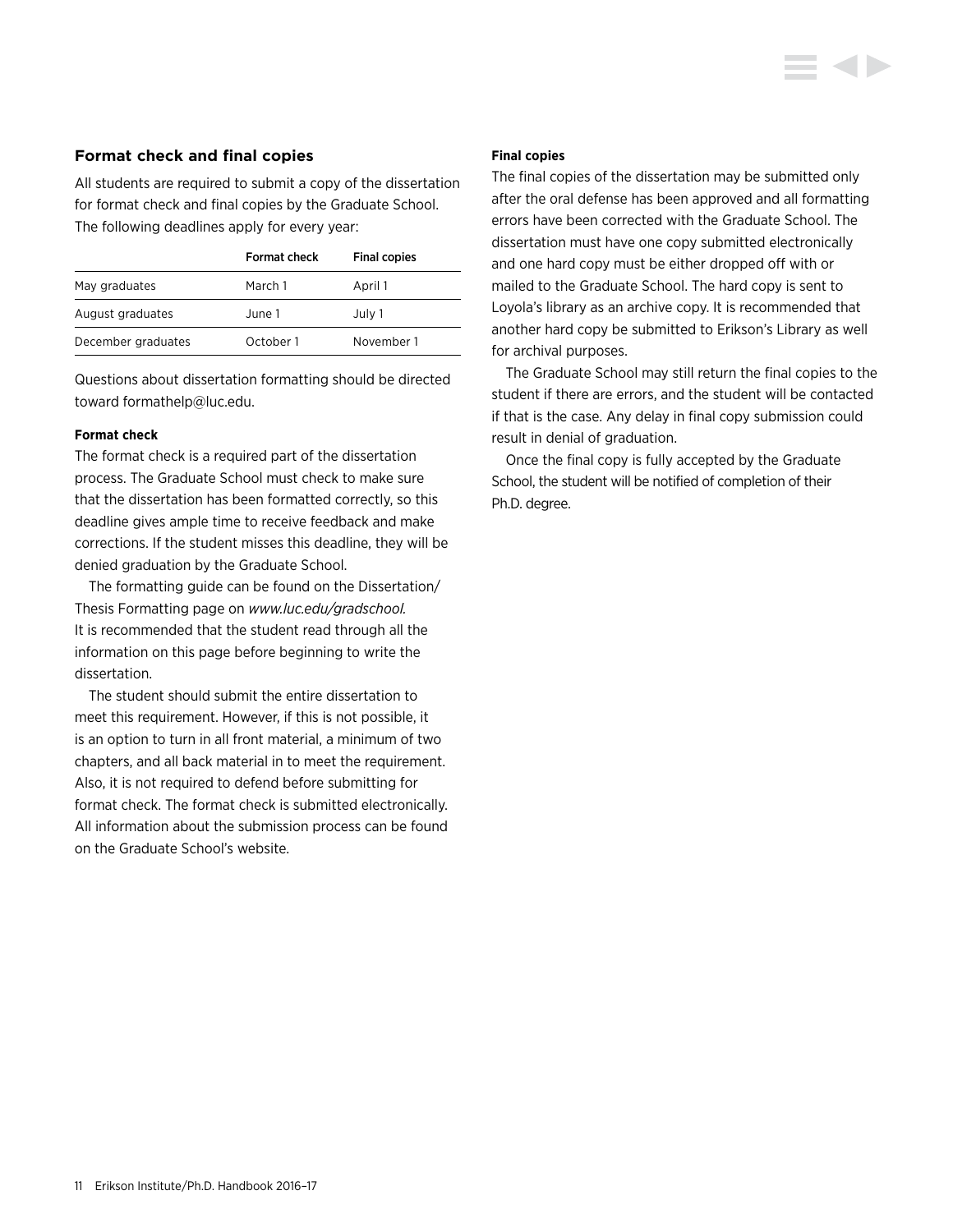## Format check and final copies

All students are required to submit a copy of the dissertation for format check and final copies by the Graduate School. The following deadlines apply for every year:

| | Format check | Final copies |
|---|---|---|
| May graduates | March 1 | April 1 |
| August graduates | June 1 | July 1 |
| December graduates | October 1 | November 1 |

Questions about dissertation formatting should be directed toward formathelp@luc.edu.

### Format check

The format check is a required part of the dissertation process. The Graduate School must check to make sure that the dissertation has been formatted correctly, so this deadline gives ample time to receive feedback and make corrections. If the student misses this deadline, they will be denied graduation by the Graduate School.

The formatting guide can be found on the Dissertation/Thesis Formatting page on *www.luc.edu/gradschool.* It is recommended that the student read through all the information on this page before beginning to write the dissertation.

The student should submit the entire dissertation to meet this requirement. However, if this is not possible, it is an option to turn in all front material, a minimum of two chapters, and all back material in to meet the requirement. Also, it is not required to defend before submitting for format check. The format check is submitted electronically. All information about the submission process can be found on the Graduate School's website.

### Final copies

The final copies of the dissertation may be submitted only after the oral defense has been approved and all formatting errors have been corrected with the Graduate School. The dissertation must have one copy submitted electronically and one hard copy must be either dropped off with or mailed to the Graduate School. The hard copy is sent to Loyola's library as an archive copy. It is recommended that another hard copy be submitted to Erikson's Library as well for archival purposes.

The Graduate School may still return the final copies to the student if there are errors, and the student will be contacted if that is the case. Any delay in final copy submission could result in denial of graduation.

Once the final copy is fully accepted by the Graduate School, the student will be notified of completion of their Ph.D. degree.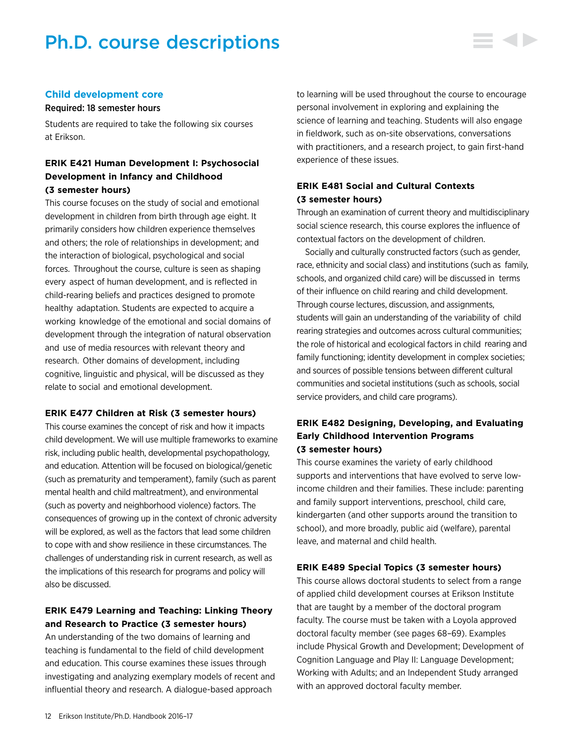# Ph.D. course descriptions

## Child development core

Required: 18 semester hours

Students are required to take the following six courses at Erikson.

### ERIK E421 Human Development I: Psychosocial Development in Infancy and Childhood (3 semester hours)

This course focuses on the study of social and emotional development in children from birth through age eight. It primarily considers how children experience themselves and others; the role of relationships in development; and the interaction of biological, psychological and social forces. Throughout the course, culture is seen as shaping every aspect of human development, and is reflected in child-rearing beliefs and practices designed to promote healthy adaptation. Students are expected to acquire a working knowledge of the emotional and social domains of development through the integration of natural observation and use of media resources with relevant theory and research. Other domains of development, including cognitive, linguistic and physical, will be discussed as they relate to social and emotional development.

### ERIK E477 Children at Risk (3 semester hours)

This course examines the concept of risk and how it impacts child development. We will use multiple frameworks to examine risk, including public health, developmental psychopathology, and education. Attention will be focused on biological/genetic (such as prematurity and temperament), family (such as parent mental health and child maltreatment), and environmental (such as poverty and neighborhood violence) factors. The consequences of growing up in the context of chronic adversity will be explored, as well as the factors that lead some children to cope with and show resilience in these circumstances. The challenges of understanding risk in current research, as well as the implications of this research for programs and policy will also be discussed.

### ERIK E479 Learning and Teaching: Linking Theory and Research to Practice (3 semester hours)

An understanding of the two domains of learning and teaching is fundamental to the field of child development and education. This course examines these issues through investigating and analyzing exemplary models of recent and influential theory and research. A dialogue-based approach to learning will be used throughout the course to encourage personal involvement in exploring and explaining the science of learning and teaching. Students will also engage in fieldwork, such as on-site observations, conversations with practitioners, and a research project, to gain first-hand experience of these issues.

### ERIK E481 Social and Cultural Contexts (3 semester hours)

Through an examination of current theory and multidisciplinary social science research, this course explores the influence of contextual factors on the development of children.

Socially and culturally constructed factors (such as gender, race, ethnicity and social class) and institutions (such as family, schools, and organized child care) will be discussed in terms of their influence on child rearing and child development. Through course lectures, discussion, and assignments, students will gain an understanding of the variability of child rearing strategies and outcomes across cultural communities; the role of historical and ecological factors in child rearing and family functioning; identity development in complex societies; and sources of possible tensions between different cultural communities and societal institutions (such as schools, social service providers, and child care programs).

### ERIK E482 Designing, Developing, and Evaluating Early Childhood Intervention Programs (3 semester hours)

This course examines the variety of early childhood supports and interventions that have evolved to serve low-income children and their families. These include: parenting and family support interventions, preschool, child care, kindergarten (and other supports around the transition to school), and more broadly, public aid (welfare), parental leave, and maternal and child health.

### ERIK E489 Special Topics (3 semester hours)

This course allows doctoral students to select from a range of applied child development courses at Erikson Institute that are taught by a member of the doctoral program faculty. The course must be taken with a Loyola approved doctoral faculty member (see pages 68–69). Examples include Physical Growth and Development; Development of Cognition Language and Play II: Language Development; Working with Adults; and an Independent Study arranged with an approved doctoral faculty member.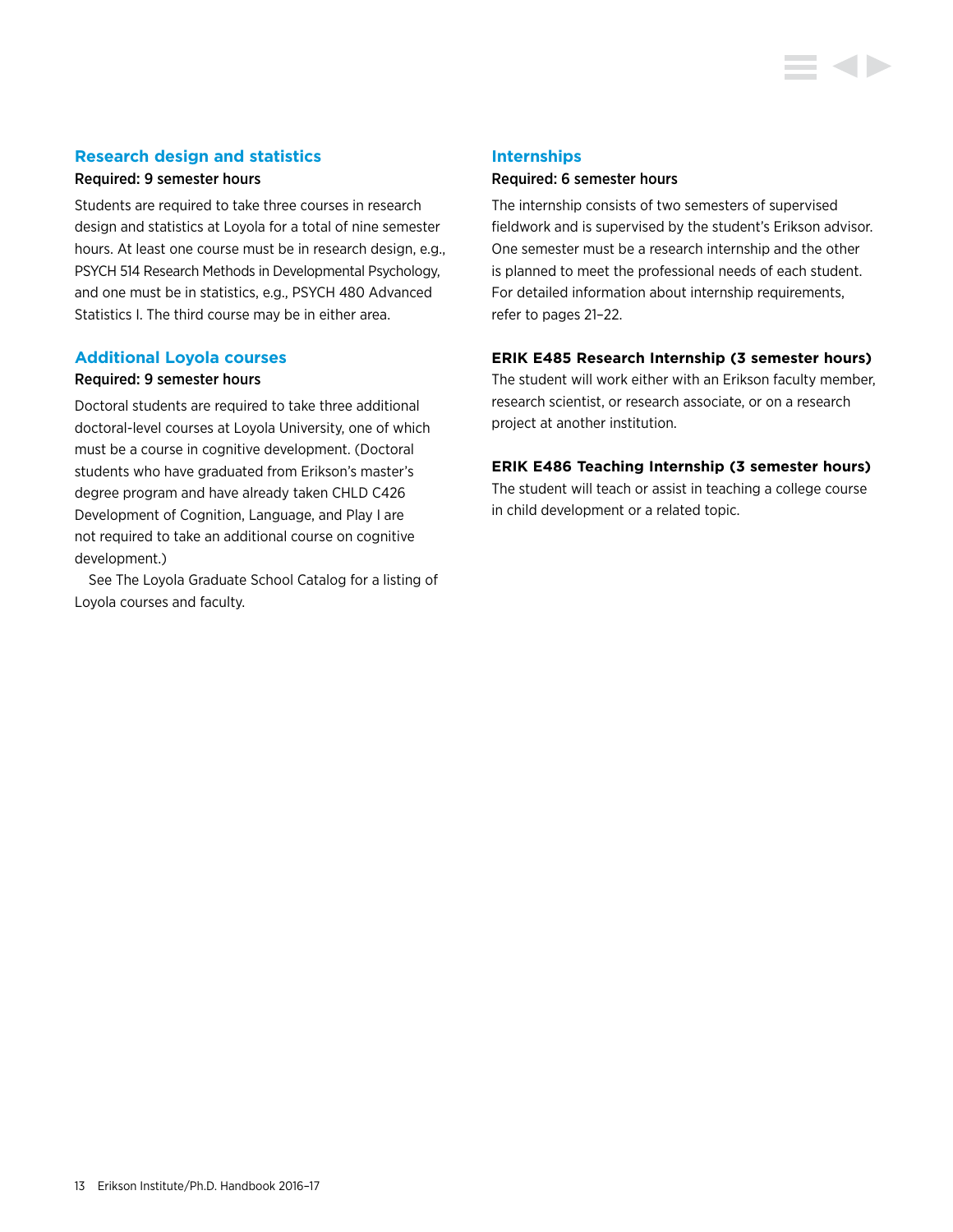### Research design and statistics

Required: 9 semester hours

Students are required to take three courses in research design and statistics at Loyola for a total of nine semester hours. At least one course must be in research design, e.g., PSYCH 514 Research Methods in Developmental Psychology, and one must be in statistics, e.g., PSYCH 480 Advanced Statistics I. The third course may be in either area.

### Additional Loyola courses

Required: 9 semester hours

Doctoral students are required to take three additional doctoral-level courses at Loyola University, one of which must be a course in cognitive development. (Doctoral students who have graduated from Erikson's master's degree program and have already taken CHLD C426 Development of Cognition, Language, and Play I are not required to take an additional course on cognitive development.)

See The Loyola Graduate School Catalog for a listing of Loyola courses and faculty.

### Internships

Required: 6 semester hours

The internship consists of two semesters of supervised fieldwork and is supervised by the student's Erikson advisor. One semester must be a research internship and the other is planned to meet the professional needs of each student. For detailed information about internship requirements, refer to pages 21–22.

**ERIK E485 Research Internship (3 semester hours)**

The student will work either with an Erikson faculty member, research scientist, or research associate, or on a research project at another institution.

**ERIK E486 Teaching Internship (3 semester hours)**

The student will teach or assist in teaching a college course in child development or a related topic.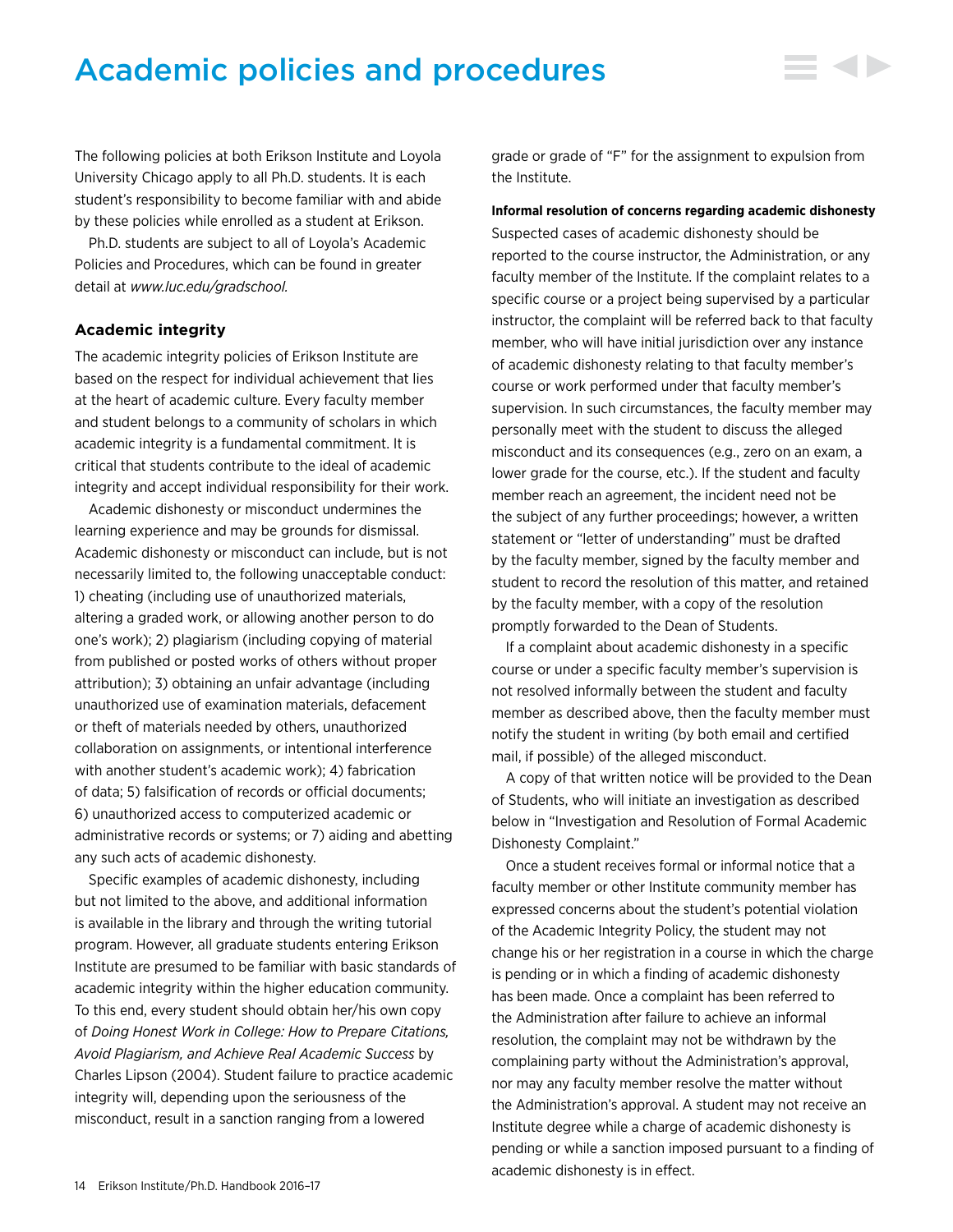# Academic policies and procedures

The following policies at both Erikson Institute and Loyola University Chicago apply to all Ph.D. students. It is each student's responsibility to become familiar with and abide by these policies while enrolled as a student at Erikson.

Ph.D. students are subject to all of Loyola's Academic Policies and Procedures, which can be found in greater detail at *www.luc.edu/gradschool.*

### Academic integrity

The academic integrity policies of Erikson Institute are based on the respect for individual achievement that lies at the heart of academic culture. Every faculty member and student belongs to a community of scholars in which academic integrity is a fundamental commitment. It is critical that students contribute to the ideal of academic integrity and accept individual responsibility for their work.

Academic dishonesty or misconduct undermines the learning experience and may be grounds for dismissal. Academic dishonesty or misconduct can include, but is not necessarily limited to, the following unacceptable conduct: 1) cheating (including use of unauthorized materials, altering a graded work, or allowing another person to do one's work); 2) plagiarism (including copying of material from published or posted works of others without proper attribution); 3) obtaining an unfair advantage (including unauthorized use of examination materials, defacement or theft of materials needed by others, unauthorized collaboration on assignments, or intentional interference with another student's academic work); 4) fabrication of data; 5) falsification of records or official documents; 6) unauthorized access to computerized academic or administrative records or systems; or 7) aiding and abetting any such acts of academic dishonesty.

Specific examples of academic dishonesty, including but not limited to the above, and additional information is available in the library and through the writing tutorial program. However, all graduate students entering Erikson Institute are presumed to be familiar with basic standards of academic integrity within the higher education community. To this end, every student should obtain her/his own copy of *Doing Honest Work in College: How to Prepare Citations, Avoid Plagiarism, and Achieve Real Academic Success* by Charles Lipson (2004). Student failure to practice academic integrity will, depending upon the seriousness of the misconduct, result in a sanction ranging from a lowered grade or grade of "F" for the assignment to expulsion from the Institute.

**Informal resolution of concerns regarding academic dishonesty**

Suspected cases of academic dishonesty should be reported to the course instructor, the Administration, or any faculty member of the Institute. If the complaint relates to a specific course or a project being supervised by a particular instructor, the complaint will be referred back to that faculty member, who will have initial jurisdiction over any instance of academic dishonesty relating to that faculty member's course or work performed under that faculty member's supervision. In such circumstances, the faculty member may personally meet with the student to discuss the alleged misconduct and its consequences (e.g., zero on an exam, a lower grade for the course, etc.). If the student and faculty member reach an agreement, the incident need not be the subject of any further proceedings; however, a written statement or "letter of understanding" must be drafted by the faculty member, signed by the faculty member and student to record the resolution of this matter, and retained by the faculty member, with a copy of the resolution promptly forwarded to the Dean of Students.

If a complaint about academic dishonesty in a specific course or under a specific faculty member's supervision is not resolved informally between the student and faculty member as described above, then the faculty member must notify the student in writing (by both email and certified mail, if possible) of the alleged misconduct.

A copy of that written notice will be provided to the Dean of Students, who will initiate an investigation as described below in "Investigation and Resolution of Formal Academic Dishonesty Complaint."

Once a student receives formal or informal notice that a faculty member or other Institute community member has expressed concerns about the student's potential violation of the Academic Integrity Policy, the student may not change his or her registration in a course in which the charge is pending or in which a finding of academic dishonesty has been made. Once a complaint has been referred to the Administration after failure to achieve an informal resolution, the complaint may not be withdrawn by the complaining party without the Administration's approval, nor may any faculty member resolve the matter without the Administration's approval. A student may not receive an Institute degree while a charge of academic dishonesty is pending or while a sanction imposed pursuant to a finding of academic dishonesty is in effect.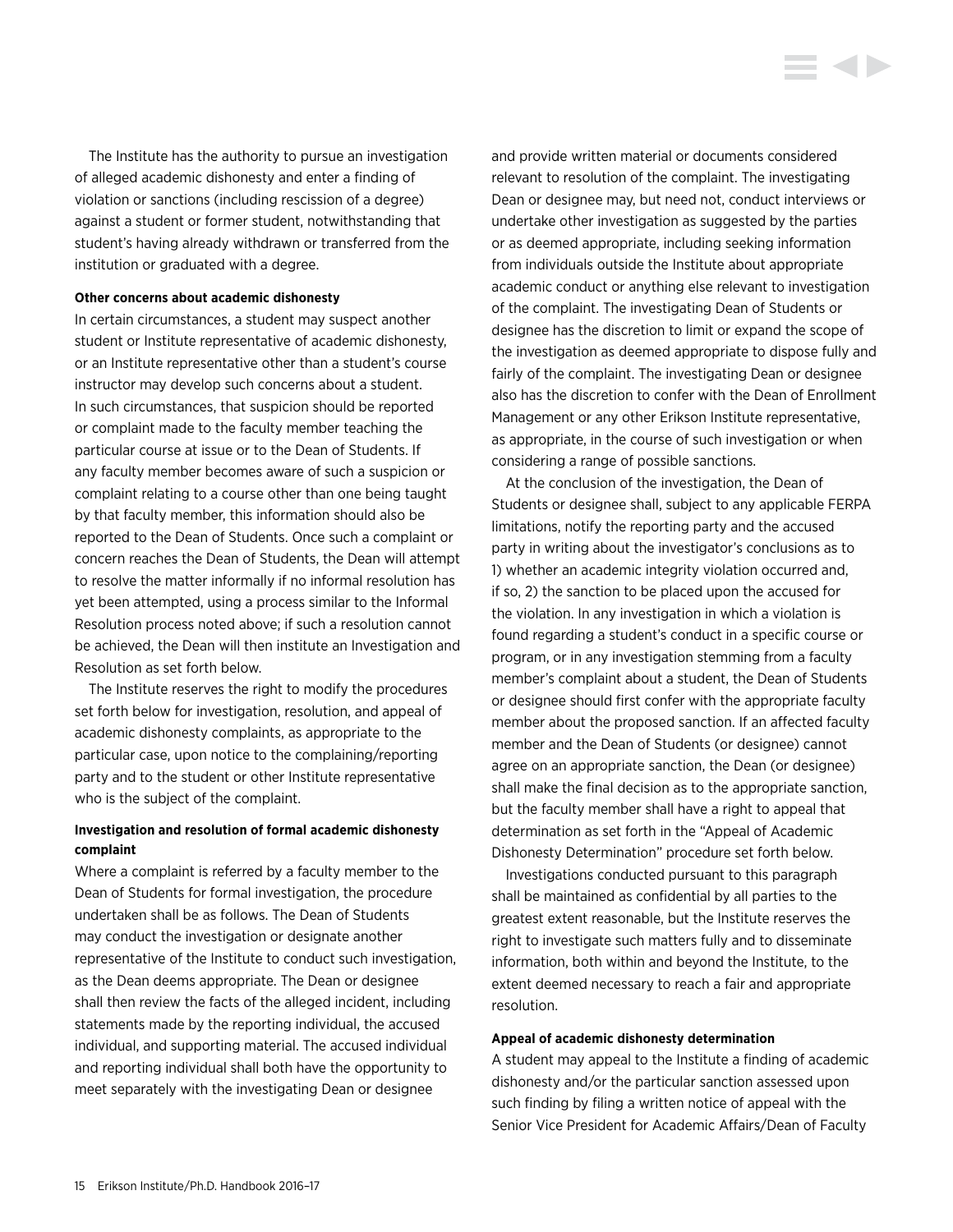The Institute has the authority to pursue an investigation of alleged academic dishonesty and enter a finding of violation or sanctions (including rescission of a degree) against a student or former student, notwithstanding that student's having already withdrawn or transferred from the institution or graduated with a degree.

**Other concerns about academic dishonesty**

In certain circumstances, a student may suspect another student or Institute representative of academic dishonesty, or an Institute representative other than a student's course instructor may develop such concerns about a student. In such circumstances, that suspicion should be reported or complaint made to the faculty member teaching the particular course at issue or to the Dean of Students. If any faculty member becomes aware of such a suspicion or complaint relating to a course other than one being taught by that faculty member, this information should also be reported to the Dean of Students. Once such a complaint or concern reaches the Dean of Students, the Dean will attempt to resolve the matter informally if no informal resolution has yet been attempted, using a process similar to the Informal Resolution process noted above; if such a resolution cannot be achieved, the Dean will then institute an Investigation and Resolution as set forth below.

The Institute reserves the right to modify the procedures set forth below for investigation, resolution, and appeal of academic dishonesty complaints, as appropriate to the particular case, upon notice to the complaining/reporting party and to the student or other Institute representative who is the subject of the complaint.

**Investigation and resolution of formal academic dishonesty complaint**

Where a complaint is referred by a faculty member to the Dean of Students for formal investigation, the procedure undertaken shall be as follows. The Dean of Students may conduct the investigation or designate another representative of the Institute to conduct such investigation, as the Dean deems appropriate. The Dean or designee shall then review the facts of the alleged incident, including statements made by the reporting individual, the accused individual, and supporting material. The accused individual and reporting individual shall both have the opportunity to meet separately with the investigating Dean or designee and provide written material or documents considered relevant to resolution of the complaint. The investigating Dean or designee may, but need not, conduct interviews or undertake other investigation as suggested by the parties or as deemed appropriate, including seeking information from individuals outside the Institute about appropriate academic conduct or anything else relevant to investigation of the complaint. The investigating Dean of Students or designee has the discretion to limit or expand the scope of the investigation as deemed appropriate to dispose fully and fairly of the complaint. The investigating Dean or designee also has the discretion to confer with the Dean of Enrollment Management or any other Erikson Institute representative, as appropriate, in the course of such investigation or when considering a range of possible sanctions.

At the conclusion of the investigation, the Dean of Students or designee shall, subject to any applicable FERPA limitations, notify the reporting party and the accused party in writing about the investigator's conclusions as to 1) whether an academic integrity violation occurred and, if so, 2) the sanction to be placed upon the accused for the violation. In any investigation in which a violation is found regarding a student's conduct in a specific course or program, or in any investigation stemming from a faculty member's complaint about a student, the Dean of Students or designee should first confer with the appropriate faculty member about the proposed sanction. If an affected faculty member and the Dean of Students (or designee) cannot agree on an appropriate sanction, the Dean (or designee) shall make the final decision as to the appropriate sanction, but the faculty member shall have a right to appeal that determination as set forth in the "Appeal of Academic Dishonesty Determination" procedure set forth below.

Investigations conducted pursuant to this paragraph shall be maintained as confidential by all parties to the greatest extent reasonable, but the Institute reserves the right to investigate such matters fully and to disseminate information, both within and beyond the Institute, to the extent deemed necessary to reach a fair and appropriate resolution.

**Appeal of academic dishonesty determination**

A student may appeal to the Institute a finding of academic dishonesty and/or the particular sanction assessed upon such finding by filing a written notice of appeal with the Senior Vice President for Academic Affairs/Dean of Faculty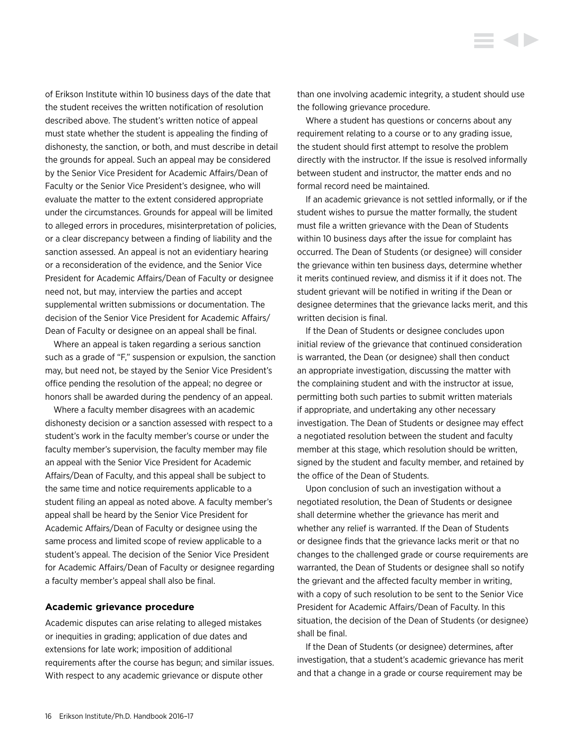of Erikson Institute within 10 business days of the date that the student receives the written notification of resolution described above. The student's written notice of appeal must state whether the student is appealing the finding of dishonesty, the sanction, or both, and must describe in detail the grounds for appeal. Such an appeal may be considered by the Senior Vice President for Academic Affairs/Dean of Faculty or the Senior Vice President's designee, who will evaluate the matter to the extent considered appropriate under the circumstances. Grounds for appeal will be limited to alleged errors in procedures, misinterpretation of policies, or a clear discrepancy between a finding of liability and the sanction assessed. An appeal is not an evidentiary hearing or a reconsideration of the evidence, and the Senior Vice President for Academic Affairs/Dean of Faculty or designee need not, but may, interview the parties and accept supplemental written submissions or documentation. The decision of the Senior Vice President for Academic Affairs/Dean of Faculty or designee on an appeal shall be final.

Where an appeal is taken regarding a serious sanction such as a grade of "F," suspension or expulsion, the sanction may, but need not, be stayed by the Senior Vice President's office pending the resolution of the appeal; no degree or honors shall be awarded during the pendency of an appeal.

Where a faculty member disagrees with an academic dishonesty decision or a sanction assessed with respect to a student's work in the faculty member's course or under the faculty member's supervision, the faculty member may file an appeal with the Senior Vice President for Academic Affairs/Dean of Faculty, and this appeal shall be subject to the same time and notice requirements applicable to a student filing an appeal as noted above. A faculty member's appeal shall be heard by the Senior Vice President for Academic Affairs/Dean of Faculty or designee using the same process and limited scope of review applicable to a student's appeal. The decision of the Senior Vice President for Academic Affairs/Dean of Faculty or designee regarding a faculty member's appeal shall also be final.

### Academic grievance procedure

Academic disputes can arise relating to alleged mistakes or inequities in grading; application of due dates and extensions for late work; imposition of additional requirements after the course has begun; and similar issues. With respect to any academic grievance or dispute other than one involving academic integrity, a student should use the following grievance procedure.

Where a student has questions or concerns about any requirement relating to a course or to any grading issue, the student should first attempt to resolve the problem directly with the instructor. If the issue is resolved informally between student and instructor, the matter ends and no formal record need be maintained.

If an academic grievance is not settled informally, or if the student wishes to pursue the matter formally, the student must file a written grievance with the Dean of Students within 10 business days after the issue for complaint has occurred. The Dean of Students (or designee) will consider the grievance within ten business days, determine whether it merits continued review, and dismiss it if it does not. The student grievant will be notified in writing if the Dean or designee determines that the grievance lacks merit, and this written decision is final.

If the Dean of Students or designee concludes upon initial review of the grievance that continued consideration is warranted, the Dean (or designee) shall then conduct an appropriate investigation, discussing the matter with the complaining student and with the instructor at issue, permitting both such parties to submit written materials if appropriate, and undertaking any other necessary investigation. The Dean of Students or designee may effect a negotiated resolution between the student and faculty member at this stage, which resolution should be written, signed by the student and faculty member, and retained by the office of the Dean of Students.

Upon conclusion of such an investigation without a negotiated resolution, the Dean of Students or designee shall determine whether the grievance has merit and whether any relief is warranted. If the Dean of Students or designee finds that the grievance lacks merit or that no changes to the challenged grade or course requirements are warranted, the Dean of Students or designee shall so notify the grievant and the affected faculty member in writing, with a copy of such resolution to be sent to the Senior Vice President for Academic Affairs/Dean of Faculty. In this situation, the decision of the Dean of Students (or designee) shall be final.

If the Dean of Students (or designee) determines, after investigation, that a student's academic grievance has merit and that a change in a grade or course requirement may be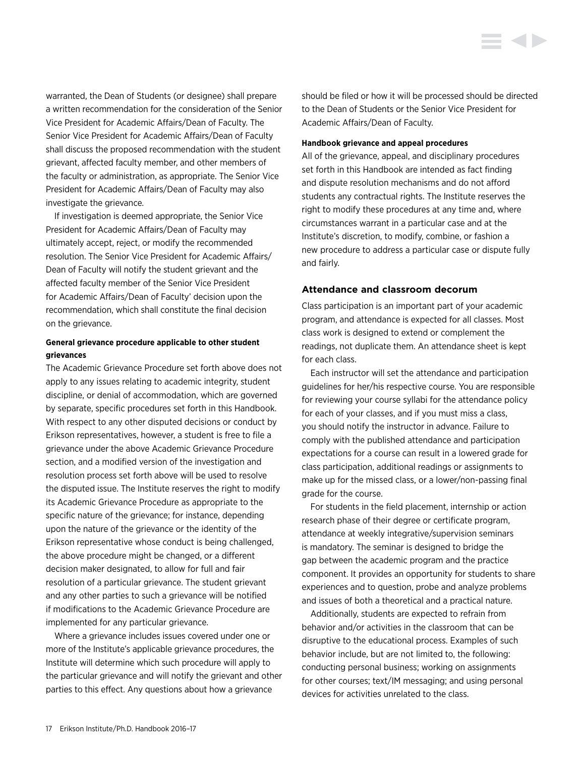warranted, the Dean of Students (or designee) shall prepare a written recommendation for the consideration of the Senior Vice President for Academic Affairs/Dean of Faculty. The Senior Vice President for Academic Affairs/Dean of Faculty shall discuss the proposed recommendation with the student grievant, affected faculty member, and other members of the faculty or administration, as appropriate. The Senior Vice President for Academic Affairs/Dean of Faculty may also investigate the grievance.

If investigation is deemed appropriate, the Senior Vice President for Academic Affairs/Dean of Faculty may ultimately accept, reject, or modify the recommended resolution. The Senior Vice President for Academic Affairs/ Dean of Faculty will notify the student grievant and the affected faculty member of the Senior Vice President for Academic Affairs/Dean of Faculty' decision upon the recommendation, which shall constitute the final decision on the grievance.

**General grievance procedure applicable to other student grievances**

The Academic Grievance Procedure set forth above does not apply to any issues relating to academic integrity, student discipline, or denial of accommodation, which are governed by separate, specific procedures set forth in this Handbook. With respect to any other disputed decisions or conduct by Erikson representatives, however, a student is free to file a grievance under the above Academic Grievance Procedure section, and a modified version of the investigation and resolution process set forth above will be used to resolve the disputed issue. The Institute reserves the right to modify its Academic Grievance Procedure as appropriate to the specific nature of the grievance; for instance, depending upon the nature of the grievance or the identity of the Erikson representative whose conduct is being challenged, the above procedure might be changed, or a different decision maker designated, to allow for full and fair resolution of a particular grievance. The student grievant and any other parties to such a grievance will be notified if modifications to the Academic Grievance Procedure are implemented for any particular grievance.

Where a grievance includes issues covered under one or more of the Institute's applicable grievance procedures, the Institute will determine which such procedure will apply to the particular grievance and will notify the grievant and other parties to this effect. Any questions about how a grievance should be filed or how it will be processed should be directed to the Dean of Students or the Senior Vice President for Academic Affairs/Dean of Faculty.

**Handbook grievance and appeal procedures**

All of the grievance, appeal, and disciplinary procedures set forth in this Handbook are intended as fact finding and dispute resolution mechanisms and do not afford students any contractual rights. The Institute reserves the right to modify these procedures at any time and, where circumstances warrant in a particular case and at the Institute's discretion, to modify, combine, or fashion a new procedure to address a particular case or dispute fully and fairly.

### Attendance and classroom decorum

Class participation is an important part of your academic program, and attendance is expected for all classes. Most class work is designed to extend or complement the readings, not duplicate them. An attendance sheet is kept for each class.

Each instructor will set the attendance and participation guidelines for her/his respective course. You are responsible for reviewing your course syllabi for the attendance policy for each of your classes, and if you must miss a class, you should notify the instructor in advance. Failure to comply with the published attendance and participation expectations for a course can result in a lowered grade for class participation, additional readings or assignments to make up for the missed class, or a lower/non-passing final grade for the course.

For students in the field placement, internship or action research phase of their degree or certificate program, attendance at weekly integrative/supervision seminars is mandatory. The seminar is designed to bridge the gap between the academic program and the practice component. It provides an opportunity for students to share experiences and to question, probe and analyze problems and issues of both a theoretical and a practical nature.

Additionally, students are expected to refrain from behavior and/or activities in the classroom that can be disruptive to the educational process. Examples of such behavior include, but are not limited to, the following: conducting personal business; working on assignments for other courses; text/IM messaging; and using personal devices for activities unrelated to the class.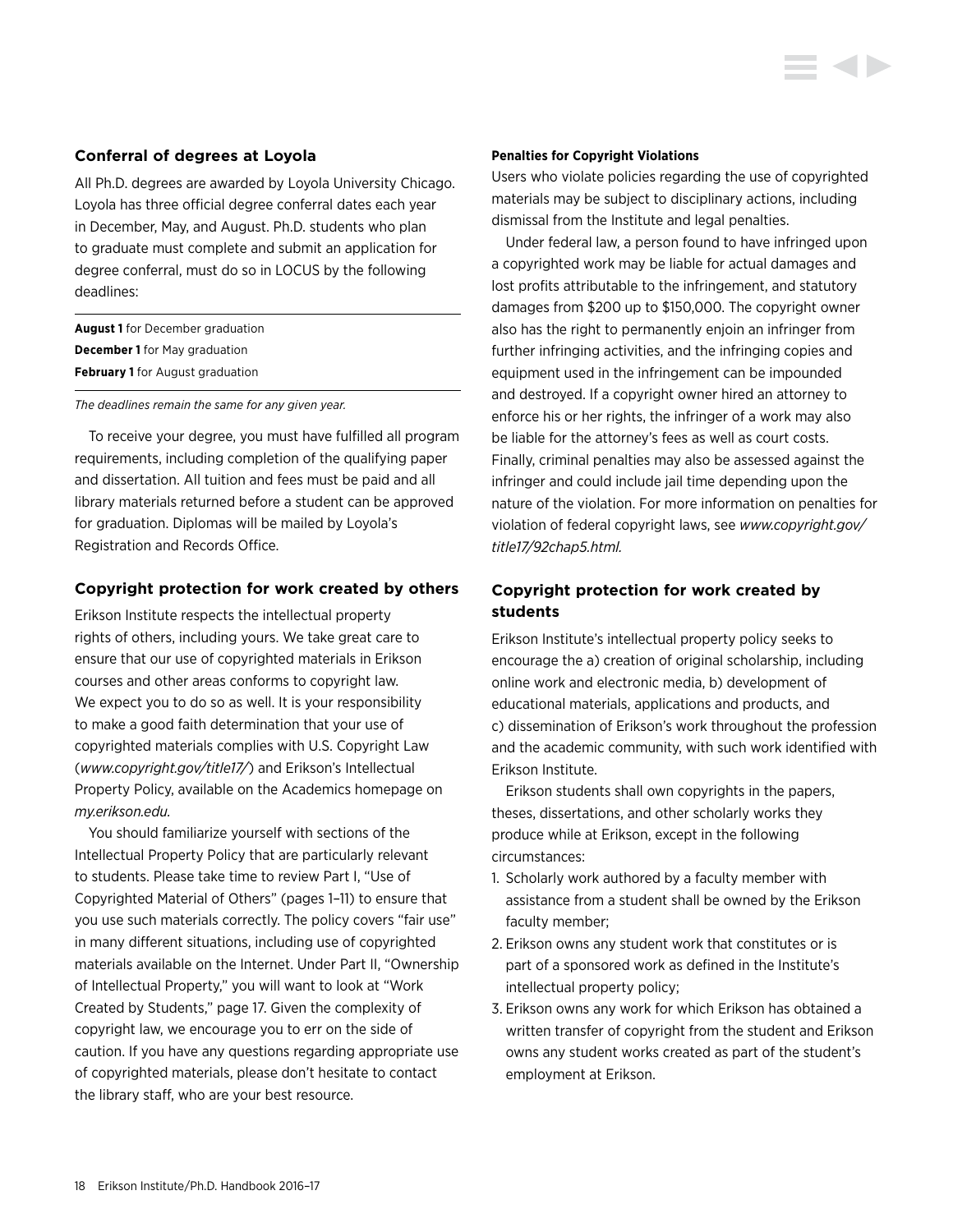### Conferral of degrees at Loyola

All Ph.D. degrees are awarded by Loyola University Chicago. Loyola has three official degree conferral dates each year in December, May, and August. Ph.D. students who plan to graduate must complete and submit an application for degree conferral, must do so in LOCUS by the following deadlines:

**August 1** for December graduation
**December 1** for May graduation
**February 1** for August graduation

*The deadlines remain the same for any given year.*

To receive your degree, you must have fulfilled all program requirements, including completion of the qualifying paper and dissertation. All tuition and fees must be paid and all library materials returned before a student can be approved for graduation. Diplomas will be mailed by Loyola's Registration and Records Office.

### Copyright protection for work created by others

Erikson Institute respects the intellectual property rights of others, including yours. We take great care to ensure that our use of copyrighted materials in Erikson courses and other areas conforms to copyright law. We expect you to do so as well. It is your responsibility to make a good faith determination that your use of copyrighted materials complies with U.S. Copyright Law (*www.copyright.gov/title17/*) and Erikson's Intellectual Property Policy, available on the Academics homepage on *my.erikson.edu.*

You should familiarize yourself with sections of the Intellectual Property Policy that are particularly relevant to students. Please take time to review Part I, "Use of Copyrighted Material of Others" (pages 1–11) to ensure that you use such materials correctly. The policy covers "fair use" in many different situations, including use of copyrighted materials available on the Internet. Under Part II, "Ownership of Intellectual Property," you will want to look at "Work Created by Students," page 17. Given the complexity of copyright law, we encourage you to err on the side of caution. If you have any questions regarding appropriate use of copyrighted materials, please don't hesitate to contact the library staff, who are your best resource.

#### Penalties for Copyright Violations

Users who violate policies regarding the use of copyrighted materials may be subject to disciplinary actions, including dismissal from the Institute and legal penalties.

Under federal law, a person found to have infringed upon a copyrighted work may be liable for actual damages and lost profits attributable to the infringement, and statutory damages from $200 up to $150,000. The copyright owner also has the right to permanently enjoin an infringer from further infringing activities, and the infringing copies and equipment used in the infringement can be impounded and destroyed. If a copyright owner hired an attorney to enforce his or her rights, the infringer of a work may also be liable for the attorney's fees as well as court costs. Finally, criminal penalties may also be assessed against the infringer and could include jail time depending upon the nature of the violation. For more information on penalties for violation of federal copyright laws, see *www.copyright.gov/title17/92chap5.html.*

### Copyright protection for work created by students

Erikson Institute's intellectual property policy seeks to encourage the a) creation of original scholarship, including online work and electronic media, b) development of educational materials, applications and products, and c) dissemination of Erikson's work throughout the profession and the academic community, with such work identified with Erikson Institute.

Erikson students shall own copyrights in the papers, theses, dissertations, and other scholarly works they produce while at Erikson, except in the following circumstances:

1. Scholarly work authored by a faculty member with assistance from a student shall be owned by the Erikson faculty member;
2. Erikson owns any student work that constitutes or is part of a sponsored work as defined in the Institute's intellectual property policy;
3. Erikson owns any work for which Erikson has obtained a written transfer of copyright from the student and Erikson owns any student works created as part of the student's employment at Erikson.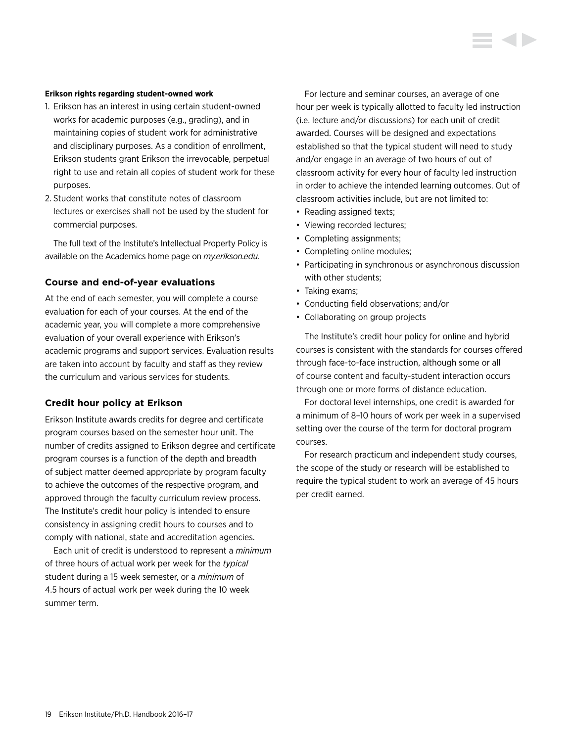**Erikson rights regarding student-owned work**

1. Erikson has an interest in using certain student-owned works for academic purposes (e.g., grading), and in maintaining copies of student work for administrative and disciplinary purposes. As a condition of enrollment, Erikson students grant Erikson the irrevocable, perpetual right to use and retain all copies of student work for these purposes.
2. Student works that constitute notes of classroom lectures or exercises shall not be used by the student for commercial purposes.

The full text of the Institute's Intellectual Property Policy is available on the Academics home page on *my.erikson.edu.*

### Course and end-of-year evaluations

At the end of each semester, you will complete a course evaluation for each of your courses. At the end of the academic year, you will complete a more comprehensive evaluation of your overall experience with Erikson's academic programs and support services. Evaluation results are taken into account by faculty and staff as they review the curriculum and various services for students.

### Credit hour policy at Erikson

Erikson Institute awards credits for degree and certificate program courses based on the semester hour unit. The number of credits assigned to Erikson degree and certificate program courses is a function of the depth and breadth of subject matter deemed appropriate by program faculty to achieve the outcomes of the respective program, and approved through the faculty curriculum review process. The Institute's credit hour policy is intended to ensure consistency in assigning credit hours to courses and to comply with national, state and accreditation agencies.

Each unit of credit is understood to represent a *minimum* of three hours of actual work per week for the *typical* student during a 15 week semester, or a *minimum* of 4.5 hours of actual work per week during the 10 week summer term.

For lecture and seminar courses, an average of one hour per week is typically allotted to faculty led instruction (i.e. lecture and/or discussions) for each unit of credit awarded. Courses will be designed and expectations established so that the typical student will need to study and/or engage in an average of two hours of out of classroom activity for every hour of faculty led instruction in order to achieve the intended learning outcomes. Out of classroom activities include, but are not limited to:

- Reading assigned texts;
- Viewing recorded lectures;
- Completing assignments;
- Completing online modules;
- Participating in synchronous or asynchronous discussion with other students;
- Taking exams;
- Conducting field observations; and/or
- Collaborating on group projects

The Institute's credit hour policy for online and hybrid courses is consistent with the standards for courses offered through face-to-face instruction, although some or all of course content and faculty-student interaction occurs through one or more forms of distance education.

For doctoral level internships, one credit is awarded for a minimum of 8–10 hours of work per week in a supervised setting over the course of the term for doctoral program courses.

For research practicum and independent study courses, the scope of the study or research will be established to require the typical student to work an average of 45 hours per credit earned.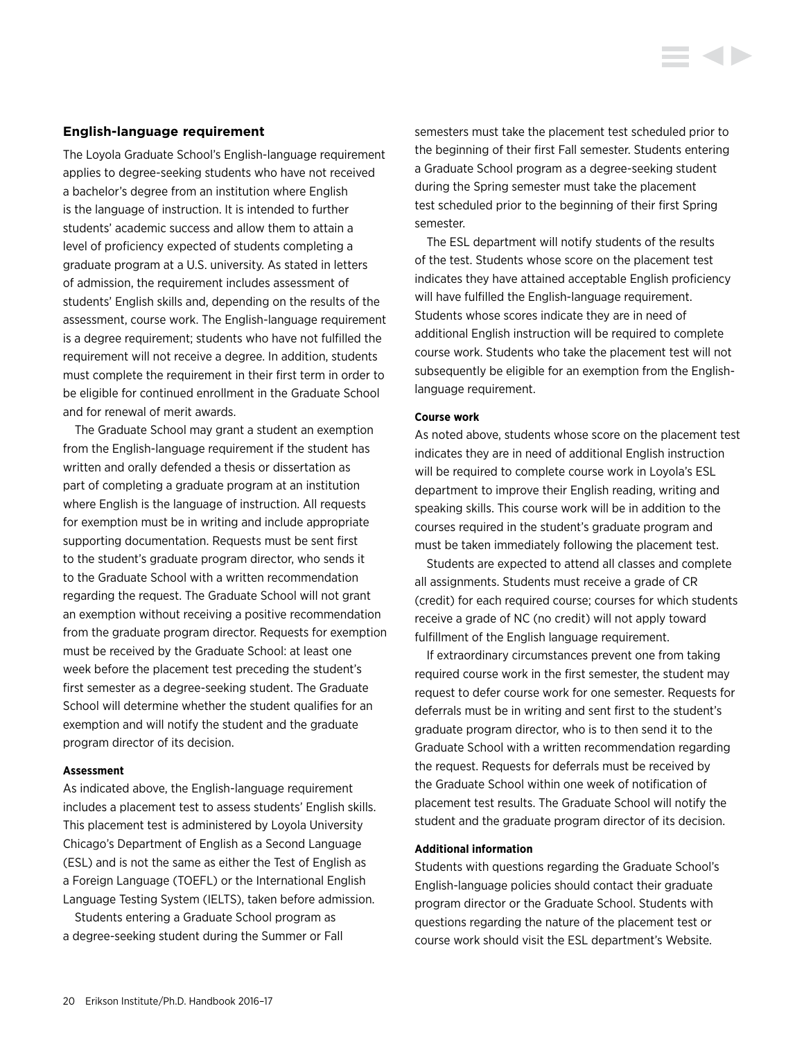## English-language requirement

The Loyola Graduate School's English-language requirement applies to degree-seeking students who have not received a bachelor's degree from an institution where English is the language of instruction. It is intended to further students' academic success and allow them to attain a level of proficiency expected of students completing a graduate program at a U.S. university. As stated in letters of admission, the requirement includes assessment of students' English skills and, depending on the results of the assessment, course work. The English-language requirement is a degree requirement; students who have not fulfilled the requirement will not receive a degree. In addition, students must complete the requirement in their first term in order to be eligible for continued enrollment in the Graduate School and for renewal of merit awards.

The Graduate School may grant a student an exemption from the English-language requirement if the student has written and orally defended a thesis or dissertation as part of completing a graduate program at an institution where English is the language of instruction. All requests for exemption must be in writing and include appropriate supporting documentation. Requests must be sent first to the student's graduate program director, who sends it to the Graduate School with a written recommendation regarding the request. The Graduate School will not grant an exemption without receiving a positive recommendation from the graduate program director. Requests for exemption must be received by the Graduate School: at least one week before the placement test preceding the student's first semester as a degree-seeking student. The Graduate School will determine whether the student qualifies for an exemption and will notify the student and the graduate program director of its decision.

#### Assessment

As indicated above, the English-language requirement includes a placement test to assess students' English skills. This placement test is administered by Loyola University Chicago's Department of English as a Second Language (ESL) and is not the same as either the Test of English as a Foreign Language (TOEFL) or the International English Language Testing System (IELTS), taken before admission.

Students entering a Graduate School program as a degree-seeking student during the Summer or Fall semesters must take the placement test scheduled prior to the beginning of their first Fall semester. Students entering a Graduate School program as a degree-seeking student during the Spring semester must take the placement test scheduled prior to the beginning of their first Spring semester.

The ESL department will notify students of the results of the test. Students whose score on the placement test indicates they have attained acceptable English proficiency will have fulfilled the English-language requirement. Students whose scores indicate they are in need of additional English instruction will be required to complete course work. Students who take the placement test will not subsequently be eligible for an exemption from the English-language requirement.

#### Course work

As noted above, students whose score on the placement test indicates they are in need of additional English instruction will be required to complete course work in Loyola's ESL department to improve their English reading, writing and speaking skills. This course work will be in addition to the courses required in the student's graduate program and must be taken immediately following the placement test.

Students are expected to attend all classes and complete all assignments. Students must receive a grade of CR (credit) for each required course; courses for which students receive a grade of NC (no credit) will not apply toward fulfillment of the English language requirement.

If extraordinary circumstances prevent one from taking required course work in the first semester, the student may request to defer course work for one semester. Requests for deferrals must be in writing and sent first to the student's graduate program director, who is to then send it to the Graduate School with a written recommendation regarding the request. Requests for deferrals must be received by the Graduate School within one week of notification of placement test results. The Graduate School will notify the student and the graduate program director of its decision.

#### Additional information

Students with questions regarding the Graduate School's English-language policies should contact their graduate program director or the Graduate School. Students with questions regarding the nature of the placement test or course work should visit the ESL department's Website.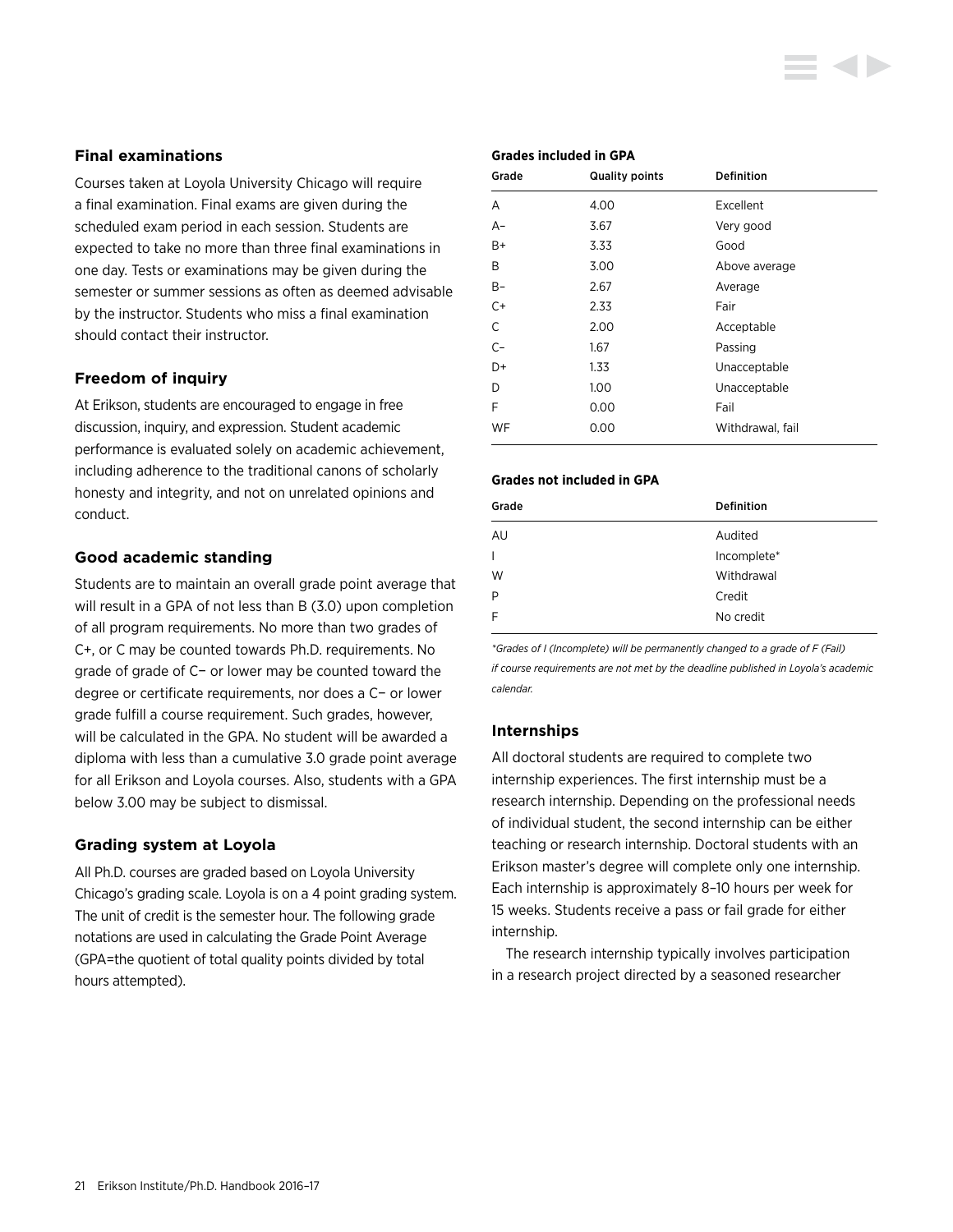### Final examinations

Courses taken at Loyola University Chicago will require a final examination. Final exams are given during the scheduled exam period in each session. Students are expected to take no more than three final examinations in one day. Tests or examinations may be given during the semester or summer sessions as often as deemed advisable by the instructor. Students who miss a final examination should contact their instructor.

### Freedom of inquiry

At Erikson, students are encouraged to engage in free discussion, inquiry, and expression. Student academic performance is evaluated solely on academic achievement, including adherence to the traditional canons of scholarly honesty and integrity, and not on unrelated opinions and conduct.

### Good academic standing

Students are to maintain an overall grade point average that will result in a GPA of not less than B (3.0) upon completion of all program requirements. No more than two grades of C+, or C may be counted towards Ph.D. requirements. No grade of grade of C− or lower may be counted toward the degree or certificate requirements, nor does a C− or lower grade fulfill a course requirement. Such grades, however, will be calculated in the GPA. No student will be awarded a diploma with less than a cumulative 3.0 grade point average for all Erikson and Loyola courses. Also, students with a GPA below 3.00 may be subject to dismissal.

### Grading system at Loyola

All Ph.D. courses are graded based on Loyola University Chicago's grading scale. Loyola is on a 4 point grading system. The unit of credit is the semester hour. The following grade notations are used in calculating the Grade Point Average (GPA=the quotient of total quality points divided by total hours attempted).

**Grades included in GPA**

| Grade | Quality points | Definition |
|---|---|---|
| A | 4.00 | Excellent |
| A− | 3.67 | Very good |
| B+ | 3.33 | Good |
| B | 3.00 | Above average |
| B− | 2.67 | Average |
| C+ | 2.33 | Fair |
| C | 2.00 | Acceptable |
| C− | 1.67 | Passing |
| D+ | 1.33 | Unacceptable |
| D | 1.00 | Unacceptable |
| F | 0.00 | Fail |
| WF | 0.00 | Withdrawal, fail |

**Grades not included in GPA**

| Grade | Definition |
|---|---|
| AU | Audited |
| I | Incomplete* |
| W | Withdrawal |
| P | Credit |
| F | No credit |

*\*Grades of I (Incomplete) will be permanently changed to a grade of F (Fail) if course requirements are not met by the deadline published in Loyola's academic calendar.*

### Internships

All doctoral students are required to complete two internship experiences. The first internship must be a research internship. Depending on the professional needs of individual student, the second internship can be either teaching or research internship. Doctoral students with an Erikson master's degree will complete only one internship. Each internship is approximately 8–10 hours per week for 15 weeks. Students receive a pass or fail grade for either internship.

The research internship typically involves participation in a research project directed by a seasoned researcher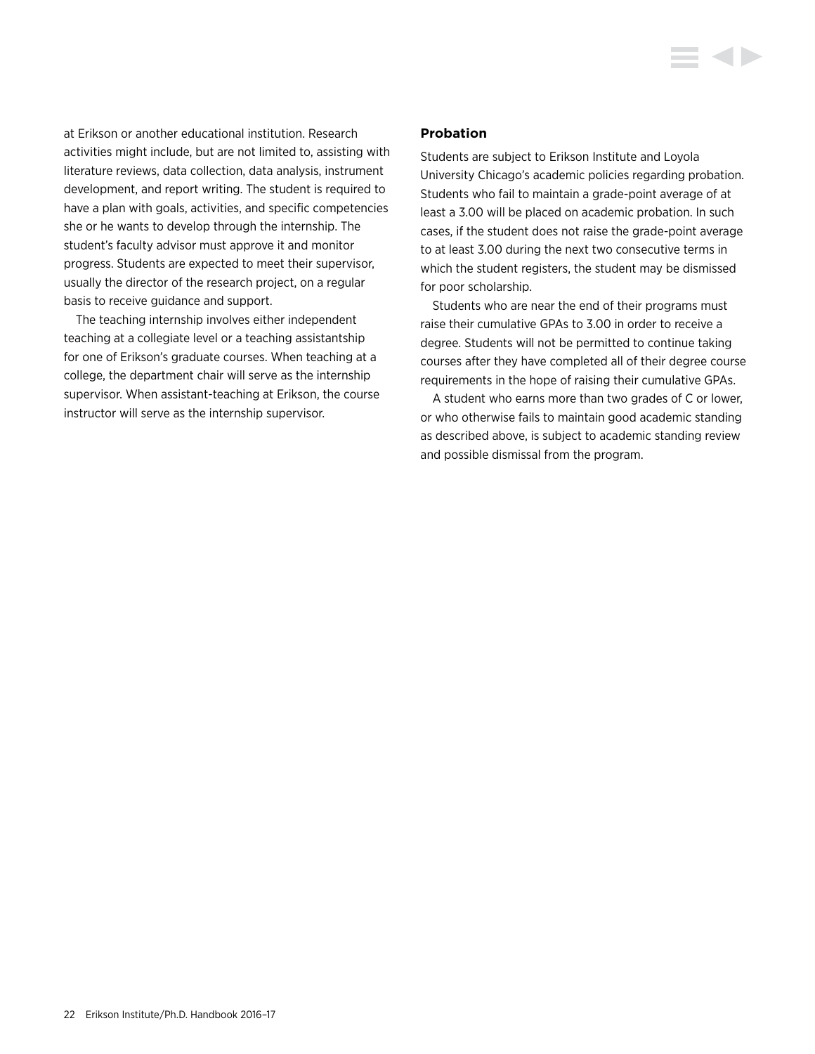at Erikson or another educational institution. Research activities might include, but are not limited to, assisting with literature reviews, data collection, data analysis, instrument development, and report writing. The student is required to have a plan with goals, activities, and specific competencies she or he wants to develop through the internship. The student's faculty advisor must approve it and monitor progress. Students are expected to meet their supervisor, usually the director of the research project, on a regular basis to receive guidance and support.

The teaching internship involves either independent teaching at a collegiate level or a teaching assistantship for one of Erikson's graduate courses. When teaching at a college, the department chair will serve as the internship supervisor. When assistant-teaching at Erikson, the course instructor will serve as the internship supervisor.

### Probation

Students are subject to Erikson Institute and Loyola University Chicago's academic policies regarding probation. Students who fail to maintain a grade-point average of at least a 3.00 will be placed on academic probation. In such cases, if the student does not raise the grade-point average to at least 3.00 during the next two consecutive terms in which the student registers, the student may be dismissed for poor scholarship.

Students who are near the end of their programs must raise their cumulative GPAs to 3.00 in order to receive a degree. Students will not be permitted to continue taking courses after they have completed all of their degree course requirements in the hope of raising their cumulative GPAs.

A student who earns more than two grades of C or lower, or who otherwise fails to maintain good academic standing as described above, is subject to academic standing review and possible dismissal from the program.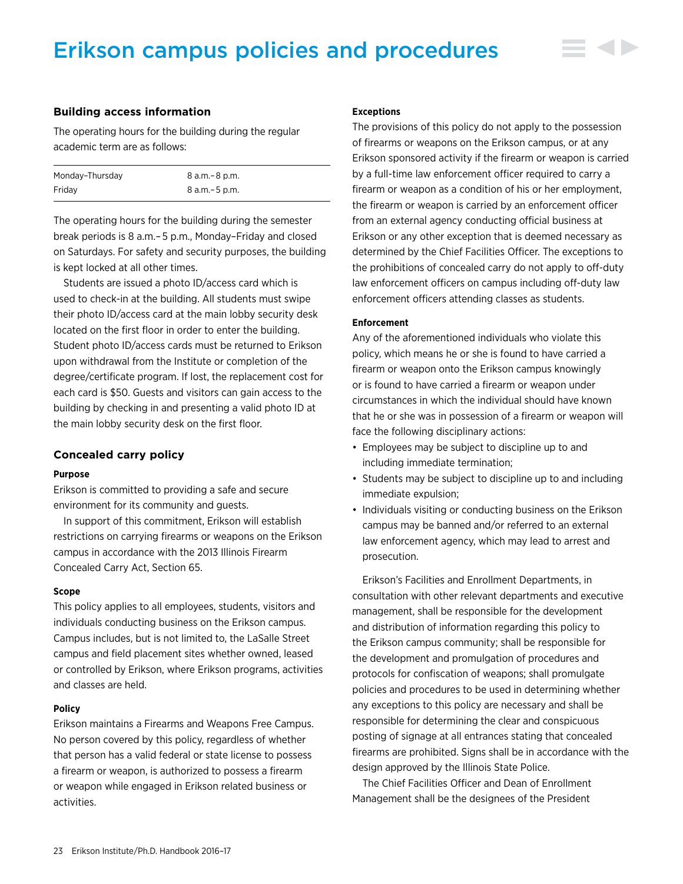# Erikson campus policies and procedures

## Building access information

The operating hours for the building during the regular academic term are as follows:

| | |
|---|---|
| Monday–Thursday | 8 a.m.–8 p.m. |
| Friday | 8 a.m.–5 p.m. |

The operating hours for the building during the semester break periods is 8 a.m.–5 p.m., Monday–Friday and closed on Saturdays. For safety and security purposes, the building is kept locked at all other times.

Students are issued a photo ID/access card which is used to check-in at the building. All students must swipe their photo ID/access card at the main lobby security desk located on the first floor in order to enter the building. Student photo ID/access cards must be returned to Erikson upon withdrawal from the Institute or completion of the degree/certificate program. If lost, the replacement cost for each card is $50. Guests and visitors can gain access to the building by checking in and presenting a valid photo ID at the main lobby security desk on the first floor.

## Concealed carry policy

#### Purpose

Erikson is committed to providing a safe and secure environment for its community and guests.

In support of this commitment, Erikson will establish restrictions on carrying firearms or weapons on the Erikson campus in accordance with the 2013 Illinois Firearm Concealed Carry Act, Section 65.

#### Scope

This policy applies to all employees, students, visitors and individuals conducting business on the Erikson campus. Campus includes, but is not limited to, the LaSalle Street campus and field placement sites whether owned, leased or controlled by Erikson, where Erikson programs, activities and classes are held.

#### Policy

Erikson maintains a Firearms and Weapons Free Campus. No person covered by this policy, regardless of whether that person has a valid federal or state license to possess a firearm or weapon, is authorized to possess a firearm or weapon while engaged in Erikson related business or activities.

#### Exceptions

The provisions of this policy do not apply to the possession of firearms or weapons on the Erikson campus, or at any Erikson sponsored activity if the firearm or weapon is carried by a full-time law enforcement officer required to carry a firearm or weapon as a condition of his or her employment, the firearm or weapon is carried by an enforcement officer from an external agency conducting official business at Erikson or any other exception that is deemed necessary as determined by the Chief Facilities Officer. The exceptions to the prohibitions of concealed carry do not apply to off-duty law enforcement officers on campus including off-duty law enforcement officers attending classes as students.

#### Enforcement

Any of the aforementioned individuals who violate this policy, which means he or she is found to have carried a firearm or weapon onto the Erikson campus knowingly or is found to have carried a firearm or weapon under circumstances in which the individual should have known that he or she was in possession of a firearm or weapon will face the following disciplinary actions:

- Employees may be subject to discipline up to and including immediate termination;
- Students may be subject to discipline up to and including immediate expulsion;
- Individuals visiting or conducting business on the Erikson campus may be banned and/or referred to an external law enforcement agency, which may lead to arrest and prosecution.

Erikson's Facilities and Enrollment Departments, in consultation with other relevant departments and executive management, shall be responsible for the development and distribution of information regarding this policy to the Erikson campus community; shall be responsible for the development and promulgation of procedures and protocols for confiscation of weapons; shall promulgate policies and procedures to be used in determining whether any exceptions to this policy are necessary and shall be responsible for determining the clear and conspicuous posting of signage at all entrances stating that concealed firearms are prohibited. Signs shall be in accordance with the design approved by the Illinois State Police.

The Chief Facilities Officer and Dean of Enrollment Management shall be the designees of the President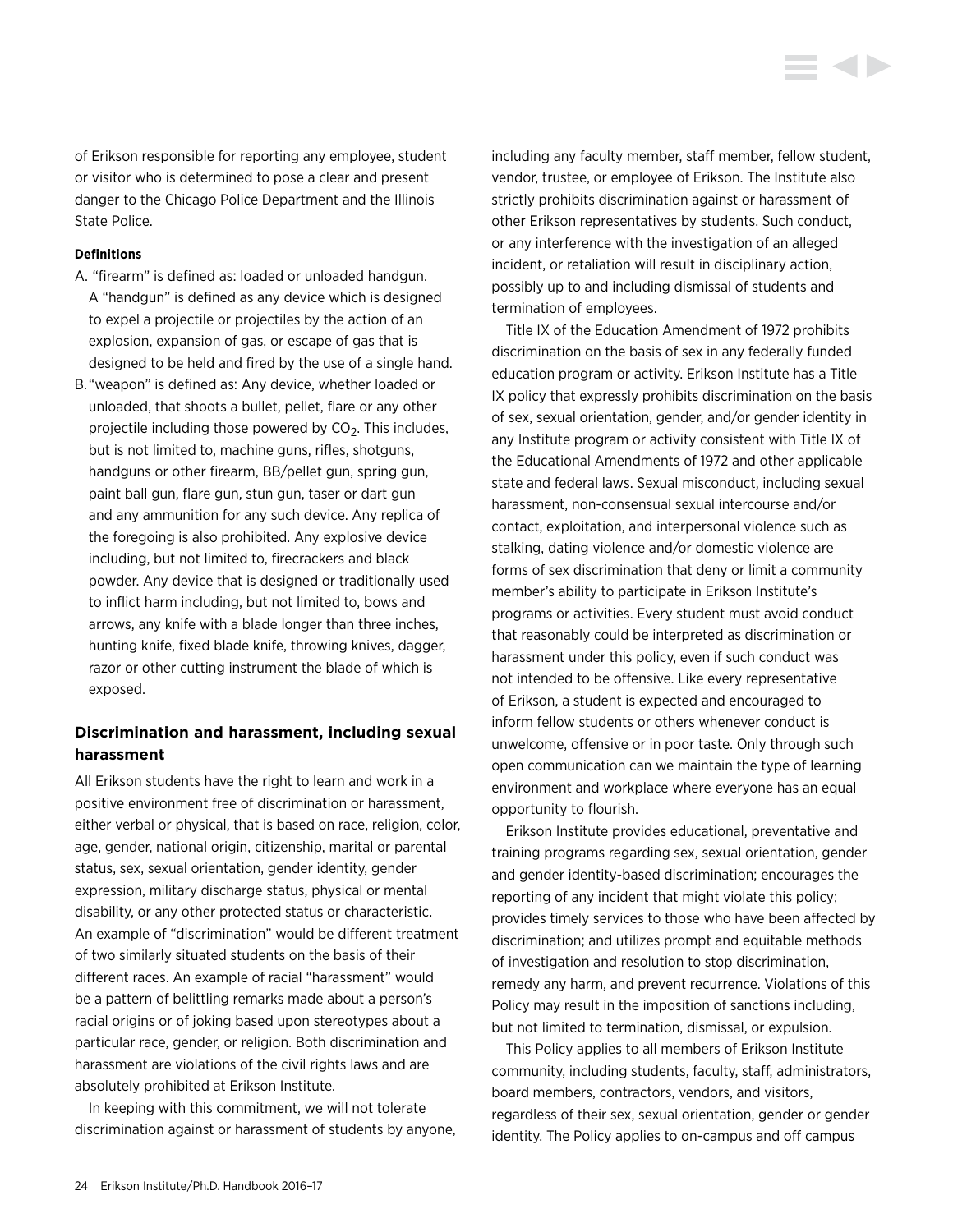of Erikson responsible for reporting any employee, student or visitor who is determined to pose a clear and present danger to the Chicago Police Department and the Illinois State Police.

**Definitions**

A. "firearm" is defined as: loaded or unloaded handgun. A "handgun" is defined as any device which is designed to expel a projectile or projectiles by the action of an explosion, expansion of gas, or escape of gas that is designed to be held and fired by the use of a single hand.

B. "weapon" is defined as: Any device, whether loaded or unloaded, that shoots a bullet, pellet, flare or any other projectile including those powered by $CO_2$. This includes, but is not limited to, machine guns, rifles, shotguns, handguns or other firearm, BB/pellet gun, spring gun, paint ball gun, flare gun, stun gun, taser or dart gun and any ammunition for any such device. Any replica of the foregoing is also prohibited. Any explosive device including, but not limited to, firecrackers and black powder. Any device that is designed or traditionally used to inflict harm including, but not limited to, bows and arrows, any knife with a blade longer than three inches, hunting knife, fixed blade knife, throwing knives, dagger, razor or other cutting instrument the blade of which is exposed.

### Discrimination and harassment, including sexual harassment

All Erikson students have the right to learn and work in a positive environment free of discrimination or harassment, either verbal or physical, that is based on race, religion, color, age, gender, national origin, citizenship, marital or parental status, sex, sexual orientation, gender identity, gender expression, military discharge status, physical or mental disability, or any other protected status or characteristic. An example of "discrimination" would be different treatment of two similarly situated students on the basis of their different races. An example of racial "harassment" would be a pattern of belittling remarks made about a person's racial origins or of joking based upon stereotypes about a particular race, gender, or religion. Both discrimination and harassment are violations of the civil rights laws and are absolutely prohibited at Erikson Institute.

In keeping with this commitment, we will not tolerate discrimination against or harassment of students by anyone, including any faculty member, staff member, fellow student, vendor, trustee, or employee of Erikson. The Institute also strictly prohibits discrimination against or harassment of other Erikson representatives by students. Such conduct, or any interference with the investigation of an alleged incident, or retaliation will result in disciplinary action, possibly up to and including dismissal of students and termination of employees.

Title IX of the Education Amendment of 1972 prohibits discrimination on the basis of sex in any federally funded education program or activity. Erikson Institute has a Title IX policy that expressly prohibits discrimination on the basis of sex, sexual orientation, gender, and/or gender identity in any Institute program or activity consistent with Title IX of the Educational Amendments of 1972 and other applicable state and federal laws. Sexual misconduct, including sexual harassment, non-consensual sexual intercourse and/or contact, exploitation, and interpersonal violence such as stalking, dating violence and/or domestic violence are forms of sex discrimination that deny or limit a community member's ability to participate in Erikson Institute's programs or activities. Every student must avoid conduct that reasonably could be interpreted as discrimination or harassment under this policy, even if such conduct was not intended to be offensive. Like every representative of Erikson, a student is expected and encouraged to inform fellow students or others whenever conduct is unwelcome, offensive or in poor taste. Only through such open communication can we maintain the type of learning environment and workplace where everyone has an equal opportunity to flourish.

Erikson Institute provides educational, preventative and training programs regarding sex, sexual orientation, gender and gender identity-based discrimination; encourages the reporting of any incident that might violate this policy; provides timely services to those who have been affected by discrimination; and utilizes prompt and equitable methods of investigation and resolution to stop discrimination, remedy any harm, and prevent recurrence. Violations of this Policy may result in the imposition of sanctions including, but not limited to termination, dismissal, or expulsion.

This Policy applies to all members of Erikson Institute community, including students, faculty, staff, administrators, board members, contractors, vendors, and visitors, regardless of their sex, sexual orientation, gender or gender identity. The Policy applies to on-campus and off campus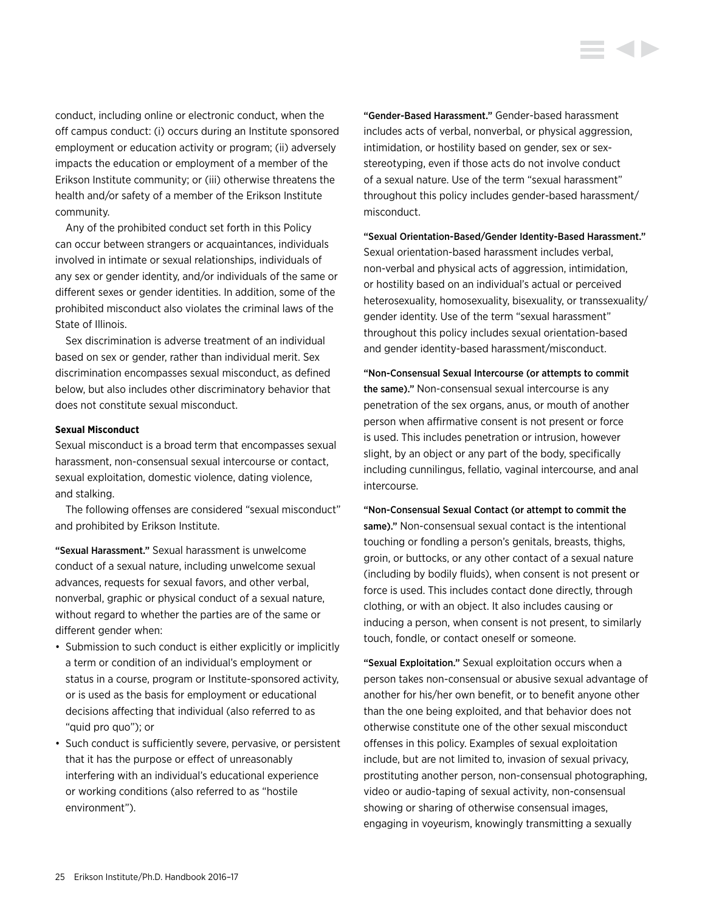conduct, including online or electronic conduct, when the off campus conduct: (i) occurs during an Institute sponsored employment or education activity or program; (ii) adversely impacts the education or employment of a member of the Erikson Institute community; or (iii) otherwise threatens the health and/or safety of a member of the Erikson Institute community.

Any of the prohibited conduct set forth in this Policy can occur between strangers or acquaintances, individuals involved in intimate or sexual relationships, individuals of any sex or gender identity, and/or individuals of the same or different sexes or gender identities. In addition, some of the prohibited misconduct also violates the criminal laws of the State of Illinois.

Sex discrimination is adverse treatment of an individual based on sex or gender, rather than individual merit. Sex discrimination encompasses sexual misconduct, as defined below, but also includes other discriminatory behavior that does not constitute sexual misconduct.

**Sexual Misconduct**

Sexual misconduct is a broad term that encompasses sexual harassment, non-consensual sexual intercourse or contact, sexual exploitation, domestic violence, dating violence, and stalking.

The following offenses are considered "sexual misconduct" and prohibited by Erikson Institute.

"Sexual Harassment." Sexual harassment is unwelcome conduct of a sexual nature, including unwelcome sexual advances, requests for sexual favors, and other verbal, nonverbal, graphic or physical conduct of a sexual nature, without regard to whether the parties are of the same or different gender when:

- Submission to such conduct is either explicitly or implicitly a term or condition of an individual's employment or status in a course, program or Institute-sponsored activity, or is used as the basis for employment or educational decisions affecting that individual (also referred to as "quid pro quo"); or
- Such conduct is sufficiently severe, pervasive, or persistent that it has the purpose or effect of unreasonably interfering with an individual's educational experience or working conditions (also referred to as "hostile environment").

"Gender-Based Harassment." Gender-based harassment includes acts of verbal, nonverbal, or physical aggression, intimidation, or hostility based on gender, sex or sex-stereotyping, even if those acts do not involve conduct of a sexual nature. Use of the term "sexual harassment" throughout this policy includes gender-based harassment/misconduct.

"Sexual Orientation-Based/Gender Identity-Based Harassment." Sexual orientation-based harassment includes verbal, non-verbal and physical acts of aggression, intimidation, or hostility based on an individual's actual or perceived heterosexuality, homosexuality, bisexuality, or transsexuality/gender identity. Use of the term "sexual harassment" throughout this policy includes sexual orientation-based and gender identity-based harassment/misconduct.

"Non-Consensual Sexual Intercourse (or attempts to commit the same)." Non-consensual sexual intercourse is any penetration of the sex organs, anus, or mouth of another person when affirmative consent is not present or force is used. This includes penetration or intrusion, however slight, by an object or any part of the body, specifically including cunnilingus, fellatio, vaginal intercourse, and anal intercourse.

"Non-Consensual Sexual Contact (or attempt to commit the same)." Non-consensual sexual contact is the intentional touching or fondling a person's genitals, breasts, thighs, groin, or buttocks, or any other contact of a sexual nature (including by bodily fluids), when consent is not present or force is used. This includes contact done directly, through clothing, or with an object. It also includes causing or inducing a person, when consent is not present, to similarly touch, fondle, or contact oneself or someone.

"Sexual Exploitation." Sexual exploitation occurs when a person takes non-consensual or abusive sexual advantage of another for his/her own benefit, or to benefit anyone other than the one being exploited, and that behavior does not otherwise constitute one of the other sexual misconduct offenses in this policy. Examples of sexual exploitation include, but are not limited to, invasion of sexual privacy, prostituting another person, non-consensual photographing, video or audio-taping of sexual activity, non-consensual showing or sharing of otherwise consensual images, engaging in voyeurism, knowingly transmitting a sexually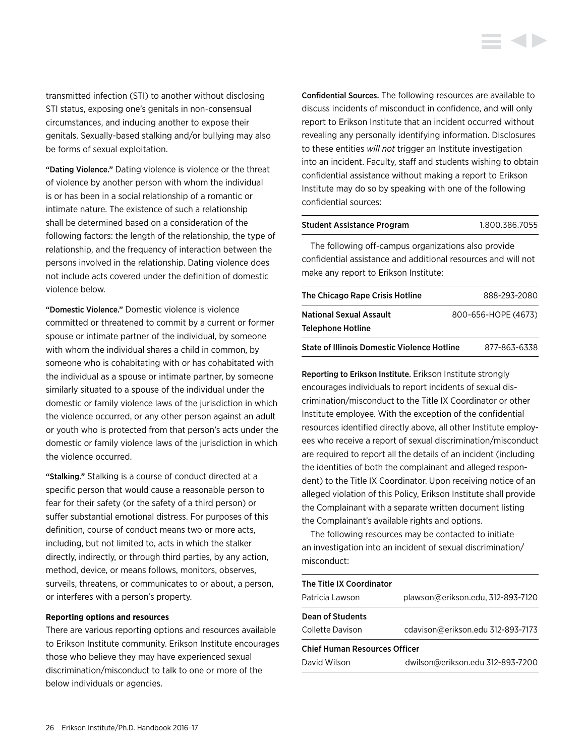transmitted infection (STI) to another without disclosing STI status, exposing one's genitals in non-consensual circumstances, and inducing another to expose their genitals. Sexually-based stalking and/or bullying may also be forms of sexual exploitation.

"Dating Violence." Dating violence is violence or the threat of violence by another person with whom the individual is or has been in a social relationship of a romantic or intimate nature. The existence of such a relationship shall be determined based on a consideration of the following factors: the length of the relationship, the type of relationship, and the frequency of interaction between the persons involved in the relationship. Dating violence does not include acts covered under the definition of domestic violence below.

"Domestic Violence." Domestic violence is violence committed or threatened to commit by a current or former spouse or intimate partner of the individual, by someone with whom the individual shares a child in common, by someone who is cohabitating with or has cohabitated with the individual as a spouse or intimate partner, by someone similarly situated to a spouse of the individual under the domestic or family violence laws of the jurisdiction in which the violence occurred, or any other person against an adult or youth who is protected from that person's acts under the domestic or family violence laws of the jurisdiction in which the violence occurred.

"Stalking." Stalking is a course of conduct directed at a specific person that would cause a reasonable person to fear for their safety (or the safety of a third person) or suffer substantial emotional distress. For purposes of this definition, course of conduct means two or more acts, including, but not limited to, acts in which the stalker directly, indirectly, or through third parties, by any action, method, device, or means follows, monitors, observes, surveils, threatens, or communicates to or about, a person, or interferes with a person's property.

**Reporting options and resources**

There are various reporting options and resources available to Erikson Institute community. Erikson Institute encourages those who believe they may have experienced sexual discrimination/misconduct to talk to one or more of the below individuals or agencies.

Confidential Sources. The following resources are available to discuss incidents of misconduct in confidence, and will only report to Erikson Institute that an incident occurred without revealing any personally identifying information. Disclosures to these entities *will not* trigger an Institute investigation into an incident. Faculty, staff and students wishing to obtain confidential assistance without making a report to Erikson Institute may do so by speaking with one of the following confidential sources:

| Student Assistance Program | 1.800.386.7055 |
|---|---|

The following off-campus organizations also provide confidential assistance and additional resources and will not make any report to Erikson Institute:

| The Chicago Rape Crisis Hotline | 888-293-2080 |
|---|---|
| National Sexual Assault Telephone Hotline | 800-656-HOPE (4673) |
| State of Illinois Domestic Violence Hotline | 877-863-6338 |

Reporting to Erikson Institute. Erikson Institute strongly encourages individuals to report incidents of sexual discrimination/misconduct to the Title IX Coordinator or other Institute employee. With the exception of the confidential resources identified directly above, all other Institute employees who receive a report of sexual discrimination/misconduct are required to report all the details of an incident (including the identities of both the complainant and alleged respondent) to the Title IX Coordinator. Upon receiving notice of an alleged violation of this Policy, Erikson Institute shall provide the Complainant with a separate written document listing the Complainant's available rights and options.

The following resources may be contacted to initiate an investigation into an incident of sexual discrimination/misconduct:

| The Title IX Coordinator | |
|---|---|
| Patricia Lawson | plawson@erikson.edu, 312-893-7120 |
| **Dean of Students** | |
| Collette Davison | cdavison@erikson.edu 312-893-7173 |
| **Chief Human Resources Officer** | |
| David Wilson | dwilson@erikson.edu 312-893-7200 |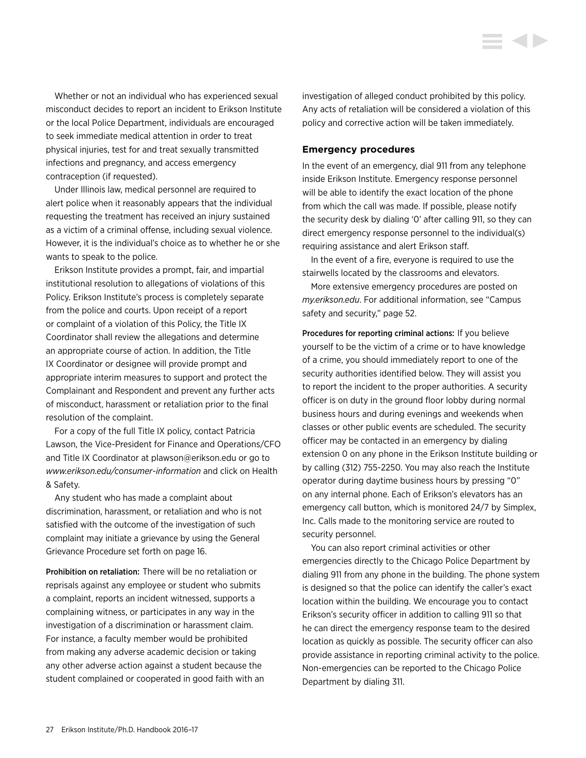Whether or not an individual who has experienced sexual misconduct decides to report an incident to Erikson Institute or the local Police Department, individuals are encouraged to seek immediate medical attention in order to treat physical injuries, test for and treat sexually transmitted infections and pregnancy, and access emergency contraception (if requested).

Under Illinois law, medical personnel are required to alert police when it reasonably appears that the individual requesting the treatment has received an injury sustained as a victim of a criminal offense, including sexual violence. However, it is the individual's choice as to whether he or she wants to speak to the police.

Erikson Institute provides a prompt, fair, and impartial institutional resolution to allegations of violations of this Policy. Erikson Institute's process is completely separate from the police and courts. Upon receipt of a report or complaint of a violation of this Policy, the Title IX Coordinator shall review the allegations and determine an appropriate course of action. In addition, the Title IX Coordinator or designee will provide prompt and appropriate interim measures to support and protect the Complainant and Respondent and prevent any further acts of misconduct, harassment or retaliation prior to the final resolution of the complaint.

For a copy of the full Title IX policy, contact Patricia Lawson, the Vice-President for Finance and Operations/CFO and Title IX Coordinator at plawson@erikson.edu or go to *www.erikson.edu/consumer-information* and click on Health & Safety.

Any student who has made a complaint about discrimination, harassment, or retaliation and who is not satisfied with the outcome of the investigation of such complaint may initiate a grievance by using the General Grievance Procedure set forth on page 16.

**Prohibition on retaliation:** There will be no retaliation or reprisals against any employee or student who submits a complaint, reports an incident witnessed, supports a complaining witness, or participates in any way in the investigation of a discrimination or harassment claim. For instance, a faculty member would be prohibited from making any adverse academic decision or taking any other adverse action against a student because the student complained or cooperated in good faith with an investigation of alleged conduct prohibited by this policy. Any acts of retaliation will be considered a violation of this policy and corrective action will be taken immediately.

### Emergency procedures

In the event of an emergency, dial 911 from any telephone inside Erikson Institute. Emergency response personnel will be able to identify the exact location of the phone from which the call was made. If possible, please notify the security desk by dialing '0' after calling 911, so they can direct emergency response personnel to the individual(s) requiring assistance and alert Erikson staff.

In the event of a fire, everyone is required to use the stairwells located by the classrooms and elevators.

More extensive emergency procedures are posted on *my.erikson.edu*. For additional information, see "Campus safety and security," page 52.

**Procedures for reporting criminal actions:** If you believe yourself to be the victim of a crime or to have knowledge of a crime, you should immediately report to one of the security authorities identified below. They will assist you to report the incident to the proper authorities. A security officer is on duty in the ground floor lobby during normal business hours and during evenings and weekends when classes or other public events are scheduled. The security officer may be contacted in an emergency by dialing extension 0 on any phone in the Erikson Institute building or by calling (312) 755-2250. You may also reach the Institute operator during daytime business hours by pressing "0" on any internal phone. Each of Erikson's elevators has an emergency call button, which is monitored 24/7 by Simplex, Inc. Calls made to the monitoring service are routed to security personnel.

You can also report criminal activities or other emergencies directly to the Chicago Police Department by dialing 911 from any phone in the building. The phone system is designed so that the police can identify the caller's exact location within the building. We encourage you to contact Erikson's security officer in addition to calling 911 so that he can direct the emergency response team to the desired location as quickly as possible. The security officer can also provide assistance in reporting criminal activity to the police. Non-emergencies can be reported to the Chicago Police Department by dialing 311.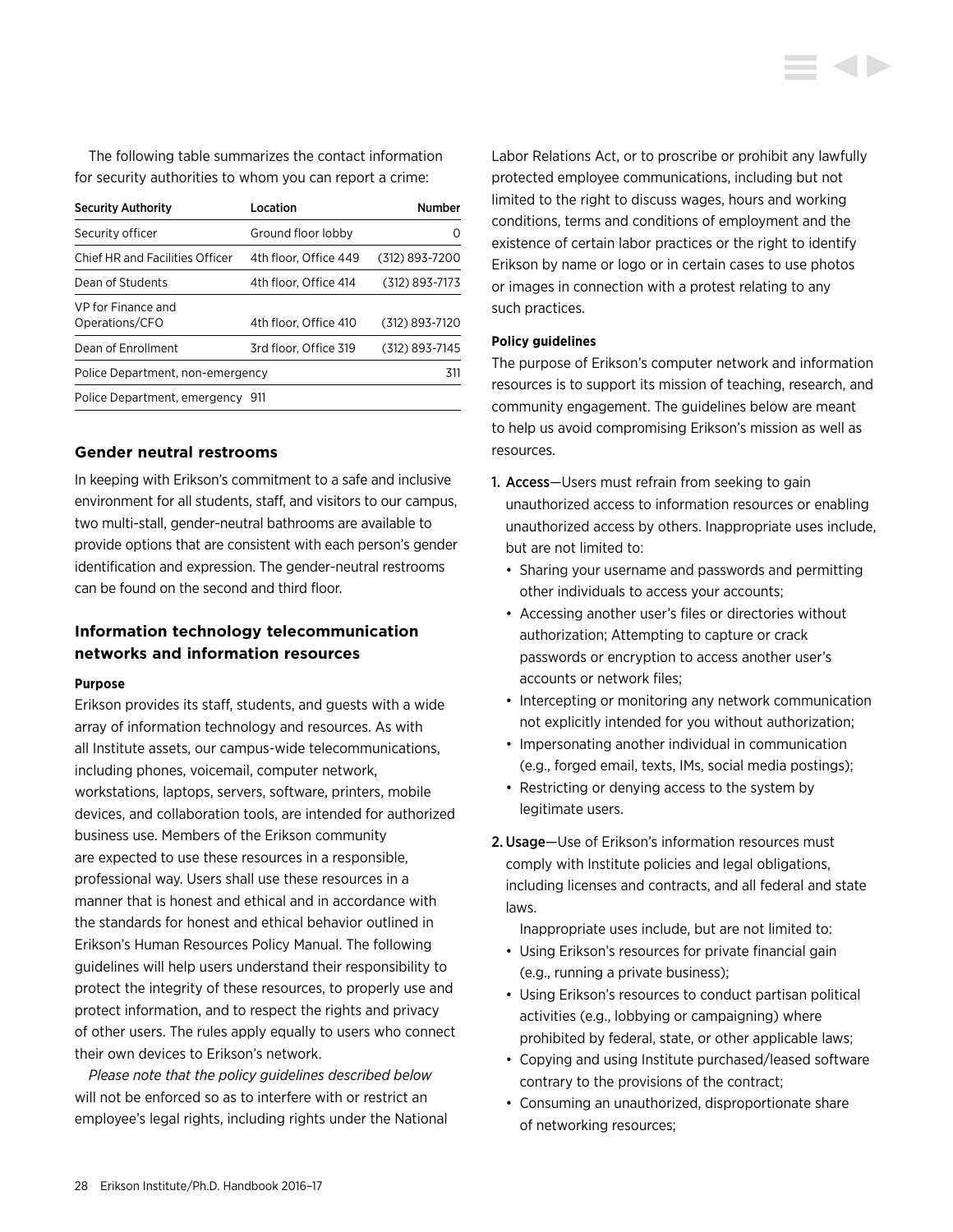The following table summarizes the contact information for security authorities to whom you can report a crime:

| Security Authority | Location | Number |
|---|---|---|
| Security officer | Ground floor lobby | 0 |
| Chief HR and Facilities Officer | 4th floor, Office 449 | (312) 893-7200 |
| Dean of Students | 4th floor, Office 414 | (312) 893-7173 |
| VP for Finance and Operations/CFO | 4th floor, Office 410 | (312) 893-7120 |
| Dean of Enrollment | 3rd floor, Office 319 | (312) 893-7145 |
| Police Department, non-emergency | | 311 |
| Police Department, emergency 911 | | |

### Gender neutral restrooms

In keeping with Erikson's commitment to a safe and inclusive environment for all students, staff, and visitors to our campus, two multi-stall, gender-neutral bathrooms are available to provide options that are consistent with each person's gender identification and expression. The gender-neutral restrooms can be found on the second and third floor.

### Information technology telecommunication networks and information resources

#### Purpose

Erikson provides its staff, students, and guests with a wide array of information technology and resources. As with all Institute assets, our campus-wide telecommunications, including phones, voicemail, computer network, workstations, laptops, servers, software, printers, mobile devices, and collaboration tools, are intended for authorized business use. Members of the Erikson community are expected to use these resources in a responsible, professional way. Users shall use these resources in a manner that is honest and ethical and in accordance with the standards for honest and ethical behavior outlined in Erikson's Human Resources Policy Manual. The following guidelines will help users understand their responsibility to protect the integrity of these resources, to properly use and protect information, and to respect the rights and privacy of other users. The rules apply equally to users who connect their own devices to Erikson's network.

*Please note that the policy guidelines described below* will not be enforced so as to interfere with or restrict an employee's legal rights, including rights under the National Labor Relations Act, or to proscribe or prohibit any lawfully protected employee communications, including but not limited to the right to discuss wages, hours and working conditions, terms and conditions of employment and the existence of certain labor practices or the right to identify Erikson by name or logo or in certain cases to use photos or images in connection with a protest relating to any such practices.

#### Policy guidelines

The purpose of Erikson's computer network and information resources is to support its mission of teaching, research, and community engagement. The guidelines below are meant to help us avoid compromising Erikson's mission as well as resources.

1. Access—Users must refrain from seeking to gain unauthorized access to information resources or enabling unauthorized access by others. Inappropriate uses include, but are not limited to:
   - Sharing your username and passwords and permitting other individuals to access your accounts;
   - Accessing another user's files or directories without authorization; Attempting to capture or crack passwords or encryption to access another user's accounts or network files;
   - Intercepting or monitoring any network communication not explicitly intended for you without authorization;
   - Impersonating another individual in communication (e.g., forged email, texts, IMs, social media postings);
   - Restricting or denying access to the system by legitimate users.
2. Usage—Use of Erikson's information resources must comply with Institute policies and legal obligations, including licenses and contracts, and all federal and state laws.

   Inappropriate uses include, but are not limited to:
   - Using Erikson's resources for private financial gain (e.g., running a private business);
   - Using Erikson's resources to conduct partisan political activities (e.g., lobbying or campaigning) where prohibited by federal, state, or other applicable laws;
   - Copying and using Institute purchased/leased software contrary to the provisions of the contract;
   - Consuming an unauthorized, disproportionate share of networking resources;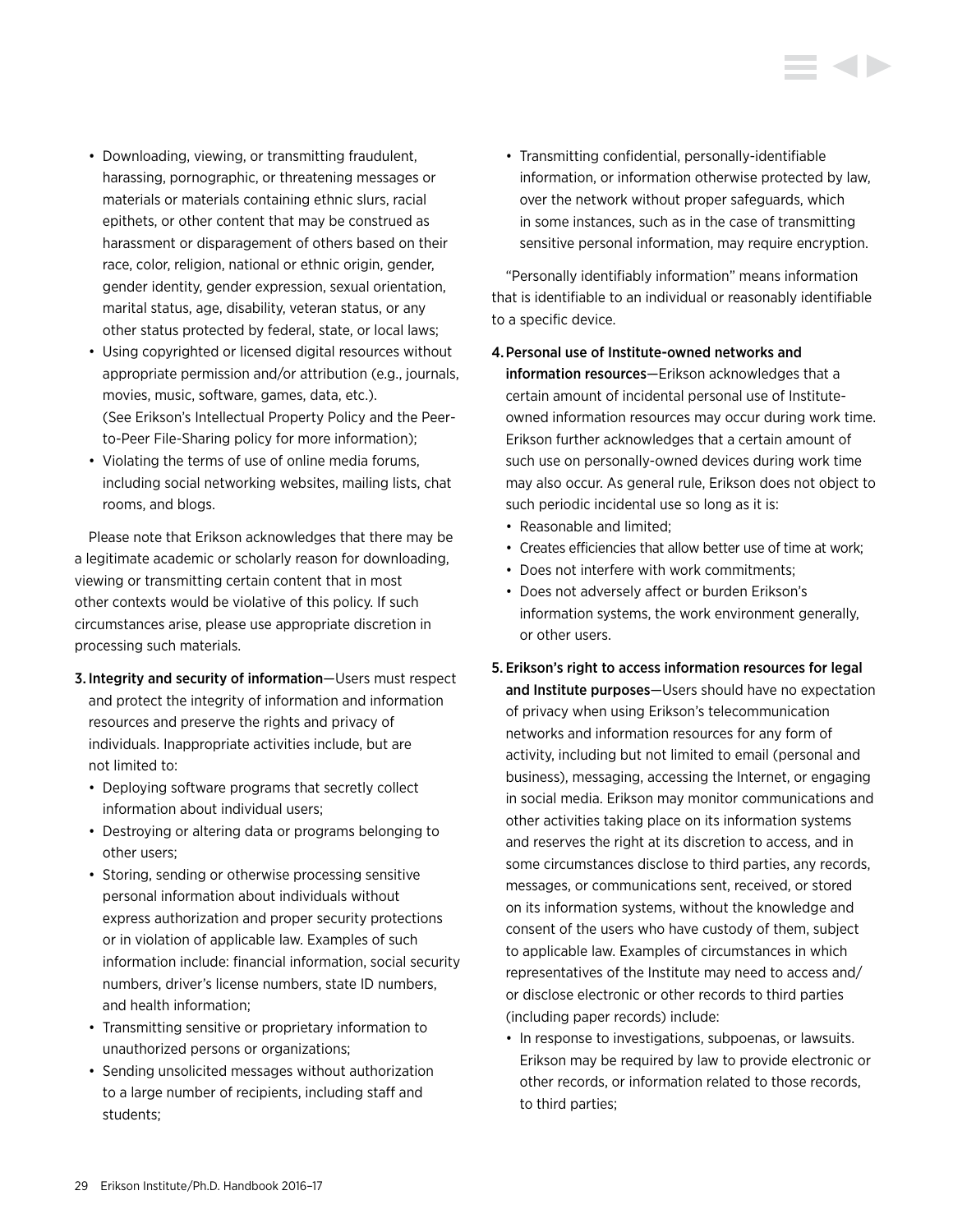- Downloading, viewing, or transmitting fraudulent, harassing, pornographic, or threatening messages or materials or materials containing ethnic slurs, racial epithets, or other content that may be construed as harassment or disparagement of others based on their race, color, religion, national or ethnic origin, gender, gender identity, gender expression, sexual orientation, marital status, age, disability, veteran status, or any other status protected by federal, state, or local laws;
- Using copyrighted or licensed digital resources without appropriate permission and/or attribution (e.g., journals, movies, music, software, games, data, etc.). (See Erikson's Intellectual Property Policy and the Peer-to-Peer File-Sharing policy for more information);
- Violating the terms of use of online media forums, including social networking websites, mailing lists, chat rooms, and blogs.

Please note that Erikson acknowledges that there may be a legitimate academic or scholarly reason for downloading, viewing or transmitting certain content that in most other contexts would be violative of this policy. If such circumstances arise, please use appropriate discretion in processing such materials.

3. **Integrity and security of information**—Users must respect and protect the integrity of information and information resources and preserve the rights and privacy of individuals. Inappropriate activities include, but are not limited to:
   - Deploying software programs that secretly collect information about individual users;
   - Destroying or altering data or programs belonging to other users;
   - Storing, sending or otherwise processing sensitive personal information about individuals without express authorization and proper security protections or in violation of applicable law. Examples of such information include: financial information, social security numbers, driver's license numbers, state ID numbers, and health information;
   - Transmitting sensitive or proprietary information to unauthorized persons or organizations;
   - Sending unsolicited messages without authorization to a large number of recipients, including staff and students;
   - Transmitting confidential, personally-identifiable information, or information otherwise protected by law, over the network without proper safeguards, which in some instances, such as in the case of transmitting sensitive personal information, may require encryption.

"Personally identifiably information" means information that is identifiable to an individual or reasonably identifiable to a specific device.

4. **Personal use of Institute-owned networks and information resources**—Erikson acknowledges that a certain amount of incidental personal use of Institute-owned information resources may occur during work time. Erikson further acknowledges that a certain amount of such use on personally-owned devices during work time may also occur. As general rule, Erikson does not object to such periodic incidental use so long as it is:
   - Reasonable and limited;
   - Creates efficiencies that allow better use of time at work;
   - Does not interfere with work commitments;
   - Does not adversely affect or burden Erikson's information systems, the work environment generally, or other users.
5. **Erikson's right to access information resources for legal and Institute purposes**—Users should have no expectation of privacy when using Erikson's telecommunication networks and information resources for any form of activity, including but not limited to email (personal and business), messaging, accessing the Internet, or engaging in social media. Erikson may monitor communications and other activities taking place on its information systems and reserves the right at its discretion to access, and in some circumstances disclose to third parties, any records, messages, or communications sent, received, or stored on its information systems, without the knowledge and consent of the users who have custody of them, subject to applicable law. Examples of circumstances in which representatives of the Institute may need to access and/or disclose electronic or other records to third parties (including paper records) include:
   - In response to investigations, subpoenas, or lawsuits. Erikson may be required by law to provide electronic or other records, or information related to those records, to third parties;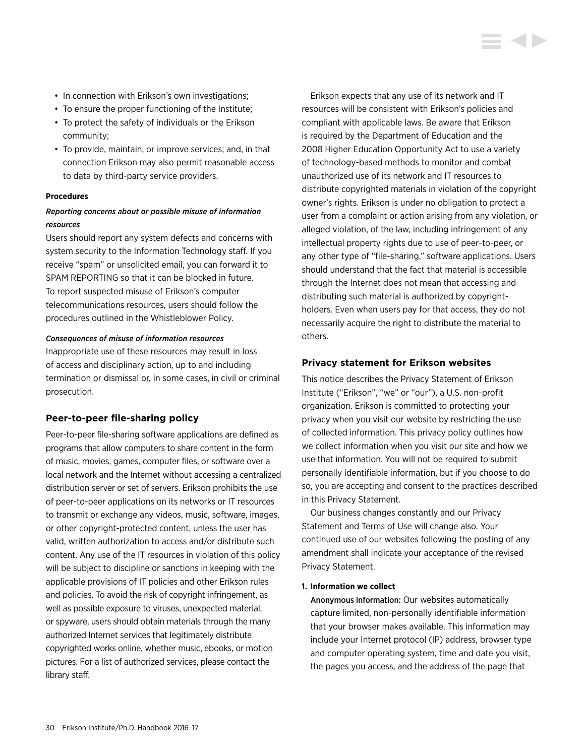- In connection with Erikson's own investigations;
- To ensure the proper functioning of the Institute;
- To protect the safety of individuals or the Erikson community;
- To provide, maintain, or improve services; and, in that connection Erikson may also permit reasonable access to data by third-party service providers.

**Procedures**

***Reporting concerns about or possible misuse of information resources***

Users should report any system defects and concerns with system security to the Information Technology staff. If you receive "spam" or unsolicited email, you can forward it to SPAM REPORTING so that it can be blocked in future. To report suspected misuse of Erikson's computer telecommunications resources, users should follow the procedures outlined in the Whistleblower Policy.

***Consequences of misuse of information resources***

Inappropriate use of these resources may result in loss of access and disciplinary action, up to and including termination or dismissal or, in some cases, in civil or criminal prosecution.

### Peer-to-peer file-sharing policy

Peer-to-peer file-sharing software applications are defined as programs that allow computers to share content in the form of music, movies, games, computer files, or software over a local network and the Internet without accessing a centralized distribution server or set of servers. Erikson prohibits the use of peer-to-peer applications on its networks or IT resources to transmit or exchange any videos, music, software, images, or other copyright-protected content, unless the user has valid, written authorization to access and/or distribute such content. Any use of the IT resources in violation of this policy will be subject to discipline or sanctions in keeping with the applicable provisions of IT policies and other Erikson rules and policies. To avoid the risk of copyright infringement, as well as possible exposure to viruses, unexpected material, or spyware, users should obtain materials through the many authorized Internet services that legitimately distribute copyrighted works online, whether music, ebooks, or motion pictures. For a list of authorized services, please contact the library staff.

Erikson expects that any use of its network and IT resources will be consistent with Erikson's policies and compliant with applicable laws. Be aware that Erikson is required by the Department of Education and the 2008 Higher Education Opportunity Act to use a variety of technology-based methods to monitor and combat unauthorized use of its network and IT resources to distribute copyrighted materials in violation of the copyright owner's rights. Erikson is under no obligation to protect a user from a complaint or action arising from any violation, or alleged violation, of the law, including infringement of any intellectual property rights due to use of peer-to-peer, or any other type of "file-sharing," software applications. Users should understand that the fact that material is accessible through the Internet does not mean that accessing and distributing such material is authorized by copyright-holders. Even when users pay for that access, they do not necessarily acquire the right to distribute the material to others.

### Privacy statement for Erikson websites

This notice describes the Privacy Statement of Erikson Institute ("Erikson", "we" or "our"), a U.S. non-profit organization. Erikson is committed to protecting your privacy when you visit our website by restricting the use of collected information. This privacy policy outlines how we collect information when you visit our site and how we use that information. You will not be required to submit personally identifiable information, but if you choose to do so, you are accepting and consent to the practices described in this Privacy Statement.

Our business changes constantly and our Privacy Statement and Terms of Use will change also. Your continued use of our websites following the posting of any amendment shall indicate your acceptance of the revised Privacy Statement.

**1. Information we collect**

**Anonymous information:** Our websites automatically capture limited, non-personally identifiable information that your browser makes available. This information may include your Internet protocol (IP) address, browser type and computer operating system, time and date you visit, the pages you access, and the address of the page that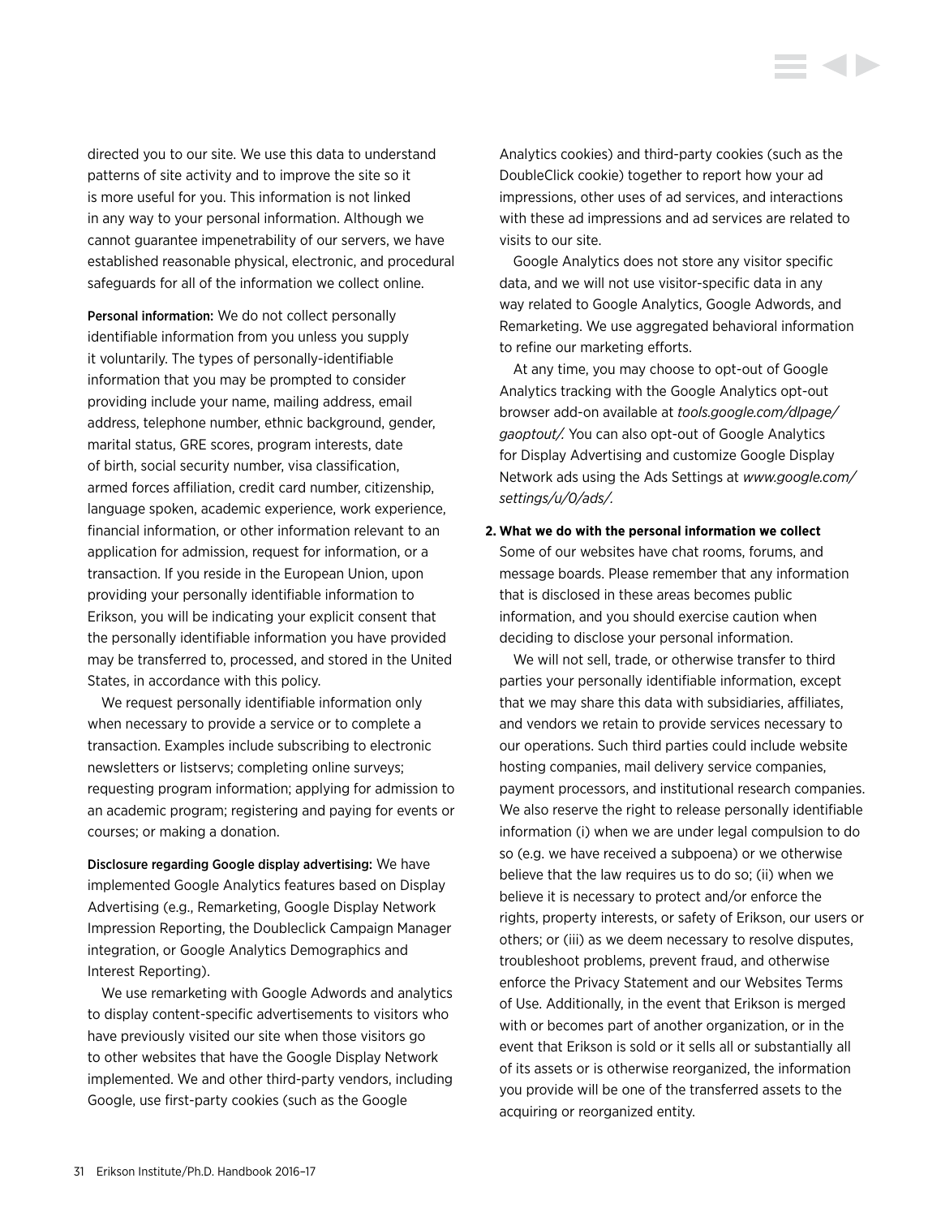directed you to our site. We use this data to understand patterns of site activity and to improve the site so it is more useful for you. This information is not linked in any way to your personal information. Although we cannot guarantee impenetrability of our servers, we have established reasonable physical, electronic, and procedural safeguards for all of the information we collect online.

Personal information: We do not collect personally identifiable information from you unless you supply it voluntarily. The types of personally-identifiable information that you may be prompted to consider providing include your name, mailing address, email address, telephone number, ethnic background, gender, marital status, GRE scores, program interests, date of birth, social security number, visa classification, armed forces affiliation, credit card number, citizenship, language spoken, academic experience, work experience, financial information, or other information relevant to an application for admission, request for information, or a transaction. If you reside in the European Union, upon providing your personally identifiable information to Erikson, you will be indicating your explicit consent that the personally identifiable information you have provided may be transferred to, processed, and stored in the United States, in accordance with this policy.

We request personally identifiable information only when necessary to provide a service or to complete a transaction. Examples include subscribing to electronic newsletters or listservs; completing online surveys; requesting program information; applying for admission to an academic program; registering and paying for events or courses; or making a donation.

Disclosure regarding Google display advertising: We have implemented Google Analytics features based on Display Advertising (e.g., Remarketing, Google Display Network Impression Reporting, the Doubleclick Campaign Manager integration, or Google Analytics Demographics and Interest Reporting).

We use remarketing with Google Adwords and analytics to display content-specific advertisements to visitors who have previously visited our site when those visitors go to other websites that have the Google Display Network implemented. We and other third-party vendors, including Google, use first-party cookies (such as the Google Analytics cookies) and third-party cookies (such as the DoubleClick cookie) together to report how your ad impressions, other uses of ad services, and interactions with these ad impressions and ad services are related to visits to our site.

Google Analytics does not store any visitor specific data, and we will not use visitor-specific data in any way related to Google Analytics, Google Adwords, and Remarketing. We use aggregated behavioral information to refine our marketing efforts.

At any time, you may choose to opt-out of Google Analytics tracking with the Google Analytics opt-out browser add-on available at *tools.google.com/dlpage/gaoptout/.* You can also opt-out of Google Analytics for Display Advertising and customize Google Display Network ads using the Ads Settings at *www.google.com/settings/u/0/ads/.*

**2. What we do with the personal information we collect**

Some of our websites have chat rooms, forums, and message boards. Please remember that any information that is disclosed in these areas becomes public information, and you should exercise caution when deciding to disclose your personal information.

We will not sell, trade, or otherwise transfer to third parties your personally identifiable information, except that we may share this data with subsidiaries, affiliates, and vendors we retain to provide services necessary to our operations. Such third parties could include website hosting companies, mail delivery service companies, payment processors, and institutional research companies. We also reserve the right to release personally identifiable information (i) when we are under legal compulsion to do so (e.g. we have received a subpoena) or we otherwise believe that the law requires us to do so; (ii) when we believe it is necessary to protect and/or enforce the rights, property interests, or safety of Erikson, our users or others; or (iii) as we deem necessary to resolve disputes, troubleshoot problems, prevent fraud, and otherwise enforce the Privacy Statement and our Websites Terms of Use. Additionally, in the event that Erikson is merged with or becomes part of another organization, or in the event that Erikson is sold or it sells all or substantially all of its assets or is otherwise reorganized, the information you provide will be one of the transferred assets to the acquiring or reorganized entity.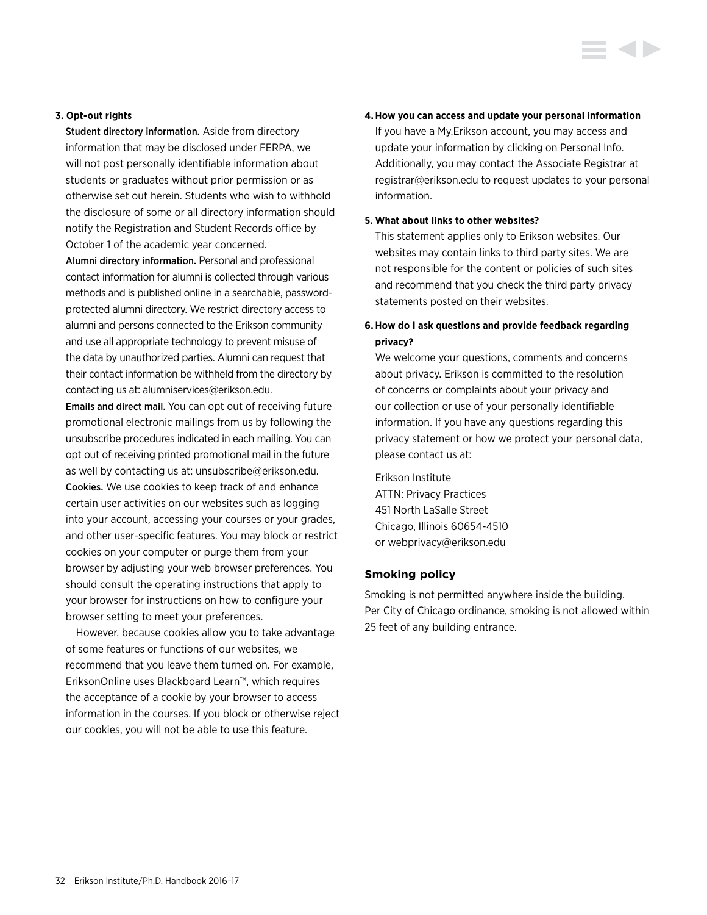**3. Opt-out rights**

**Student directory information.** Aside from directory information that may be disclosed under FERPA, we will not post personally identifiable information about students or graduates without prior permission or as otherwise set out herein. Students who wish to withhold the disclosure of some or all directory information should notify the Registration and Student Records office by October 1 of the academic year concerned.

**Alumni directory information.** Personal and professional contact information for alumni is collected through various methods and is published online in a searchable, password-protected alumni directory. We restrict directory access to alumni and persons connected to the Erikson community and use all appropriate technology to prevent misuse of the data by unauthorized parties. Alumni can request that their contact information be withheld from the directory by contacting us at: alumniservices@erikson.edu.

**Emails and direct mail.** You can opt out of receiving future promotional electronic mailings from us by following the unsubscribe procedures indicated in each mailing. You can opt out of receiving printed promotional mail in the future as well by contacting us at: unsubscribe@erikson.edu.

**Cookies.** We use cookies to keep track of and enhance certain user activities on our websites such as logging into your account, accessing your courses or your grades, and other user-specific features. You may block or restrict cookies on your computer or purge them from your browser by adjusting your web browser preferences. You should consult the operating instructions that apply to your browser for instructions on how to configure your browser setting to meet your preferences.

However, because cookies allow you to take advantage of some features or functions of our websites, we recommend that you leave them turned on. For example, EriksonOnline uses Blackboard Learn™, which requires the acceptance of a cookie by your browser to access information in the courses. If you block or otherwise reject our cookies, you will not be able to use this feature.

**4. How you can access and update your personal information**

If you have a My.Erikson account, you may access and update your information by clicking on Personal Info. Additionally, you may contact the Associate Registrar at registrar@erikson.edu to request updates to your personal information.

**5. What about links to other websites?**

This statement applies only to Erikson websites. Our websites may contain links to third party sites. We are not responsible for the content or policies of such sites and recommend that you check the third party privacy statements posted on their websites.

**6. How do I ask questions and provide feedback regarding privacy?**

We welcome your questions, comments and concerns about privacy. Erikson is committed to the resolution of concerns or complaints about your privacy and our collection or use of your personally identifiable information. If you have any questions regarding this privacy statement or how we protect your personal data, please contact us at:

Erikson Institute
ATTN: Privacy Practices
451 North LaSalle Street
Chicago, Illinois 60654-4510
or webprivacy@erikson.edu

## Smoking policy

Smoking is not permitted anywhere inside the building. Per City of Chicago ordinance, smoking is not allowed within 25 feet of any building entrance.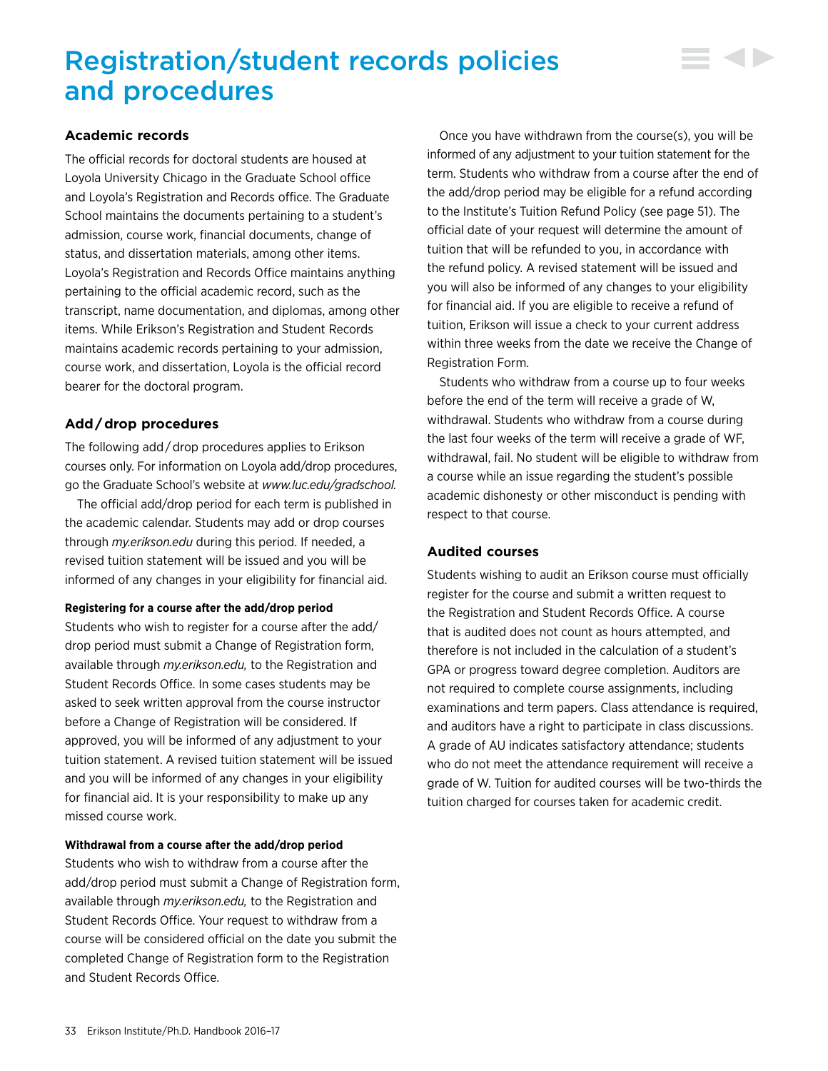# Registration/student records policies and procedures

## Academic records

The official records for doctoral students are housed at Loyola University Chicago in the Graduate School office and Loyola's Registration and Records office. The Graduate School maintains the documents pertaining to a student's admission, course work, financial documents, change of status, and dissertation materials, among other items. Loyola's Registration and Records Office maintains anything pertaining to the official academic record, such as the transcript, name documentation, and diplomas, among other items. While Erikson's Registration and Student Records maintains academic records pertaining to your admission, course work, and dissertation, Loyola is the official record bearer for the doctoral program.

## Add / drop procedures

The following add / drop procedures applies to Erikson courses only. For information on Loyola add/drop procedures, go the Graduate School's website at *www.luc.edu/gradschool.*

The official add/drop period for each term is published in the academic calendar. Students may add or drop courses through *my.erikson.edu* during this period. If needed, a revised tuition statement will be issued and you will be informed of any changes in your eligibility for financial aid.

### Registering for a course after the add/drop period

Students who wish to register for a course after the add/drop period must submit a Change of Registration form, available through *my.erikson.edu,* to the Registration and Student Records Office. In some cases students may be asked to seek written approval from the course instructor before a Change of Registration will be considered. If approved, you will be informed of any adjustment to your tuition statement. A revised tuition statement will be issued and you will be informed of any changes in your eligibility for financial aid. It is your responsibility to make up any missed course work.

### Withdrawal from a course after the add/drop period

Students who wish to withdraw from a course after the add/drop period must submit a Change of Registration form, available through *my.erikson.edu,* to the Registration and Student Records Office. Your request to withdraw from a course will be considered official on the date you submit the completed Change of Registration form to the Registration and Student Records Office.

Once you have withdrawn from the course(s), you will be informed of any adjustment to your tuition statement for the term. Students who withdraw from a course after the end of the add/drop period may be eligible for a refund according to the Institute's Tuition Refund Policy (see page 51). The official date of your request will determine the amount of tuition that will be refunded to you, in accordance with the refund policy. A revised statement will be issued and you will also be informed of any changes to your eligibility for financial aid. If you are eligible to receive a refund of tuition, Erikson will issue a check to your current address within three weeks from the date we receive the Change of Registration Form.

Students who withdraw from a course up to four weeks before the end of the term will receive a grade of W, withdrawal. Students who withdraw from a course during the last four weeks of the term will receive a grade of WF, withdrawal, fail. No student will be eligible to withdraw from a course while an issue regarding the student's possible academic dishonesty or other misconduct is pending with respect to that course.

## Audited courses

Students wishing to audit an Erikson course must officially register for the course and submit a written request to the Registration and Student Records Office. A course that is audited does not count as hours attempted, and therefore is not included in the calculation of a student's GPA or progress toward degree completion. Auditors are not required to complete course assignments, including examinations and term papers. Class attendance is required, and auditors have a right to participate in class discussions. A grade of AU indicates satisfactory attendance; students who do not meet the attendance requirement will receive a grade of W. Tuition for audited courses will be two-thirds the tuition charged for courses taken for academic credit.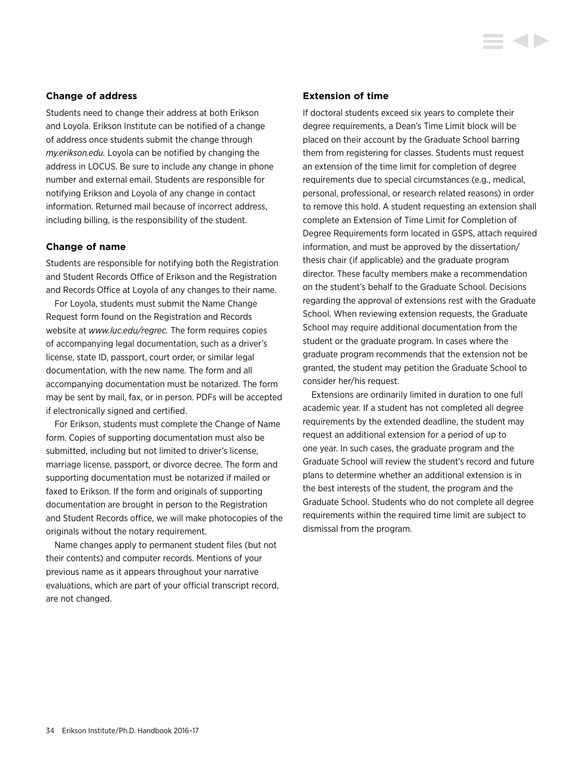### Change of address

Students need to change their address at both Erikson and Loyola. Erikson Institute can be notified of a change of address once students submit the change through *my.erikson.edu.* Loyola can be notified by changing the address in LOCUS. Be sure to include any change in phone number and external email. Students are responsible for notifying Erikson and Loyola of any change in contact information. Returned mail because of incorrect address, including billing, is the responsibility of the student.

### Change of name

Students are responsible for notifying both the Registration and Student Records Office of Erikson and the Registration and Records Office at Loyola of any changes to their name.

For Loyola, students must submit the Name Change Request form found on the Registration and Records website at *www.luc.edu/regrec.* The form requires copies of accompanying legal documentation, such as a driver's license, state ID, passport, court order, or similar legal documentation, with the new name. The form and all accompanying documentation must be notarized. The form may be sent by mail, fax, or in person. PDFs will be accepted if electronically signed and certified.

For Erikson, students must complete the Change of Name form. Copies of supporting documentation must also be submitted, including but not limited to driver's license, marriage license, passport, or divorce decree. The form and supporting documentation must be notarized if mailed or faxed to Erikson. If the form and originals of supporting documentation are brought in person to the Registration and Student Records office, we will make photocopies of the originals without the notary requirement.

Name changes apply to permanent student files (but not their contents) and computer records. Mentions of your previous name as it appears throughout your narrative evaluations, which are part of your official transcript record, are not changed.

### Extension of time

If doctoral students exceed six years to complete their degree requirements, a Dean's Time Limit block will be placed on their account by the Graduate School barring them from registering for classes. Students must request an extension of the time limit for completion of degree requirements due to special circumstances (e.g., medical, personal, professional, or research related reasons) in order to remove this hold. A student requesting an extension shall complete an Extension of Time Limit for Completion of Degree Requirements form located in GSPS, attach required information, and must be approved by the dissertation/thesis chair (if applicable) and the graduate program director. These faculty members make a recommendation on the student's behalf to the Graduate School. Decisions regarding the approval of extensions rest with the Graduate School. When reviewing extension requests, the Graduate School may require additional documentation from the student or the graduate program. In cases where the graduate program recommends that the extension not be granted, the student may petition the Graduate School to consider her/his request.

Extensions are ordinarily limited in duration to one full academic year. If a student has not completed all degree requirements by the extended deadline, the student may request an additional extension for a period of up to one year. In such cases, the graduate program and the Graduate School will review the student's record and future plans to determine whether an additional extension is in the best interests of the student, the program and the Graduate School. Students who do not complete all degree requirements within the required time limit are subject to dismissal from the program.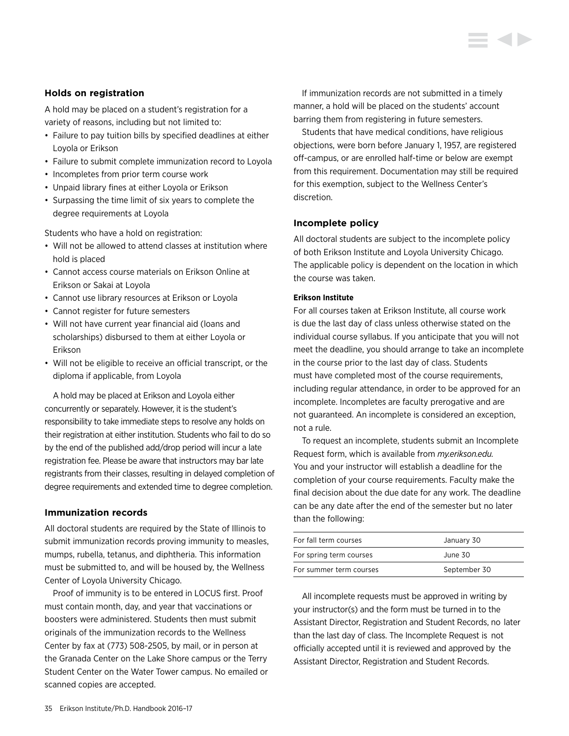## Holds on registration

A hold may be placed on a student's registration for a variety of reasons, including but not limited to:

- Failure to pay tuition bills by specified deadlines at either Loyola or Erikson
- Failure to submit complete immunization record to Loyola
- Incompletes from prior term course work
- Unpaid library fines at either Loyola or Erikson
- Surpassing the time limit of six years to complete the degree requirements at Loyola

Students who have a hold on registration:

- Will not be allowed to attend classes at institution where hold is placed
- Cannot access course materials on Erikson Online at Erikson or Sakai at Loyola
- Cannot use library resources at Erikson or Loyola
- Cannot register for future semesters
- Will not have current year financial aid (loans and scholarships) disbursed to them at either Loyola or Erikson
- Will not be eligible to receive an official transcript, or the diploma if applicable, from Loyola

A hold may be placed at Erikson and Loyola either concurrently or separately. However, it is the student's responsibility to take immediate steps to resolve any holds on their registration at either institution. Students who fail to do so by the end of the published add/drop period will incur a late registration fee. Please be aware that instructors may bar late registrants from their classes, resulting in delayed completion of degree requirements and extended time to degree completion.

## Immunization records

All doctoral students are required by the State of Illinois to submit immunization records proving immunity to measles, mumps, rubella, tetanus, and diphtheria. This information must be submitted to, and will be housed by, the Wellness Center of Loyola University Chicago.

Proof of immunity is to be entered in LOCUS first. Proof must contain month, day, and year that vaccinations or boosters were administered. Students then must submit originals of the immunization records to the Wellness Center by fax at (773) 508-2505, by mail, or in person at the Granada Center on the Lake Shore campus or the Terry Student Center on the Water Tower campus. No emailed or scanned copies are accepted.

If immunization records are not submitted in a timely manner, a hold will be placed on the students' account barring them from registering in future semesters.

Students that have medical conditions, have religious objections, were born before January 1, 1957, are registered off-campus, or are enrolled half-time or below are exempt from this requirement. Documentation may still be required for this exemption, subject to the Wellness Center's discretion.

## Incomplete policy

All doctoral students are subject to the incomplete policy of both Erikson Institute and Loyola University Chicago. The applicable policy is dependent on the location in which the course was taken.

#### Erikson Institute

For all courses taken at Erikson Institute, all course work is due the last day of class unless otherwise stated on the individual course syllabus. If you anticipate that you will not meet the deadline, you should arrange to take an incomplete in the course prior to the last day of class. Students must have completed most of the course requirements, including regular attendance, in order to be approved for an incomplete. Incompletes are faculty prerogative and are not guaranteed. An incomplete is considered an exception, not a rule.

To request an incomplete, students submit an Incomplete Request form, which is available from *my.erikson.edu.* You and your instructor will establish a deadline for the completion of your course requirements. Faculty make the final decision about the due date for any work. The deadline can be any date after the end of the semester but no later than the following:

| | |
|---|---|
| For fall term courses | January 30 |
| For spring term courses | June 30 |
| For summer term courses | September 30 |

All incomplete requests must be approved in writing by your instructor(s) and the form must be turned in to the Assistant Director, Registration and Student Records, no later than the last day of class. The Incomplete Request is not officially accepted until it is reviewed and approved by the Assistant Director, Registration and Student Records.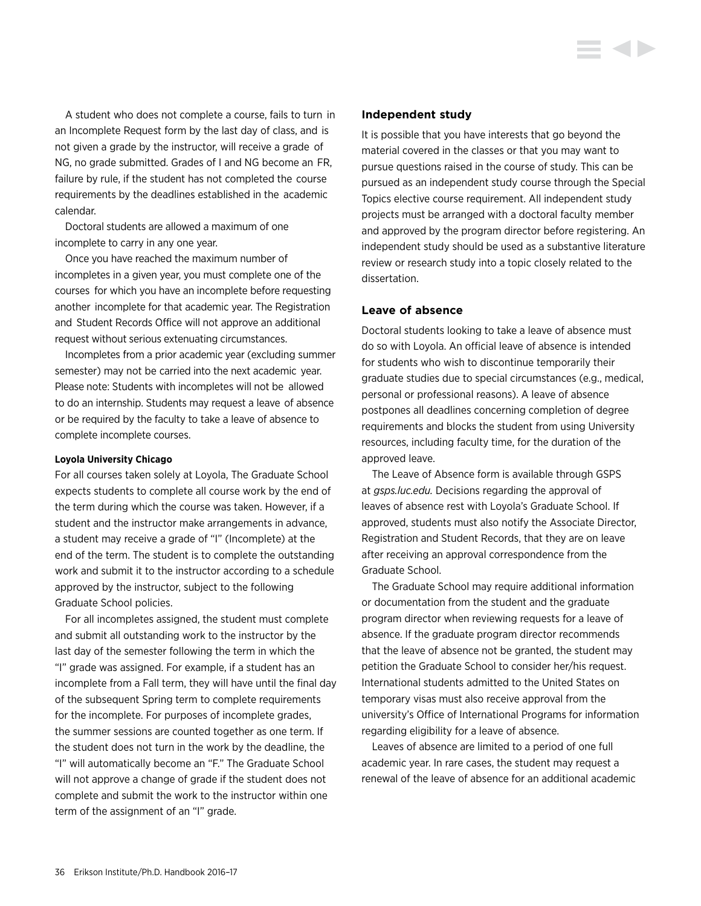A student who does not complete a course, fails to turn in an Incomplete Request form by the last day of class, and is not given a grade by the instructor, will receive a grade of NG, no grade submitted. Grades of I and NG become an FR, failure by rule, if the student has not completed the course requirements by the deadlines established in the academic calendar.

Doctoral students are allowed a maximum of one incomplete to carry in any one year.

Once you have reached the maximum number of incompletes in a given year, you must complete one of the courses for which you have an incomplete before requesting another incomplete for that academic year. The Registration and Student Records Office will not approve an additional request without serious extenuating circumstances.

Incompletes from a prior academic year (excluding summer semester) may not be carried into the next academic year. Please note: Students with incompletes will not be allowed to do an internship. Students may request a leave of absence or be required by the faculty to take a leave of absence to complete incomplete courses.

#### Loyola University Chicago

For all courses taken solely at Loyola, The Graduate School expects students to complete all course work by the end of the term during which the course was taken. However, if a student and the instructor make arrangements in advance, a student may receive a grade of "I" (Incomplete) at the end of the term. The student is to complete the outstanding work and submit it to the instructor according to a schedule approved by the instructor, subject to the following Graduate School policies.

For all incompletes assigned, the student must complete and submit all outstanding work to the instructor by the last day of the semester following the term in which the "I" grade was assigned. For example, if a student has an incomplete from a Fall term, they will have until the final day of the subsequent Spring term to complete requirements for the incomplete. For purposes of incomplete grades, the summer sessions are counted together as one term. If the student does not turn in the work by the deadline, the "I" will automatically become an "F." The Graduate School will not approve a change of grade if the student does not complete and submit the work to the instructor within one term of the assignment of an "I" grade.

### Independent study

It is possible that you have interests that go beyond the material covered in the classes or that you may want to pursue questions raised in the course of study. This can be pursued as an independent study course through the Special Topics elective course requirement. All independent study projects must be arranged with a doctoral faculty member and approved by the program director before registering. An independent study should be used as a substantive literature review or research study into a topic closely related to the dissertation.

### Leave of absence

Doctoral students looking to take a leave of absence must do so with Loyola. An official leave of absence is intended for students who wish to discontinue temporarily their graduate studies due to special circumstances (e.g., medical, personal or professional reasons). A leave of absence postpones all deadlines concerning completion of degree requirements and blocks the student from using University resources, including faculty time, for the duration of the approved leave.

The Leave of Absence form is available through GSPS at *gsps.luc.edu.* Decisions regarding the approval of leaves of absence rest with Loyola's Graduate School. If approved, students must also notify the Associate Director, Registration and Student Records, that they are on leave after receiving an approval correspondence from the Graduate School.

The Graduate School may require additional information or documentation from the student and the graduate program director when reviewing requests for a leave of absence. If the graduate program director recommends that the leave of absence not be granted, the student may petition the Graduate School to consider her/his request. International students admitted to the United States on temporary visas must also receive approval from the university's Office of International Programs for information regarding eligibility for a leave of absence.

Leaves of absence are limited to a period of one full academic year. In rare cases, the student may request a renewal of the leave of absence for an additional academic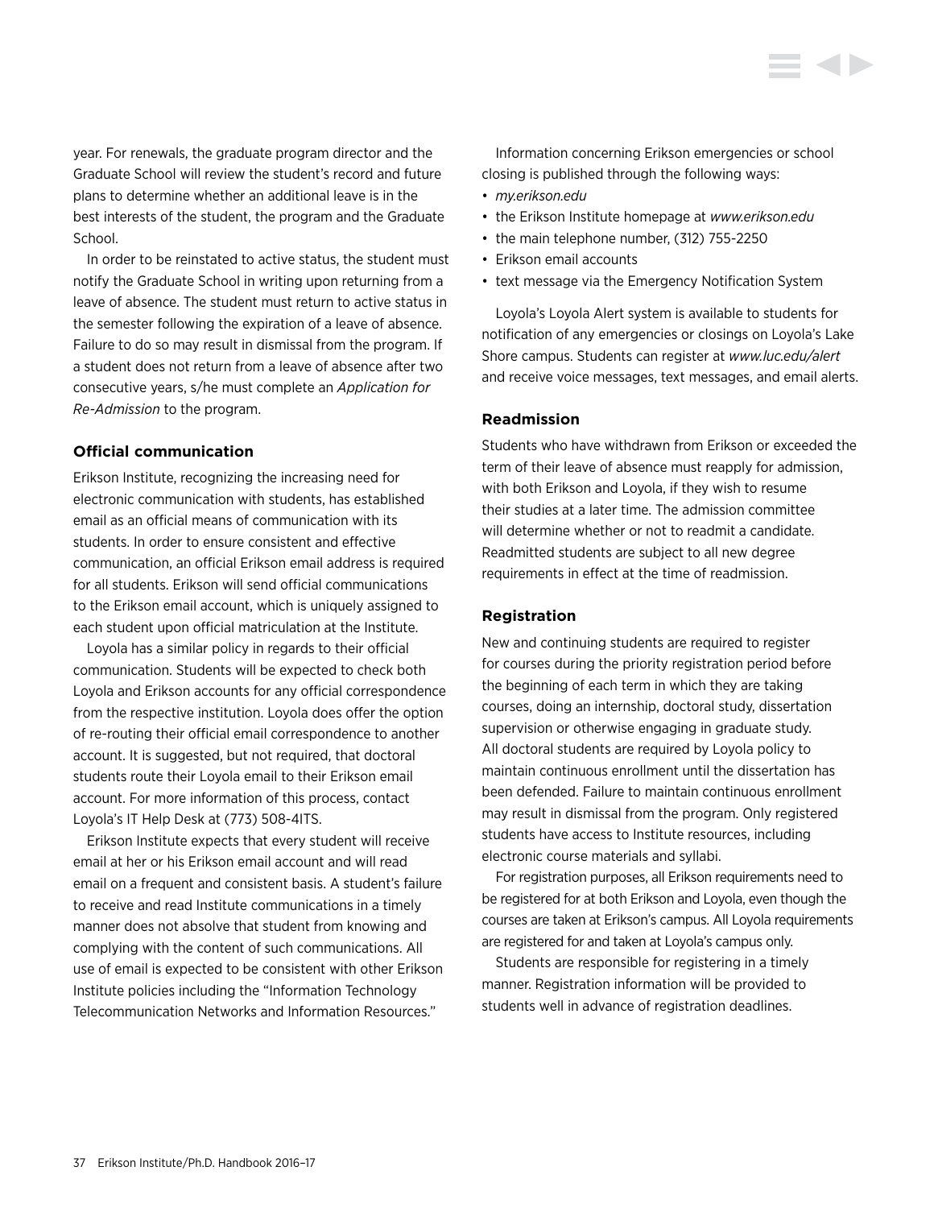year. For renewals, the graduate program director and the Graduate School will review the student's record and future plans to determine whether an additional leave is in the best interests of the student, the program and the Graduate School.

In order to be reinstated to active status, the student must notify the Graduate School in writing upon returning from a leave of absence. The student must return to active status in the semester following the expiration of a leave of absence. Failure to do so may result in dismissal from the program. If a student does not return from a leave of absence after two consecutive years, s/he must complete an *Application for Re-Admission* to the program.

### Official communication

Erikson Institute, recognizing the increasing need for electronic communication with students, has established email as an official means of communication with its students. In order to ensure consistent and effective communication, an official Erikson email address is required for all students. Erikson will send official communications to the Erikson email account, which is uniquely assigned to each student upon official matriculation at the Institute.

Loyola has a similar policy in regards to their official communication. Students will be expected to check both Loyola and Erikson accounts for any official correspondence from the respective institution. Loyola does offer the option of re-routing their official email correspondence to another account. It is suggested, but not required, that doctoral students route their Loyola email to their Erikson email account. For more information of this process, contact Loyola's IT Help Desk at (773) 508-4ITS.

Erikson Institute expects that every student will receive email at her or his Erikson email account and will read email on a frequent and consistent basis. A student's failure to receive and read Institute communications in a timely manner does not absolve that student from knowing and complying with the content of such communications. All use of email is expected to be consistent with other Erikson Institute policies including the "Information Technology Telecommunication Networks and Information Resources."

Information concerning Erikson emergencies or school closing is published through the following ways:

- *my.erikson.edu*
- the Erikson Institute homepage at *www.erikson.edu*
- the main telephone number, (312) 755-2250
- Erikson email accounts
- text message via the Emergency Notification System

Loyola's Loyola Alert system is available to students for notification of any emergencies or closings on Loyola's Lake Shore campus. Students can register at *www.luc.edu/alert* and receive voice messages, text messages, and email alerts.

### Readmission

Students who have withdrawn from Erikson or exceeded the term of their leave of absence must reapply for admission, with both Erikson and Loyola, if they wish to resume their studies at a later time. The admission committee will determine whether or not to readmit a candidate. Readmitted students are subject to all new degree requirements in effect at the time of readmission.

### Registration

New and continuing students are required to register for courses during the priority registration period before the beginning of each term in which they are taking courses, doing an internship, doctoral study, dissertation supervision or otherwise engaging in graduate study. All doctoral students are required by Loyola policy to maintain continuous enrollment until the dissertation has been defended. Failure to maintain continuous enrollment may result in dismissal from the program. Only registered students have access to Institute resources, including electronic course materials and syllabi.

For registration purposes, all Erikson requirements need to be registered for at both Erikson and Loyola, even though the courses are taken at Erikson's campus. All Loyola requirements are registered for and taken at Loyola's campus only.

Students are responsible for registering in a timely manner. Registration information will be provided to students well in advance of registration deadlines.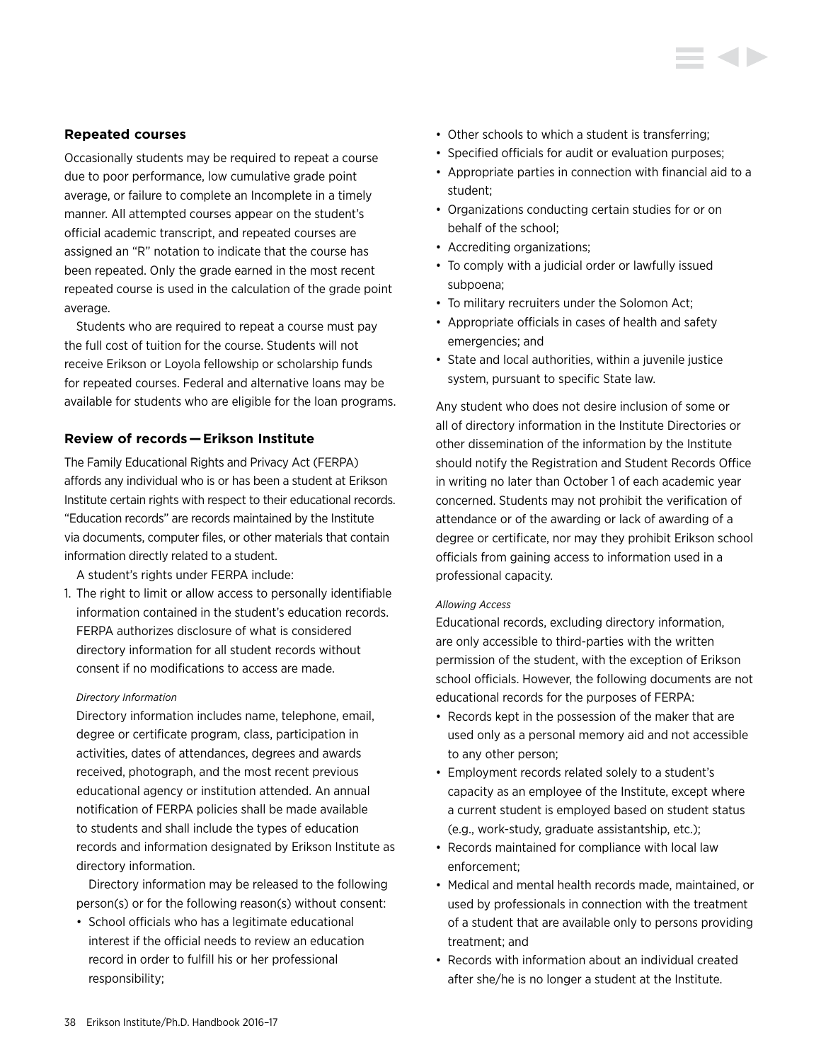### Repeated courses

Occasionally students may be required to repeat a course due to poor performance, low cumulative grade point average, or failure to complete an Incomplete in a timely manner. All attempted courses appear on the student's official academic transcript, and repeated courses are assigned an "R" notation to indicate that the course has been repeated. Only the grade earned in the most recent repeated course is used in the calculation of the grade point average.

Students who are required to repeat a course must pay the full cost of tuition for the course. Students will not receive Erikson or Loyola fellowship or scholarship funds for repeated courses. Federal and alternative loans may be available for students who are eligible for the loan programs.

### Review of records — Erikson Institute

The Family Educational Rights and Privacy Act (FERPA) affords any individual who is or has been a student at Erikson Institute certain rights with respect to their educational records. "Education records" are records maintained by the Institute via documents, computer files, or other materials that contain information directly related to a student.

A student's rights under FERPA include:

1. The right to limit or allow access to personally identifiable information contained in the student's education records. FERPA authorizes disclosure of what is considered directory information for all student records without consent if no modifications to access are made.

   *Directory Information*

   Directory information includes name, telephone, email, degree or certificate program, class, participation in activities, dates of attendances, degrees and awards received, photograph, and the most recent previous educational agency or institution attended. An annual notification of FERPA policies shall be made available to students and shall include the types of education records and information designated by Erikson Institute as directory information.

   Directory information may be released to the following person(s) or for the following reason(s) without consent:

   - School officials who has a legitimate educational interest if the official needs to review an education record in order to fulfill his or her professional responsibility;
   - Other schools to which a student is transferring;
   - Specified officials for audit or evaluation purposes;
   - Appropriate parties in connection with financial aid to a student;
   - Organizations conducting certain studies for or on behalf of the school;
   - Accrediting organizations;
   - To comply with a judicial order or lawfully issued subpoena;
   - To military recruiters under the Solomon Act;
   - Appropriate officials in cases of health and safety emergencies; and
   - State and local authorities, within a juvenile justice system, pursuant to specific State law.

   Any student who does not desire inclusion of some or all of directory information in the Institute Directories or other dissemination of the information by the Institute should notify the Registration and Student Records Office in writing no later than October 1 of each academic year concerned. Students may not prohibit the verification of attendance or of the awarding or lack of awarding of a degree or certificate, nor may they prohibit Erikson school officials from gaining access to information used in a professional capacity.

   *Allowing Access*

   Educational records, excluding directory information, are only accessible to third-parties with the written permission of the student, with the exception of Erikson school officials. However, the following documents are not educational records for the purposes of FERPA:

   - Records kept in the possession of the maker that are used only as a personal memory aid and not accessible to any other person;
   - Employment records related solely to a student's capacity as an employee of the Institute, except where a current student is employed based on student status (e.g., work-study, graduate assistantship, etc.);
   - Records maintained for compliance with local law enforcement;
   - Medical and mental health records made, maintained, or used by professionals in connection with the treatment of a student that are available only to persons providing treatment; and
   - Records with information about an individual created after she/he is no longer a student at the Institute.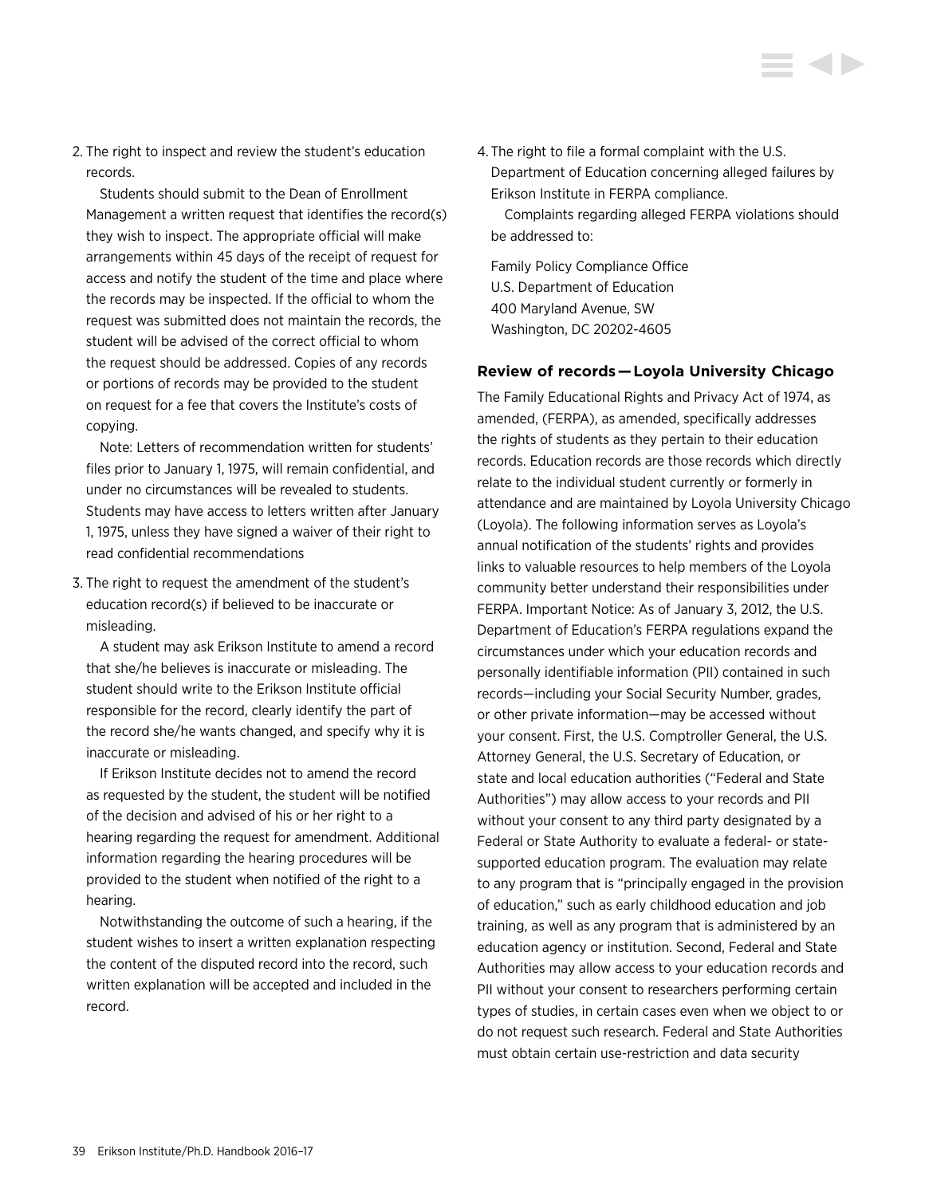2. The right to inspect and review the student's education records.

   Students should submit to the Dean of Enrollment Management a written request that identifies the record(s) they wish to inspect. The appropriate official will make arrangements within 45 days of the receipt of request for access and notify the student of the time and place where the records may be inspected. If the official to whom the request was submitted does not maintain the records, the student will be advised of the correct official to whom the request should be addressed. Copies of any records or portions of records may be provided to the student on request for a fee that covers the Institute's costs of copying.

   Note: Letters of recommendation written for students' files prior to January 1, 1975, will remain confidential, and under no circumstances will be revealed to students. Students may have access to letters written after January 1, 1975, unless they have signed a waiver of their right to read confidential recommendations

3. The right to request the amendment of the student's education record(s) if believed to be inaccurate or misleading.

   A student may ask Erikson Institute to amend a record that she/he believes is inaccurate or misleading. The student should write to the Erikson Institute official responsible for the record, clearly identify the part of the record she/he wants changed, and specify why it is inaccurate or misleading.

   If Erikson Institute decides not to amend the record as requested by the student, the student will be notified of the decision and advised of his or her right to a hearing regarding the request for amendment. Additional information regarding the hearing procedures will be provided to the student when notified of the right to a hearing.

   Notwithstanding the outcome of such a hearing, if the student wishes to insert a written explanation respecting the content of the disputed record into the record, such written explanation will be accepted and included in the record.

4. The right to file a formal complaint with the U.S. Department of Education concerning alleged failures by Erikson Institute in FERPA compliance.

   Complaints regarding alleged FERPA violations should be addressed to:

   Family Policy Compliance Office
   U.S. Department of Education
   400 Maryland Avenue, SW
   Washington, DC 20202-4605

### Review of records — Loyola University Chicago

The Family Educational Rights and Privacy Act of 1974, as amended, (FERPA), as amended, specifically addresses the rights of students as they pertain to their education records. Education records are those records which directly relate to the individual student currently or formerly in attendance and are maintained by Loyola University Chicago (Loyola). The following information serves as Loyola's annual notification of the students' rights and provides links to valuable resources to help members of the Loyola community better understand their responsibilities under FERPA. Important Notice: As of January 3, 2012, the U.S. Department of Education's FERPA regulations expand the circumstances under which your education records and personally identifiable information (PII) contained in such records—including your Social Security Number, grades, or other private information—may be accessed without your consent. First, the U.S. Comptroller General, the U.S. Attorney General, the U.S. Secretary of Education, or state and local education authorities ("Federal and State Authorities") may allow access to your records and PII without your consent to any third party designated by a Federal or State Authority to evaluate a federal- or state-supported education program. The evaluation may relate to any program that is "principally engaged in the provision of education," such as early childhood education and job training, as well as any program that is administered by an education agency or institution. Second, Federal and State Authorities may allow access to your education records and PII without your consent to researchers performing certain types of studies, in certain cases even when we object to or do not request such research. Federal and State Authorities must obtain certain use-restriction and data security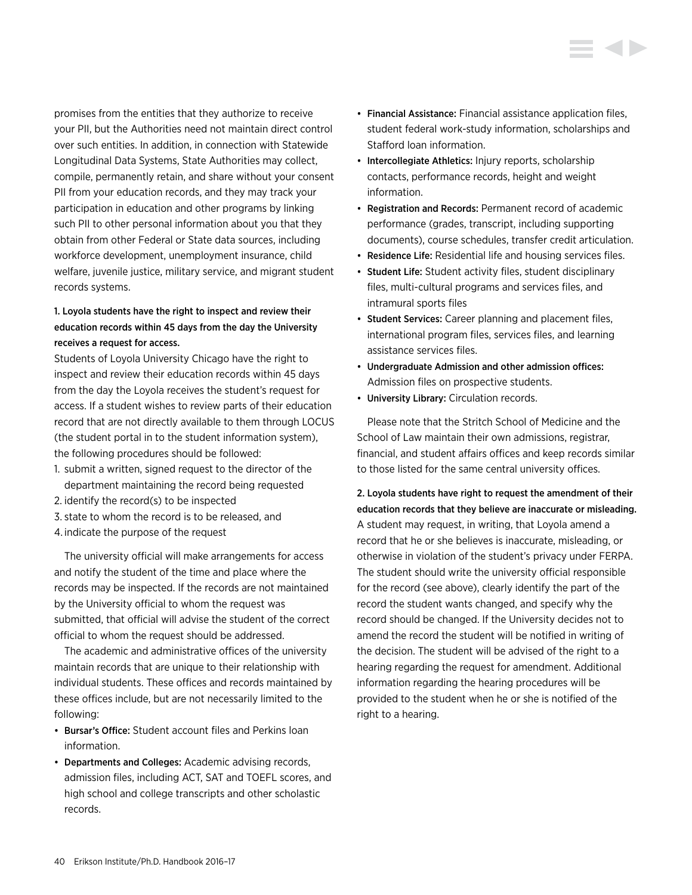promises from the entities that they authorize to receive your PII, but the Authorities need not maintain direct control over such entities. In addition, in connection with Statewide Longitudinal Data Systems, State Authorities may collect, compile, permanently retain, and share without your consent PII from your education records, and they may track your participation in education and other programs by linking such PII to other personal information about you that they obtain from other Federal or State data sources, including workforce development, unemployment insurance, child welfare, juvenile justice, military service, and migrant student records systems.

**1. Loyola students have the right to inspect and review their education records within 45 days from the day the University receives a request for access.**

Students of Loyola University Chicago have the right to inspect and review their education records within 45 days from the day the Loyola receives the student's request for access. If a student wishes to review parts of their education record that are not directly available to them through LOCUS (the student portal in to the student information system), the following procedures should be followed:

1. submit a written, signed request to the director of the department maintaining the record being requested
2. identify the record(s) to be inspected
3. state to whom the record is to be released, and
4. indicate the purpose of the request

The university official will make arrangements for access and notify the student of the time and place where the records may be inspected. If the records are not maintained by the University official to whom the request was submitted, that official will advise the student of the correct official to whom the request should be addressed.

The academic and administrative offices of the university maintain records that are unique to their relationship with individual students. These offices and records maintained by these offices include, but are not necessarily limited to the following:

- **Bursar's Office:** Student account files and Perkins loan information.
- **Departments and Colleges:** Academic advising records, admission files, including ACT, SAT and TOEFL scores, and high school and college transcripts and other scholastic records.
- **Financial Assistance:** Financial assistance application files, student federal work-study information, scholarships and Stafford loan information.
- **Intercollegiate Athletics:** Injury reports, scholarship contacts, performance records, height and weight information.
- **Registration and Records:** Permanent record of academic performance (grades, transcript, including supporting documents), course schedules, transfer credit articulation.
- **Residence Life:** Residential life and housing services files.
- **Student Life:** Student activity files, student disciplinary files, multi-cultural programs and services files, and intramural sports files
- **Student Services:** Career planning and placement files, international program files, services files, and learning assistance services files.
- **Undergraduate Admission and other admission offices:** Admission files on prospective students.
- **University Library:** Circulation records.

Please note that the Stritch School of Medicine and the School of Law maintain their own admissions, registrar, financial, and student affairs offices and keep records similar to those listed for the same central university offices.

**2. Loyola students have right to request the amendment of their education records that they believe are inaccurate or misleading.**

A student may request, in writing, that Loyola amend a record that he or she believes is inaccurate, misleading, or otherwise in violation of the student's privacy under FERPA. The student should write the university official responsible for the record (see above), clearly identify the part of the record the student wants changed, and specify why the record should be changed. If the University decides not to amend the record the student will be notified in writing of the decision. The student will be advised of the right to a hearing regarding the request for amendment. Additional information regarding the hearing procedures will be provided to the student when he or she is notified of the right to a hearing.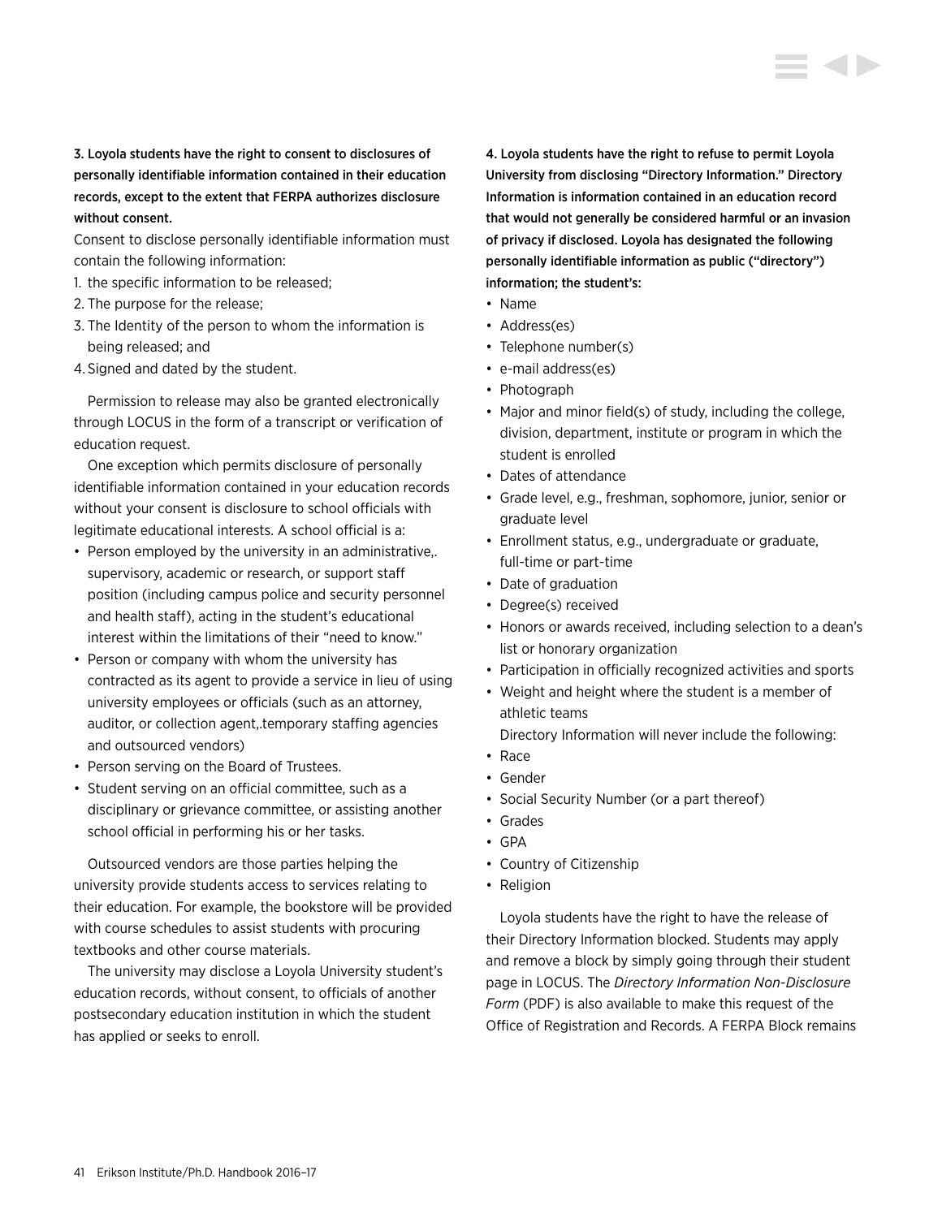**3. Loyola students have the right to consent to disclosures of personally identifiable information contained in their education records, except to the extent that FERPA authorizes disclosure without consent.**

Consent to disclose personally identifiable information must contain the following information:

1. the specific information to be released;
2. The purpose for the release;
3. The Identity of the person to whom the information is being released; and
4. Signed and dated by the student.

Permission to release may also be granted electronically through LOCUS in the form of a transcript or verification of education request.

One exception which permits disclosure of personally identifiable information contained in your education records without your consent is disclosure to school officials with legitimate educational interests. A school official is a:

- Person employed by the university in an administrative,. supervisory, academic or research, or support staff position (including campus police and security personnel and health staff), acting in the student's educational interest within the limitations of their "need to know."
- Person or company with whom the university has contracted as its agent to provide a service in lieu of using university employees or officials (such as an attorney, auditor, or collection agent,.temporary staffing agencies and outsourced vendors)
- Person serving on the Board of Trustees.
- Student serving on an official committee, such as a disciplinary or grievance committee, or assisting another school official in performing his or her tasks.

Outsourced vendors are those parties helping the university provide students access to services relating to their education. For example, the bookstore will be provided with course schedules to assist students with procuring textbooks and other course materials.

The university may disclose a Loyola University student's education records, without consent, to officials of another postsecondary education institution in which the student has applied or seeks to enroll.

**4. Loyola students have the right to refuse to permit Loyola University from disclosing "Directory Information." Directory Information is information contained in an education record that would not generally be considered harmful or an invasion of privacy if disclosed. Loyola has designated the following personally identifiable information as public ("directory") information; the student's:**

- Name
- Address(es)
- Telephone number(s)
- e-mail address(es)
- Photograph
- Major and minor field(s) of study, including the college, division, department, institute or program in which the student is enrolled
- Dates of attendance
- Grade level, e.g., freshman, sophomore, junior, senior or graduate level
- Enrollment status, e.g., undergraduate or graduate, full-time or part-time
- Date of graduation
- Degree(s) received
- Honors or awards received, including selection to a dean's list or honorary organization
- Participation in officially recognized activities and sports
- Weight and height where the student is a member of athletic teams

Directory Information will never include the following:

- Race
- Gender
- Social Security Number (or a part thereof)
- Grades
- GPA
- Country of Citizenship
- Religion

Loyola students have the right to have the release of their Directory Information blocked. Students may apply and remove a block by simply going through their student page in LOCUS. The *Directory Information Non-Disclosure Form* (PDF) is also available to make this request of the Office of Registration and Records. A FERPA Block remains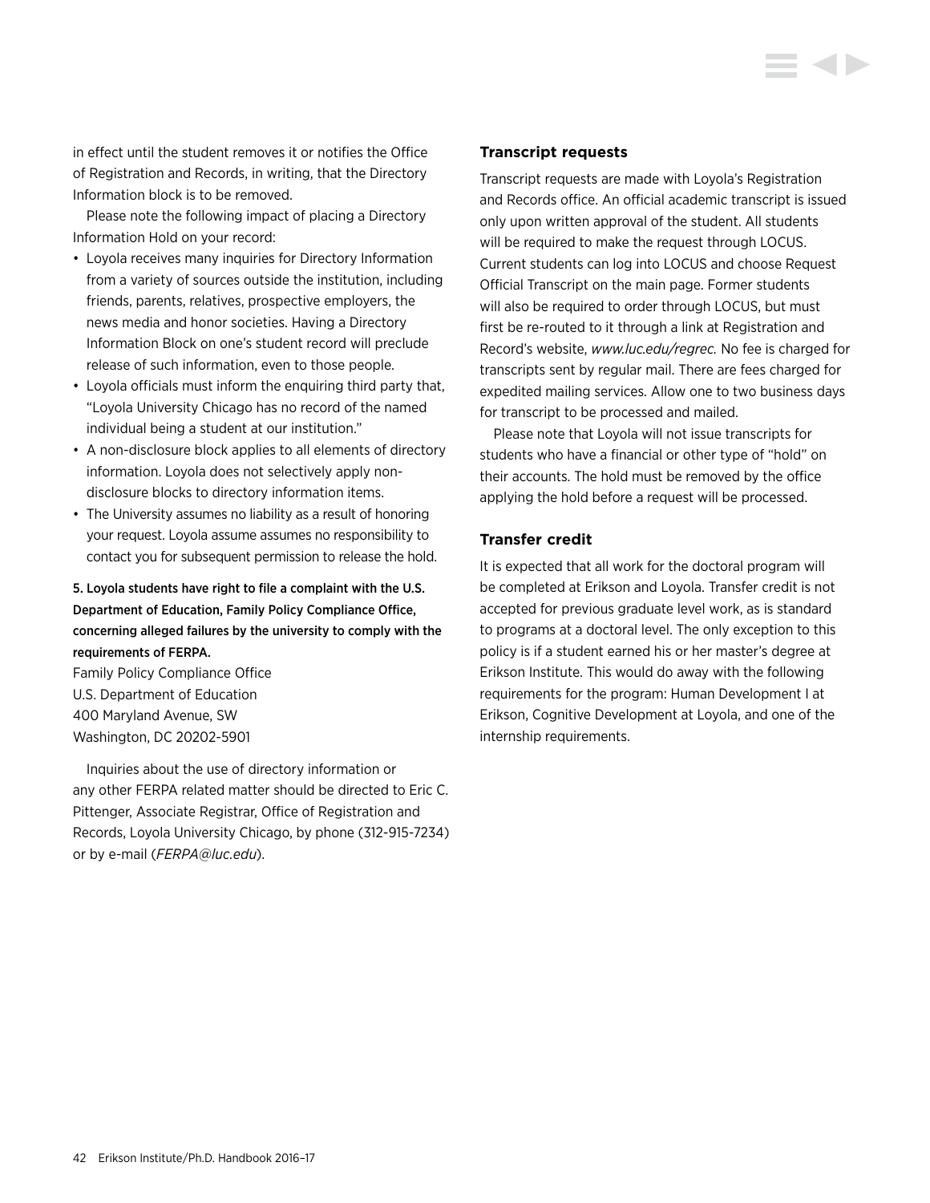in effect until the student removes it or notifies the Office of Registration and Records, in writing, that the Directory Information block is to be removed.

Please note the following impact of placing a Directory Information Hold on your record:

- Loyola receives many inquiries for Directory Information from a variety of sources outside the institution, including friends, parents, relatives, prospective employers, the news media and honor societies. Having a Directory Information Block on one's student record will preclude release of such information, even to those people.
- Loyola officials must inform the enquiring third party that, "Loyola University Chicago has no record of the named individual being a student at our institution."
- A non-disclosure block applies to all elements of directory information. Loyola does not selectively apply non-disclosure blocks to directory information items.
- The University assumes no liability as a result of honoring your request. Loyola assume assumes no responsibility to contact you for subsequent permission to release the hold.

5. Loyola students have right to file a complaint with the U.S. Department of Education, Family Policy Compliance Office, concerning alleged failures by the university to comply with the requirements of FERPA.

Family Policy Compliance Office
U.S. Department of Education
400 Maryland Avenue, SW
Washington, DC 20202-5901

Inquiries about the use of directory information or any other FERPA related matter should be directed to Eric C. Pittenger, Associate Registrar, Office of Registration and Records, Loyola University Chicago, by phone (312-915-7234) or by e-mail (*FERPA@luc.edu*).

### Transcript requests

Transcript requests are made with Loyola's Registration and Records office. An official academic transcript is issued only upon written approval of the student. All students will be required to make the request through LOCUS. Current students can log into LOCUS and choose Request Official Transcript on the main page. Former students will also be required to order through LOCUS, but must first be re-routed to it through a link at Registration and Record's website, *www.luc.edu/regrec.* No fee is charged for transcripts sent by regular mail. There are fees charged for expedited mailing services. Allow one to two business days for transcript to be processed and mailed.

Please note that Loyola will not issue transcripts for students who have a financial or other type of "hold" on their accounts. The hold must be removed by the office applying the hold before a request will be processed.

### Transfer credit

It is expected that all work for the doctoral program will be completed at Erikson and Loyola. Transfer credit is not accepted for previous graduate level work, as is standard to programs at a doctoral level. The only exception to this policy is if a student earned his or her master's degree at Erikson Institute. This would do away with the following requirements for the program: Human Development I at Erikson, Cognitive Development at Loyola, and one of the internship requirements.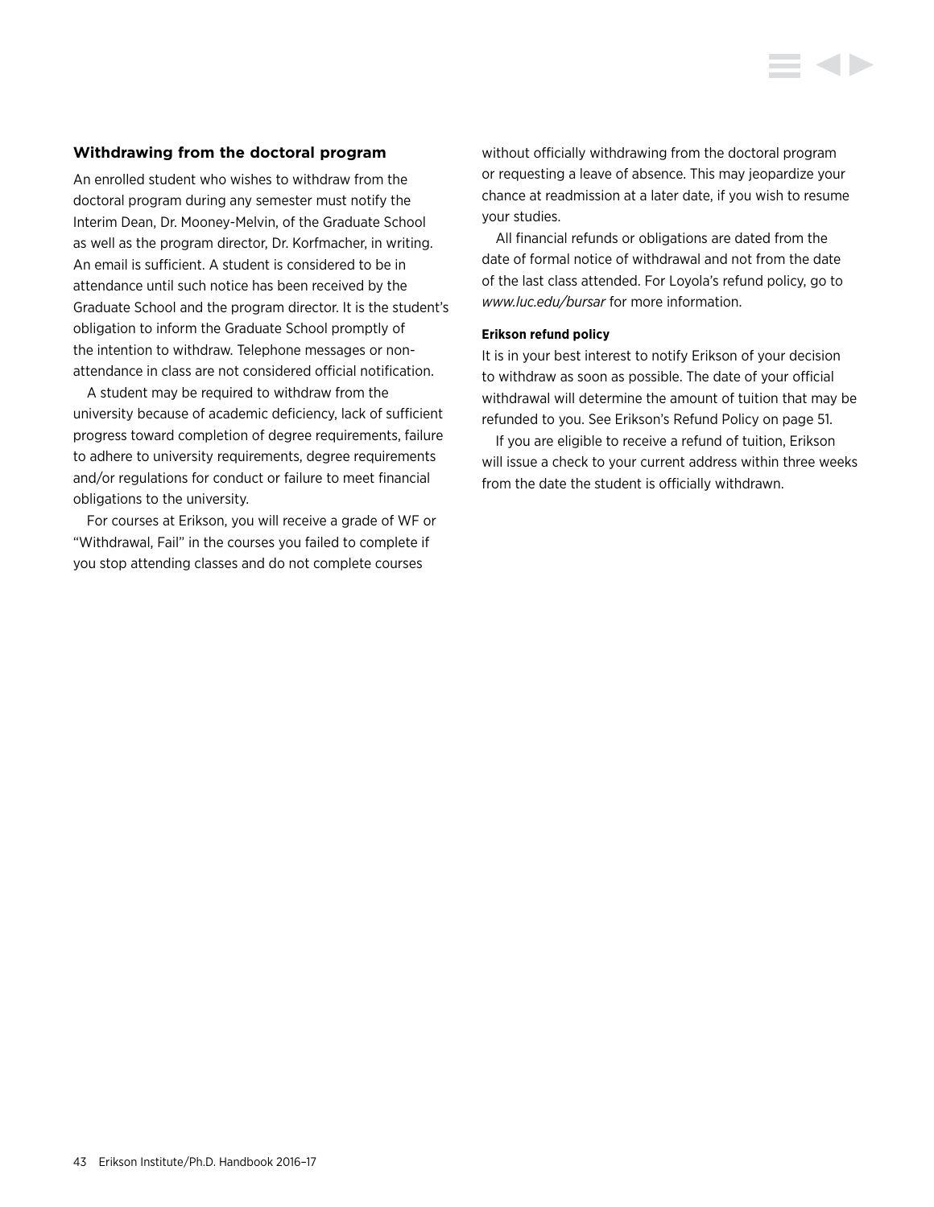### Withdrawing from the doctoral program

An enrolled student who wishes to withdraw from the doctoral program during any semester must notify the Interim Dean, Dr. Mooney-Melvin, of the Graduate School as well as the program director, Dr. Korfmacher, in writing. An email is sufficient. A student is considered to be in attendance until such notice has been received by the Graduate School and the program director. It is the student's obligation to inform the Graduate School promptly of the intention to withdraw. Telephone messages or non-attendance in class are not considered official notification.

A student may be required to withdraw from the university because of academic deficiency, lack of sufficient progress toward completion of degree requirements, failure to adhere to university requirements, degree requirements and/or regulations for conduct or failure to meet financial obligations to the university.

For courses at Erikson, you will receive a grade of WF or "Withdrawal, Fail" in the courses you failed to complete if you stop attending classes and do not complete courses without officially withdrawing from the doctoral program or requesting a leave of absence. This may jeopardize your chance at readmission at a later date, if you wish to resume your studies.

All financial refunds or obligations are dated from the date of formal notice of withdrawal and not from the date of the last class attended. For Loyola's refund policy, go to *www.luc.edu/bursar* for more information.

#### Erikson refund policy

It is in your best interest to notify Erikson of your decision to withdraw as soon as possible. The date of your official withdrawal will determine the amount of tuition that may be refunded to you. See Erikson's Refund Policy on page 51.

If you are eligible to receive a refund of tuition, Erikson will issue a check to your current address within three weeks from the date the student is officially withdrawn.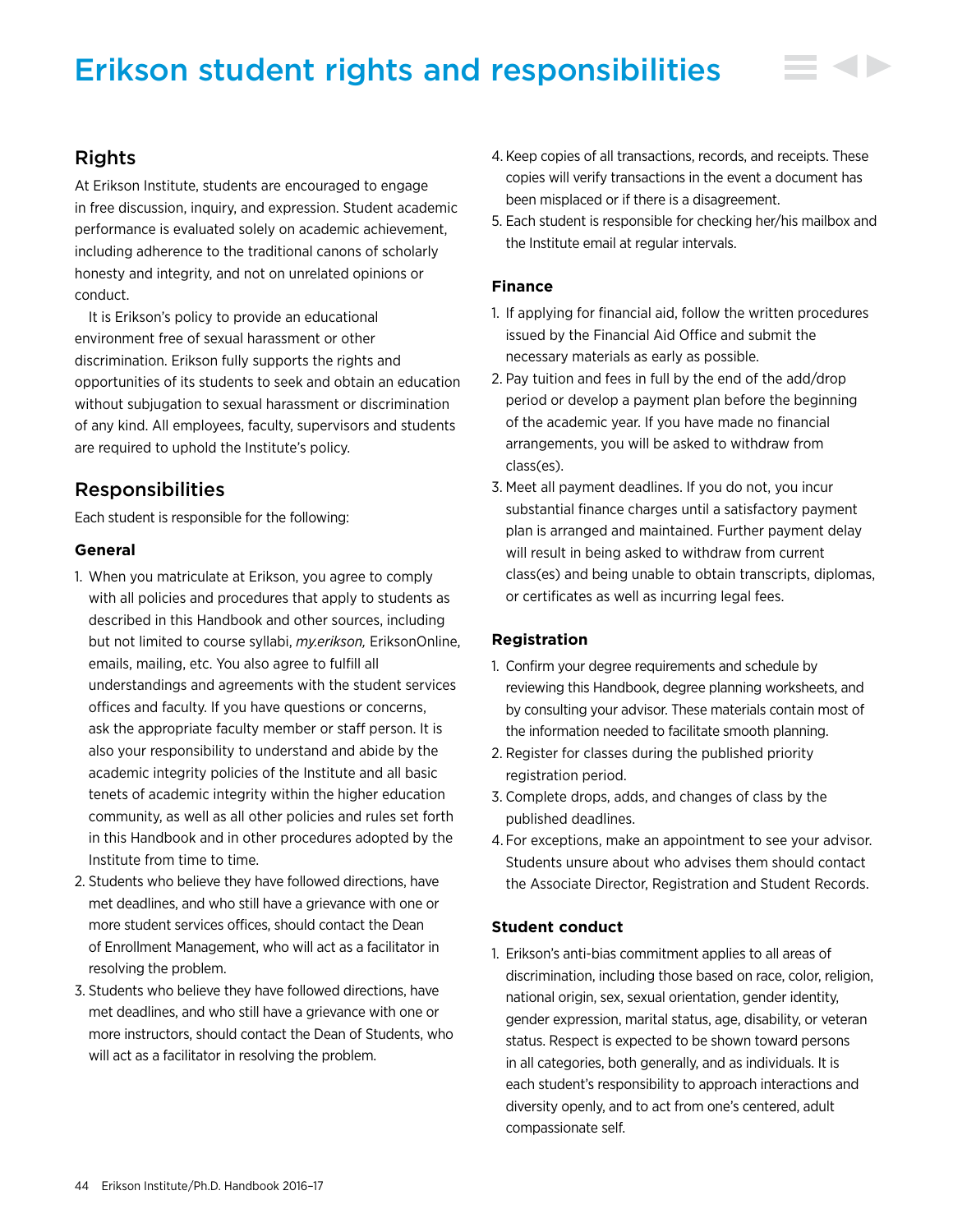# Erikson student rights and responsibilities

## Rights

At Erikson Institute, students are encouraged to engage in free discussion, inquiry, and expression. Student academic performance is evaluated solely on academic achievement, including adherence to the traditional canons of scholarly honesty and integrity, and not on unrelated opinions or conduct.

It is Erikson's policy to provide an educational environment free of sexual harassment or other discrimination. Erikson fully supports the rights and opportunities of its students to seek and obtain an education without subjugation to sexual harassment or discrimination of any kind. All employees, faculty, supervisors and students are required to uphold the Institute's policy.

## Responsibilities

Each student is responsible for the following:

### General

1. When you matriculate at Erikson, you agree to comply with all policies and procedures that apply to students as described in this Handbook and other sources, including but not limited to course syllabi, *my.erikson,* EriksonOnline, emails, mailing, etc. You also agree to fulfill all understandings and agreements with the student services offices and faculty. If you have questions or concerns, ask the appropriate faculty member or staff person. It is also your responsibility to understand and abide by the academic integrity policies of the Institute and all basic tenets of academic integrity within the higher education community, as well as all other policies and rules set forth in this Handbook and in other procedures adopted by the Institute from time to time.
2. Students who believe they have followed directions, have met deadlines, and who still have a grievance with one or more student services offices, should contact the Dean of Enrollment Management, who will act as a facilitator in resolving the problem.
3. Students who believe they have followed directions, have met deadlines, and who still have a grievance with one or more instructors, should contact the Dean of Students, who will act as a facilitator in resolving the problem.
4. Keep copies of all transactions, records, and receipts. These copies will verify transactions in the event a document has been misplaced or if there is a disagreement.
5. Each student is responsible for checking her/his mailbox and the Institute email at regular intervals.

### Finance

1. If applying for financial aid, follow the written procedures issued by the Financial Aid Office and submit the necessary materials as early as possible.
2. Pay tuition and fees in full by the end of the add/drop period or develop a payment plan before the beginning of the academic year. If you have made no financial arrangements, you will be asked to withdraw from class(es).
3. Meet all payment deadlines. If you do not, you incur substantial finance charges until a satisfactory payment plan is arranged and maintained. Further payment delay will result in being asked to withdraw from current class(es) and being unable to obtain transcripts, diplomas, or certificates as well as incurring legal fees.

### Registration

1. Confirm your degree requirements and schedule by reviewing this Handbook, degree planning worksheets, and by consulting your advisor. These materials contain most of the information needed to facilitate smooth planning.
2. Register for classes during the published priority registration period.
3. Complete drops, adds, and changes of class by the published deadlines.
4. For exceptions, make an appointment to see your advisor. Students unsure about who advises them should contact the Associate Director, Registration and Student Records.

### Student conduct

1. Erikson's anti-bias commitment applies to all areas of discrimination, including those based on race, color, religion, national origin, sex, sexual orientation, gender identity, gender expression, marital status, age, disability, or veteran status. Respect is expected to be shown toward persons in all categories, both generally, and as individuals. It is each student's responsibility to approach interactions and diversity openly, and to act from one's centered, adult compassionate self.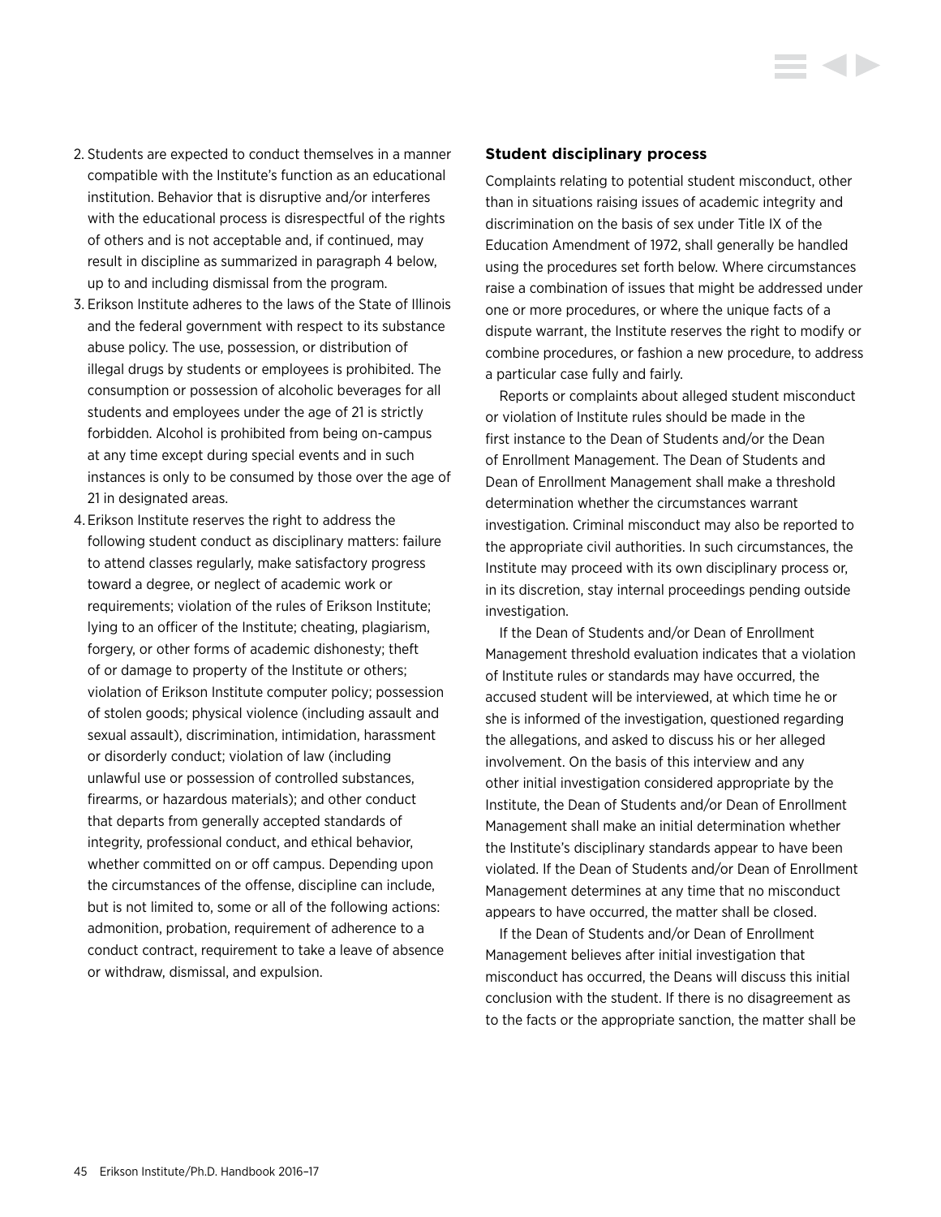2. Students are expected to conduct themselves in a manner compatible with the Institute's function as an educational institution. Behavior that is disruptive and/or interferes with the educational process is disrespectful of the rights of others and is not acceptable and, if continued, may result in discipline as summarized in paragraph 4 below, up to and including dismissal from the program.
3. Erikson Institute adheres to the laws of the State of Illinois and the federal government with respect to its substance abuse policy. The use, possession, or distribution of illegal drugs by students or employees is prohibited. The consumption or possession of alcoholic beverages for all students and employees under the age of 21 is strictly forbidden. Alcohol is prohibited from being on-campus at any time except during special events and in such instances is only to be consumed by those over the age of 21 in designated areas.
4. Erikson Institute reserves the right to address the following student conduct as disciplinary matters: failure to attend classes regularly, make satisfactory progress toward a degree, or neglect of academic work or requirements; violation of the rules of Erikson Institute; lying to an officer of the Institute; cheating, plagiarism, forgery, or other forms of academic dishonesty; theft of or damage to property of the Institute or others; violation of Erikson Institute computer policy; possession of stolen goods; physical violence (including assault and sexual assault), discrimination, intimidation, harassment or disorderly conduct; violation of law (including unlawful use or possession of controlled substances, firearms, or hazardous materials); and other conduct that departs from generally accepted standards of integrity, professional conduct, and ethical behavior, whether committed on or off campus. Depending upon the circumstances of the offense, discipline can include, but is not limited to, some or all of the following actions: admonition, probation, requirement of adherence to a conduct contract, requirement to take a leave of absence or withdraw, dismissal, and expulsion.

### Student disciplinary process

Complaints relating to potential student misconduct, other than in situations raising issues of academic integrity and discrimination on the basis of sex under Title IX of the Education Amendment of 1972, shall generally be handled using the procedures set forth below. Where circumstances raise a combination of issues that might be addressed under one or more procedures, or where the unique facts of a dispute warrant, the Institute reserves the right to modify or combine procedures, or fashion a new procedure, to address a particular case fully and fairly.

Reports or complaints about alleged student misconduct or violation of Institute rules should be made in the first instance to the Dean of Students and/or the Dean of Enrollment Management. The Dean of Students and Dean of Enrollment Management shall make a threshold determination whether the circumstances warrant investigation. Criminal misconduct may also be reported to the appropriate civil authorities. In such circumstances, the Institute may proceed with its own disciplinary process or, in its discretion, stay internal proceedings pending outside investigation.

If the Dean of Students and/or Dean of Enrollment Management threshold evaluation indicates that a violation of Institute rules or standards may have occurred, the accused student will be interviewed, at which time he or she is informed of the investigation, questioned regarding the allegations, and asked to discuss his or her alleged involvement. On the basis of this interview and any other initial investigation considered appropriate by the Institute, the Dean of Students and/or Dean of Enrollment Management shall make an initial determination whether the Institute's disciplinary standards appear to have been violated. If the Dean of Students and/or Dean of Enrollment Management determines at any time that no misconduct appears to have occurred, the matter shall be closed.

If the Dean of Students and/or Dean of Enrollment Management believes after initial investigation that misconduct has occurred, the Deans will discuss this initial conclusion with the student. If there is no disagreement as to the facts or the appropriate sanction, the matter shall be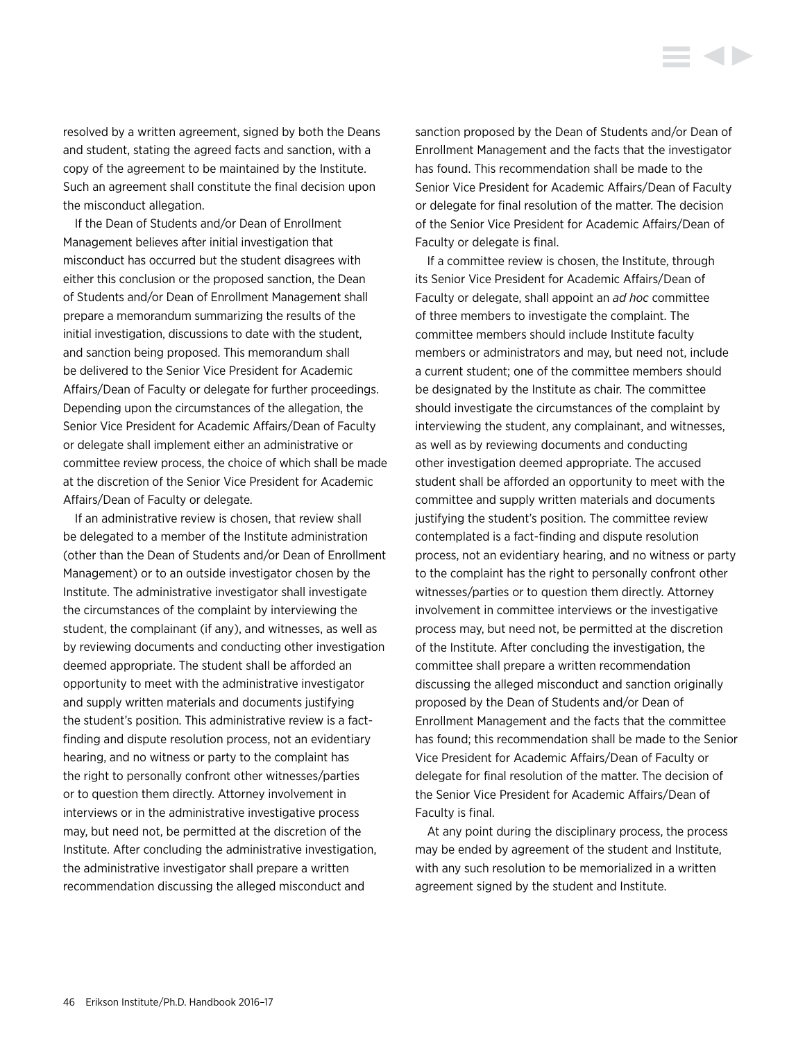resolved by a written agreement, signed by both the Deans and student, stating the agreed facts and sanction, with a copy of the agreement to be maintained by the Institute. Such an agreement shall constitute the final decision upon the misconduct allegation.

If the Dean of Students and/or Dean of Enrollment Management believes after initial investigation that misconduct has occurred but the student disagrees with either this conclusion or the proposed sanction, the Dean of Students and/or Dean of Enrollment Management shall prepare a memorandum summarizing the results of the initial investigation, discussions to date with the student, and sanction being proposed. This memorandum shall be delivered to the Senior Vice President for Academic Affairs/Dean of Faculty or delegate for further proceedings. Depending upon the circumstances of the allegation, the Senior Vice President for Academic Affairs/Dean of Faculty or delegate shall implement either an administrative or committee review process, the choice of which shall be made at the discretion of the Senior Vice President for Academic Affairs/Dean of Faculty or delegate.

If an administrative review is chosen, that review shall be delegated to a member of the Institute administration (other than the Dean of Students and/or Dean of Enrollment Management) or to an outside investigator chosen by the Institute. The administrative investigator shall investigate the circumstances of the complaint by interviewing the student, the complainant (if any), and witnesses, as well as by reviewing documents and conducting other investigation deemed appropriate. The student shall be afforded an opportunity to meet with the administrative investigator and supply written materials and documents justifying the student's position. This administrative review is a fact-finding and dispute resolution process, not an evidentiary hearing, and no witness or party to the complaint has the right to personally confront other witnesses/parties or to question them directly. Attorney involvement in interviews or in the administrative investigative process may, but need not, be permitted at the discretion of the Institute. After concluding the administrative investigation, the administrative investigator shall prepare a written recommendation discussing the alleged misconduct and sanction proposed by the Dean of Students and/or Dean of Enrollment Management and the facts that the investigator has found. This recommendation shall be made to the Senior Vice President for Academic Affairs/Dean of Faculty or delegate for final resolution of the matter. The decision of the Senior Vice President for Academic Affairs/Dean of Faculty or delegate is final.

If a committee review is chosen, the Institute, through its Senior Vice President for Academic Affairs/Dean of Faculty or delegate, shall appoint an *ad hoc* committee of three members to investigate the complaint. The committee members should include Institute faculty members or administrators and may, but need not, include a current student; one of the committee members should be designated by the Institute as chair. The committee should investigate the circumstances of the complaint by interviewing the student, any complainant, and witnesses, as well as by reviewing documents and conducting other investigation deemed appropriate. The accused student shall be afforded an opportunity to meet with the committee and supply written materials and documents justifying the student's position. The committee review contemplated is a fact-finding and dispute resolution process, not an evidentiary hearing, and no witness or party to the complaint has the right to personally confront other witnesses/parties or to question them directly. Attorney involvement in committee interviews or the investigative process may, but need not, be permitted at the discretion of the Institute. After concluding the investigation, the committee shall prepare a written recommendation discussing the alleged misconduct and sanction originally proposed by the Dean of Students and/or Dean of Enrollment Management and the facts that the committee has found; this recommendation shall be made to the Senior Vice President for Academic Affairs/Dean of Faculty or delegate for final resolution of the matter. The decision of the Senior Vice President for Academic Affairs/Dean of Faculty is final.

At any point during the disciplinary process, the process may be ended by agreement of the student and Institute, with any such resolution to be memorialized in a written agreement signed by the student and Institute.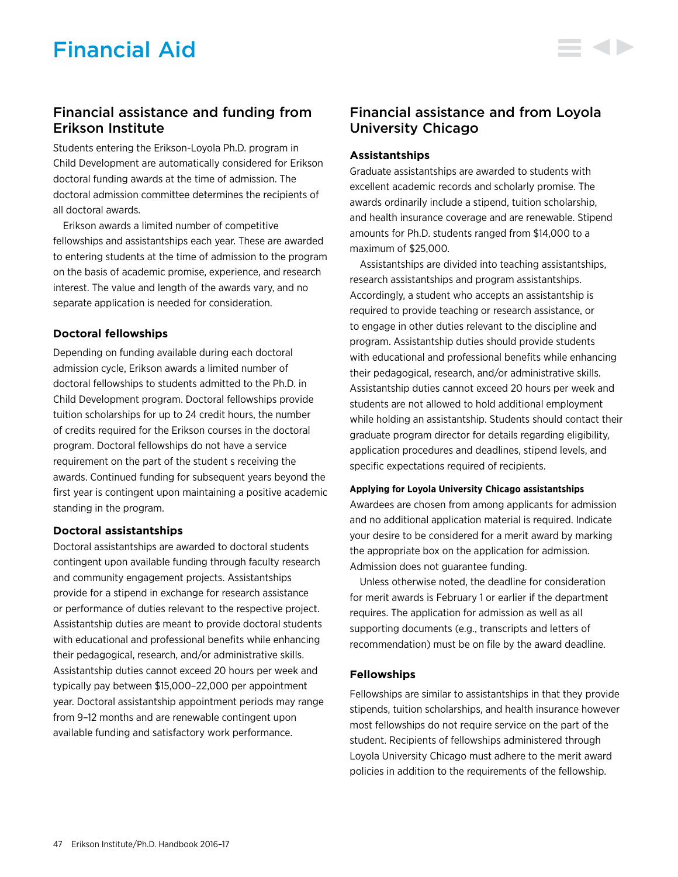# Financial Aid

## Financial assistance and funding from Erikson Institute

Students entering the Erikson-Loyola Ph.D. program in Child Development are automatically considered for Erikson doctoral funding awards at the time of admission. The doctoral admission committee determines the recipients of all doctoral awards.

Erikson awards a limited number of competitive fellowships and assistantships each year. These are awarded to entering students at the time of admission to the program on the basis of academic promise, experience, and research interest. The value and length of the awards vary, and no separate application is needed for consideration.

### Doctoral fellowships

Depending on funding available during each doctoral admission cycle, Erikson awards a limited number of doctoral fellowships to students admitted to the Ph.D. in Child Development program. Doctoral fellowships provide tuition scholarships for up to 24 credit hours, the number of credits required for the Erikson courses in the doctoral program. Doctoral fellowships do not have a service requirement on the part of the student s receiving the awards. Continued funding for subsequent years beyond the first year is contingent upon maintaining a positive academic standing in the program.

### Doctoral assistantships

Doctoral assistantships are awarded to doctoral students contingent upon available funding through faculty research and community engagement projects. Assistantships provide for a stipend in exchange for research assistance or performance of duties relevant to the respective project. Assistantship duties are meant to provide doctoral students with educational and professional benefits while enhancing their pedagogical, research, and/or administrative skills. Assistantship duties cannot exceed 20 hours per week and typically pay between $15,000–22,000 per appointment year. Doctoral assistantship appointment periods may range from 9–12 months and are renewable contingent upon available funding and satisfactory work performance.

## Financial assistance and from Loyola University Chicago

### Assistantships

Graduate assistantships are awarded to students with excellent academic records and scholarly promise. The awards ordinarily include a stipend, tuition scholarship, and health insurance coverage and are renewable. Stipend amounts for Ph.D. students ranged from $14,000 to a maximum of $25,000.

Assistantships are divided into teaching assistantships, research assistantships and program assistantships. Accordingly, a student who accepts an assistantship is required to provide teaching or research assistance, or to engage in other duties relevant to the discipline and program. Assistantship duties should provide students with educational and professional benefits while enhancing their pedagogical, research, and/or administrative skills. Assistantship duties cannot exceed 20 hours per week and students are not allowed to hold additional employment while holding an assistantship. Students should contact their graduate program director for details regarding eligibility, application procedures and deadlines, stipend levels, and specific expectations required of recipients.

#### Applying for Loyola University Chicago assistantships

Awardees are chosen from among applicants for admission and no additional application material is required. Indicate your desire to be considered for a merit award by marking the appropriate box on the application for admission. Admission does not guarantee funding.

Unless otherwise noted, the deadline for consideration for merit awards is February 1 or earlier if the department requires. The application for admission as well as all supporting documents (e.g., transcripts and letters of recommendation) must be on file by the award deadline.

### Fellowships

Fellowships are similar to assistantships in that they provide stipends, tuition scholarships, and health insurance however most fellowships do not require service on the part of the student. Recipients of fellowships administered through Loyola University Chicago must adhere to the merit award policies in addition to the requirements of the fellowship.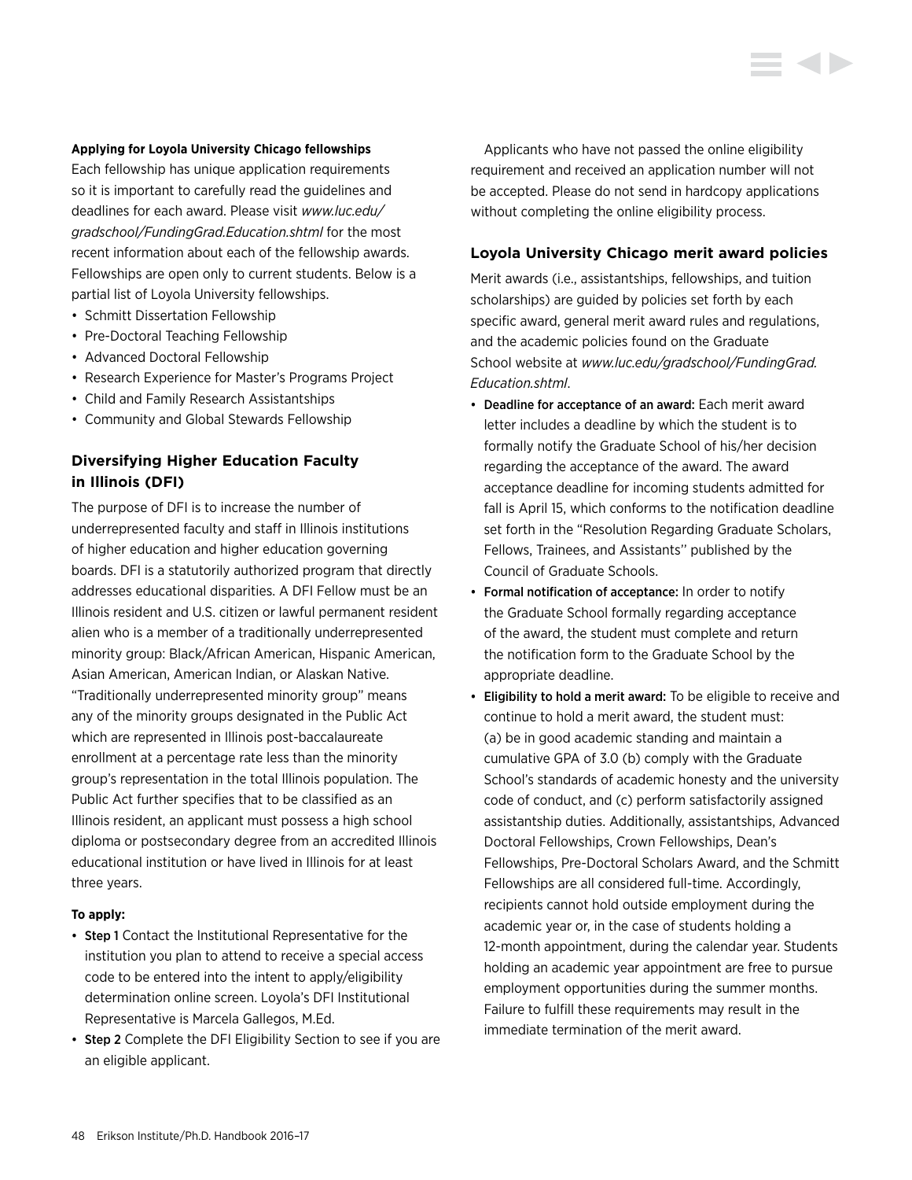**Applying for Loyola University Chicago fellowships**

Each fellowship has unique application requirements so it is important to carefully read the guidelines and deadlines for each award. Please visit *www.luc.edu/gradschool/FundingGrad.Education.shtml* for the most recent information about each of the fellowship awards. Fellowships are open only to current students. Below is a partial list of Loyola University fellowships.

- Schmitt Dissertation Fellowship
- Pre-Doctoral Teaching Fellowship
- Advanced Doctoral Fellowship
- Research Experience for Master's Programs Project
- Child and Family Research Assistantships
- Community and Global Stewards Fellowship

## Diversifying Higher Education Faculty in Illinois (DFI)

The purpose of DFI is to increase the number of underrepresented faculty and staff in Illinois institutions of higher education and higher education governing boards. DFI is a statutorily authorized program that directly addresses educational disparities. A DFI Fellow must be an Illinois resident and U.S. citizen or lawful permanent resident alien who is a member of a traditionally underrepresented minority group: Black/African American, Hispanic American, Asian American, American Indian, or Alaskan Native. "Traditionally underrepresented minority group" means any of the minority groups designated in the Public Act which are represented in Illinois post-baccalaureate enrollment at a percentage rate less than the minority group's representation in the total Illinois population. The Public Act further specifies that to be classified as an Illinois resident, an applicant must possess a high school diploma or postsecondary degree from an accredited Illinois educational institution or have lived in Illinois for at least three years.

**To apply:**

- **Step 1** Contact the Institutional Representative for the institution you plan to attend to receive a special access code to be entered into the intent to apply/eligibility determination online screen. Loyola's DFI Institutional Representative is Marcela Gallegos, M.Ed.
- **Step 2** Complete the DFI Eligibility Section to see if you are an eligible applicant.

Applicants who have not passed the online eligibility requirement and received an application number will not be accepted. Please do not send in hardcopy applications without completing the online eligibility process.

## Loyola University Chicago merit award policies

Merit awards (i.e., assistantships, fellowships, and tuition scholarships) are guided by policies set forth by each specific award, general merit award rules and regulations, and the academic policies found on the Graduate School website at *www.luc.edu/gradschool/FundingGrad.Education.shtml*.

- **Deadline for acceptance of an award:** Each merit award letter includes a deadline by which the student is to formally notify the Graduate School of his/her decision regarding the acceptance of the award. The award acceptance deadline for incoming students admitted for fall is April 15, which conforms to the notification deadline set forth in the "Resolution Regarding Graduate Scholars, Fellows, Trainees, and Assistants" published by the Council of Graduate Schools.
- **Formal notification of acceptance:** In order to notify the Graduate School formally regarding acceptance of the award, the student must complete and return the notification form to the Graduate School by the appropriate deadline.
- **Eligibility to hold a merit award:** To be eligible to receive and continue to hold a merit award, the student must: (a) be in good academic standing and maintain a cumulative GPA of 3.0 (b) comply with the Graduate School's standards of academic honesty and the university code of conduct, and (c) perform satisfactorily assigned assistantship duties. Additionally, assistantships, Advanced Doctoral Fellowships, Crown Fellowships, Dean's Fellowships, Pre-Doctoral Scholars Award, and the Schmitt Fellowships are all considered full-time. Accordingly, recipients cannot hold outside employment during the academic year or, in the case of students holding a 12-month appointment, during the calendar year. Students holding an academic year appointment are free to pursue employment opportunities during the summer months. Failure to fulfill these requirements may result in the immediate termination of the merit award.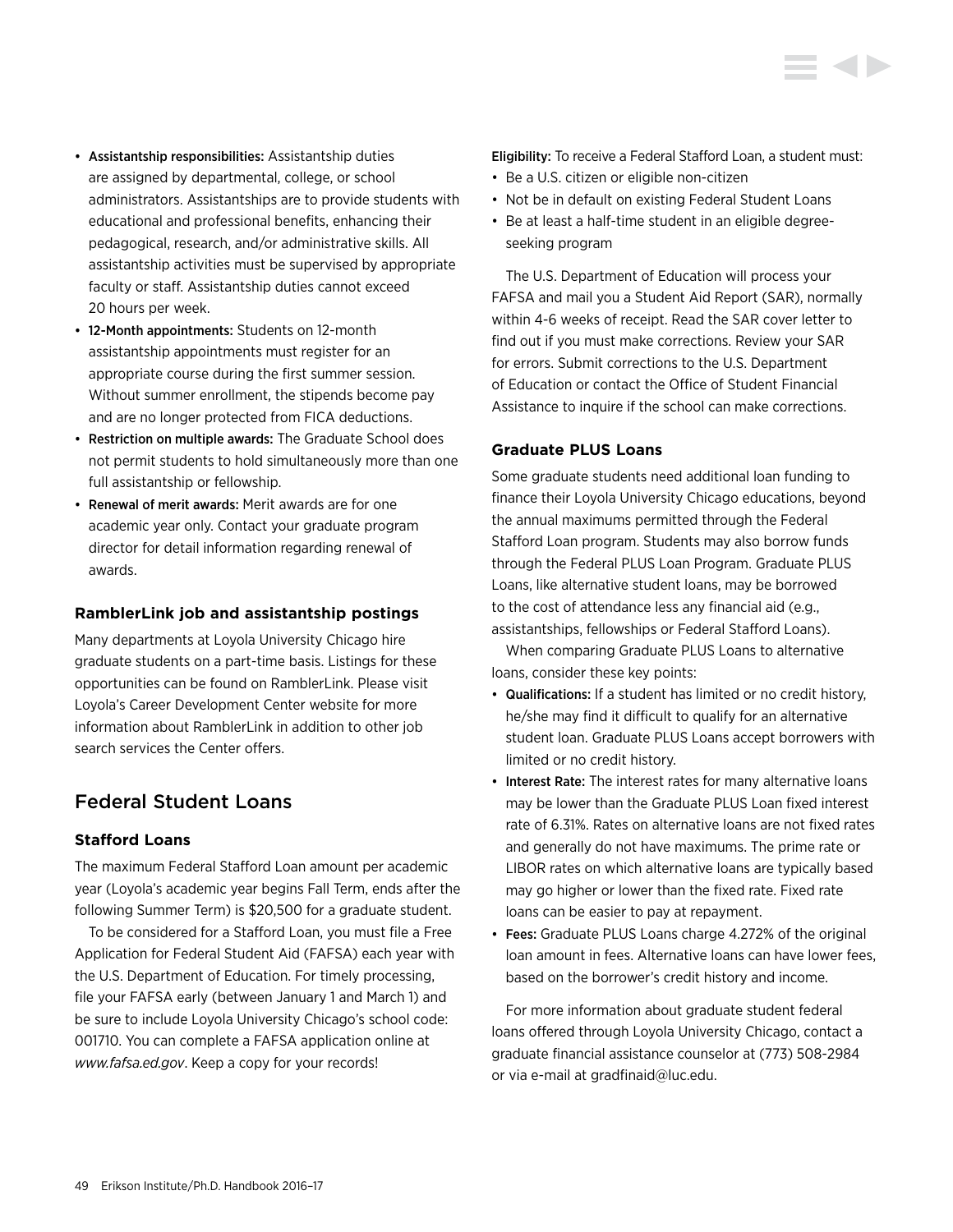- **Assistantship responsibilities:** Assistantship duties are assigned by departmental, college, or school administrators. Assistantships are to provide students with educational and professional benefits, enhancing their pedagogical, research, and/or administrative skills. All assistantship activities must be supervised by appropriate faculty or staff. Assistantship duties cannot exceed 20 hours per week.
- **12-Month appointments:** Students on 12-month assistantship appointments must register for an appropriate course during the first summer session. Without summer enrollment, the stipends become pay and are no longer protected from FICA deductions.
- **Restriction on multiple awards:** The Graduate School does not permit students to hold simultaneously more than one full assistantship or fellowship.
- **Renewal of merit awards:** Merit awards are for one academic year only. Contact your graduate program director for detail information regarding renewal of awards.

### RamblerLink job and assistantship postings

Many departments at Loyola University Chicago hire graduate students on a part-time basis. Listings for these opportunities can be found on RamblerLink. Please visit Loyola's Career Development Center website for more information about RamblerLink in addition to other job search services the Center offers.

## Federal Student Loans

### Stafford Loans

The maximum Federal Stafford Loan amount per academic year (Loyola's academic year begins Fall Term, ends after the following Summer Term) is $20,500 for a graduate student.

To be considered for a Stafford Loan, you must file a Free Application for Federal Student Aid (FAFSA) each year with the U.S. Department of Education. For timely processing, file your FAFSA early (between January 1 and March 1) and be sure to include Loyola University Chicago's school code: 001710. You can complete a FAFSA application online at *www.fafsa.ed.gov*. Keep a copy for your records!

**Eligibility:** To receive a Federal Stafford Loan, a student must:

- Be a U.S. citizen or eligible non-citizen
- Not be in default on existing Federal Student Loans
- Be at least a half-time student in an eligible degree-seeking program

The U.S. Department of Education will process your FAFSA and mail you a Student Aid Report (SAR), normally within 4-6 weeks of receipt. Read the SAR cover letter to find out if you must make corrections. Review your SAR for errors. Submit corrections to the U.S. Department of Education or contact the Office of Student Financial Assistance to inquire if the school can make corrections.

### Graduate PLUS Loans

Some graduate students need additional loan funding to finance their Loyola University Chicago educations, beyond the annual maximums permitted through the Federal Stafford Loan program. Students may also borrow funds through the Federal PLUS Loan Program. Graduate PLUS Loans, like alternative student loans, may be borrowed to the cost of attendance less any financial aid (e.g., assistantships, fellowships or Federal Stafford Loans).

When comparing Graduate PLUS Loans to alternative loans, consider these key points:

- **Qualifications:** If a student has limited or no credit history, he/she may find it difficult to qualify for an alternative student loan. Graduate PLUS Loans accept borrowers with limited or no credit history.
- **Interest Rate:** The interest rates for many alternative loans may be lower than the Graduate PLUS Loan fixed interest rate of 6.31%. Rates on alternative loans are not fixed rates and generally do not have maximums. The prime rate or LIBOR rates on which alternative loans are typically based may go higher or lower than the fixed rate. Fixed rate loans can be easier to pay at repayment.
- **Fees:** Graduate PLUS Loans charge 4.272% of the original loan amount in fees. Alternative loans can have lower fees, based on the borrower's credit history and income.

For more information about graduate student federal loans offered through Loyola University Chicago, contact a graduate financial assistance counselor at (773) 508-2984 or via e-mail at gradfinaid@luc.edu.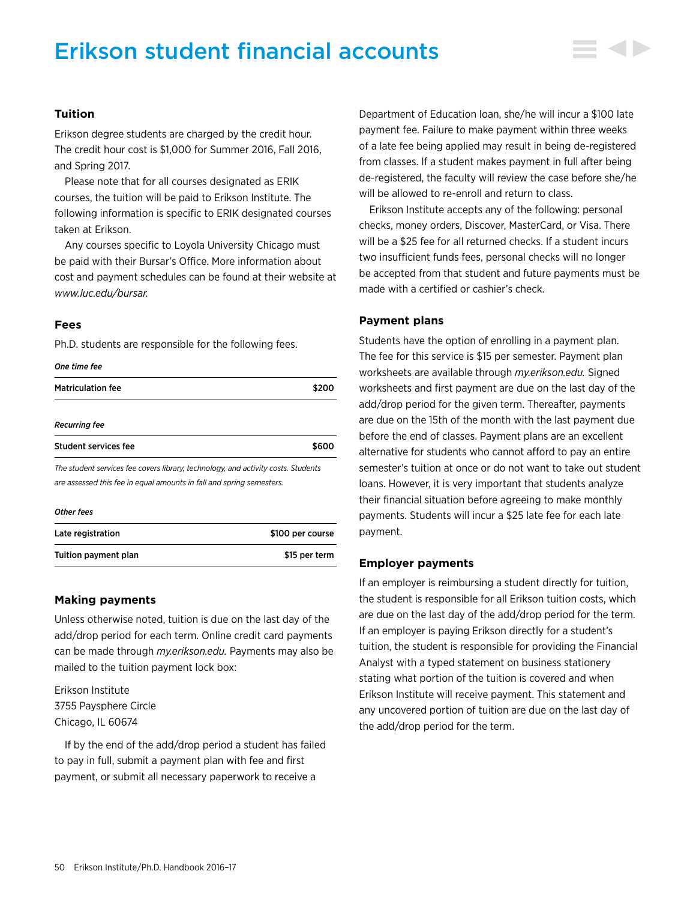# Erikson student financial accounts

## Tuition

Erikson degree students are charged by the credit hour. The credit hour cost is $1,000 for Summer 2016, Fall 2016, and Spring 2017.

Please note that for all courses designated as ERIK courses, the tuition will be paid to Erikson Institute. The following information is specific to ERIK designated courses taken at Erikson.

Any courses specific to Loyola University Chicago must be paid with their Bursar's Office. More information about cost and payment schedules can be found at their website at *www.luc.edu/bursar.*

## Fees

Ph.D. students are responsible for the following fees.

*One time fee*

| Matriculation fee | $200 |
|---|---|

*Recurring fee*

| Student services fee | $600 |
|---|---|

*The student services fee covers library, technology, and activity costs. Students are assessed this fee in equal amounts in fall and spring semesters.*

*Other fees*

| Late registration | $100 per course |
|---|---|
| Tuition payment plan | $15 per term |

## Making payments

Unless otherwise noted, tuition is due on the last day of the add/drop period for each term. Online credit card payments can be made through *my.erikson.edu.* Payments may also be mailed to the tuition payment lock box:

Erikson Institute
3755 Paysphere Circle
Chicago, IL 60674

If by the end of the add/drop period a student has failed to pay in full, submit a payment plan with fee and first payment, or submit all necessary paperwork to receive a Department of Education loan, she/he will incur a $100 late payment fee. Failure to make payment within three weeks of a late fee being applied may result in being de-registered from classes. If a student makes payment in full after being de-registered, the faculty will review the case before she/he will be allowed to re-enroll and return to class.

Erikson Institute accepts any of the following: personal checks, money orders, Discover, MasterCard, or Visa. There will be a $25 fee for all returned checks. If a student incurs two insufficient funds fees, personal checks will no longer be accepted from that student and future payments must be made with a certified or cashier's check.

## Payment plans

Students have the option of enrolling in a payment plan. The fee for this service is $15 per semester. Payment plan worksheets are available through *my.erikson.edu.* Signed worksheets and first payment are due on the last day of the add/drop period for the given term. Thereafter, payments are due on the 15th of the month with the last payment due before the end of classes. Payment plans are an excellent alternative for students who cannot afford to pay an entire semester's tuition at once or do not want to take out student loans. However, it is very important that students analyze their financial situation before agreeing to make monthly payments. Students will incur a $25 late fee for each late payment.

## Employer payments

If an employer is reimbursing a student directly for tuition, the student is responsible for all Erikson tuition costs, which are due on the last day of the add/drop period for the term. If an employer is paying Erikson directly for a student's tuition, the student is responsible for providing the Financial Analyst with a typed statement on business stationery stating what portion of the tuition is covered and when Erikson Institute will receive payment. This statement and any uncovered portion of tuition are due on the last day of the add/drop period for the term.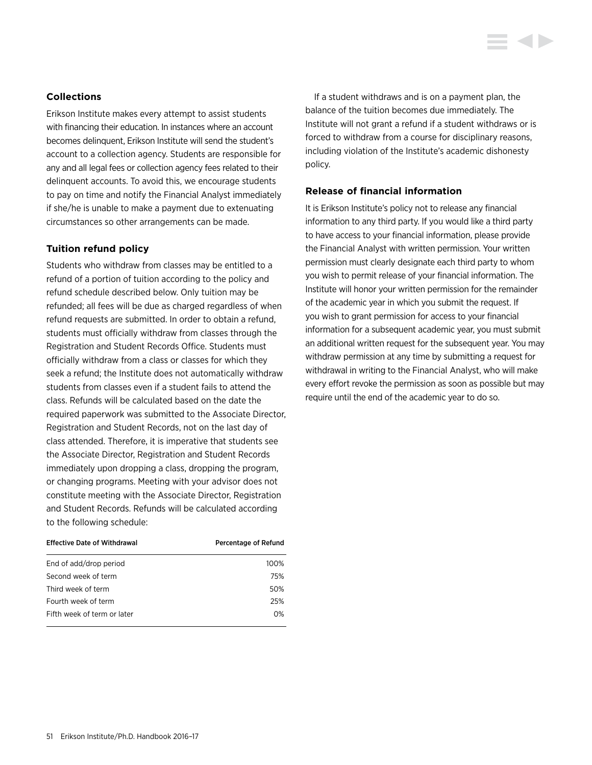### Collections

Erikson Institute makes every attempt to assist students with financing their education. In instances where an account becomes delinquent, Erikson Institute will send the student's account to a collection agency. Students are responsible for any and all legal fees or collection agency fees related to their delinquent accounts. To avoid this, we encourage students to pay on time and notify the Financial Analyst immediately if she/he is unable to make a payment due to extenuating circumstances so other arrangements can be made.

### Tuition refund policy

Students who withdraw from classes may be entitled to a refund of a portion of tuition according to the policy and refund schedule described below. Only tuition may be refunded; all fees will be due as charged regardless of when refund requests are submitted. In order to obtain a refund, students must officially withdraw from classes through the Registration and Student Records Office. Students must officially withdraw from a class or classes for which they seek a refund; the Institute does not automatically withdraw students from classes even if a student fails to attend the class. Refunds will be calculated based on the date the required paperwork was submitted to the Associate Director, Registration and Student Records, not on the last day of class attended. Therefore, it is imperative that students see the Associate Director, Registration and Student Records immediately upon dropping a class, dropping the program, or changing programs. Meeting with your advisor does not constitute meeting with the Associate Director, Registration and Student Records. Refunds will be calculated according to the following schedule:

| Effective Date of Withdrawal | Percentage of Refund |
| --- | ---: |
| End of add/drop period | 100% |
| Second week of term | 75% |
| Third week of term | 50% |
| Fourth week of term | 25% |
| Fifth week of term or later | 0% |

If a student withdraws and is on a payment plan, the balance of the tuition becomes due immediately. The Institute will not grant a refund if a student withdraws or is forced to withdraw from a course for disciplinary reasons, including violation of the Institute's academic dishonesty policy.

### Release of financial information

It is Erikson Institute's policy not to release any financial information to any third party. If you would like a third party to have access to your financial information, please provide the Financial Analyst with written permission. Your written permission must clearly designate each third party to whom you wish to permit release of your financial information. The Institute will honor your written permission for the remainder of the academic year in which you submit the request. If you wish to grant permission for access to your financial information for a subsequent academic year, you must submit an additional written request for the subsequent year. You may withdraw permission at any time by submitting a request for withdrawal in writing to the Financial Analyst, who will make every effort revoke the permission as soon as possible but may require until the end of the academic year to do so.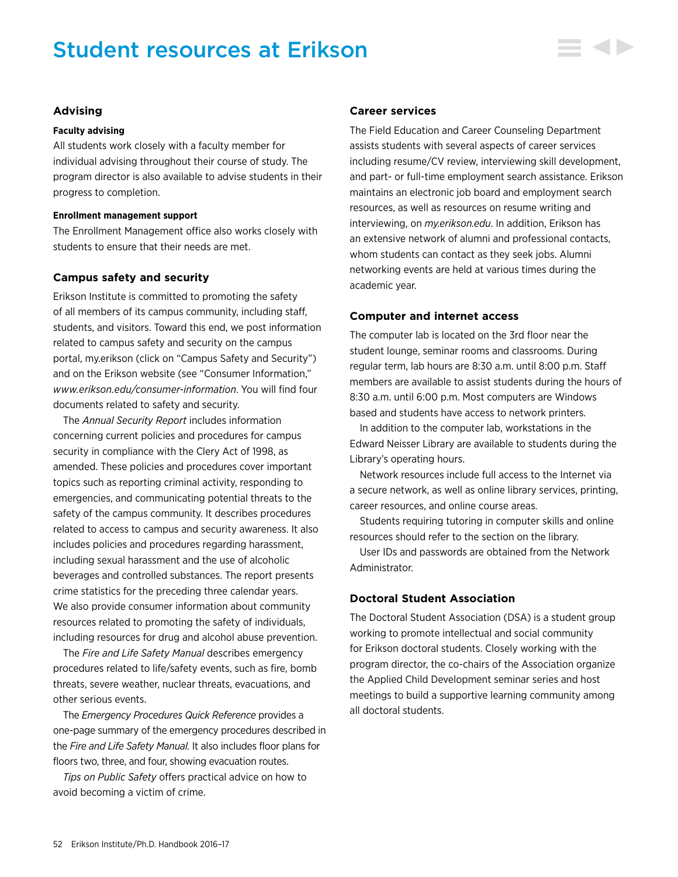# Student resources at Erikson

## Advising

### Faculty advising

All students work closely with a faculty member for individual advising throughout their course of study. The program director is also available to advise students in their progress to completion.

### Enrollment management support

The Enrollment Management office also works closely with students to ensure that their needs are met.

## Campus safety and security

Erikson Institute is committed to promoting the safety of all members of its campus community, including staff, students, and visitors. Toward this end, we post information related to campus safety and security on the campus portal, my.erikson (click on "Campus Safety and Security") and on the Erikson website (see "Consumer Information," *www.erikson.edu/consumer-information*. You will find four documents related to safety and security.

The *Annual Security Report* includes information concerning current policies and procedures for campus security in compliance with the Clery Act of 1998, as amended. These policies and procedures cover important topics such as reporting criminal activity, responding to emergencies, and communicating potential threats to the safety of the campus community. It describes procedures related to access to campus and security awareness. It also includes policies and procedures regarding harassment, including sexual harassment and the use of alcoholic beverages and controlled substances. The report presents crime statistics for the preceding three calendar years. We also provide consumer information about community resources related to promoting the safety of individuals, including resources for drug and alcohol abuse prevention.

The *Fire and Life Safety Manual* describes emergency procedures related to life/safety events, such as fire, bomb threats, severe weather, nuclear threats, evacuations, and other serious events.

The *Emergency Procedures Quick Reference* provides a one-page summary of the emergency procedures described in the *Fire and Life Safety Manual.* It also includes floor plans for floors two, three, and four, showing evacuation routes.

*Tips on Public Safety* offers practical advice on how to avoid becoming a victim of crime.

## Career services

The Field Education and Career Counseling Department assists students with several aspects of career services including resume/CV review, interviewing skill development, and part- or full-time employment search assistance. Erikson maintains an electronic job board and employment search resources, as well as resources on resume writing and interviewing, on *my.erikson.edu*. In addition, Erikson has an extensive network of alumni and professional contacts, whom students can contact as they seek jobs. Alumni networking events are held at various times during the academic year.

## Computer and internet access

The computer lab is located on the 3rd floor near the student lounge, seminar rooms and classrooms. During regular term, lab hours are 8:30 a.m. until 8:00 p.m. Staff members are available to assist students during the hours of 8:30 a.m. until 6:00 p.m. Most computers are Windows based and students have access to network printers.

In addition to the computer lab, workstations in the Edward Neisser Library are available to students during the Library's operating hours.

Network resources include full access to the Internet via a secure network, as well as online library services, printing, career resources, and online course areas.

Students requiring tutoring in computer skills and online resources should refer to the section on the library.

User IDs and passwords are obtained from the Network Administrator.

## Doctoral Student Association

The Doctoral Student Association (DSA) is a student group working to promote intellectual and social community for Erikson doctoral students. Closely working with the program director, the co-chairs of the Association organize the Applied Child Development seminar series and host meetings to build a supportive learning community among all doctoral students.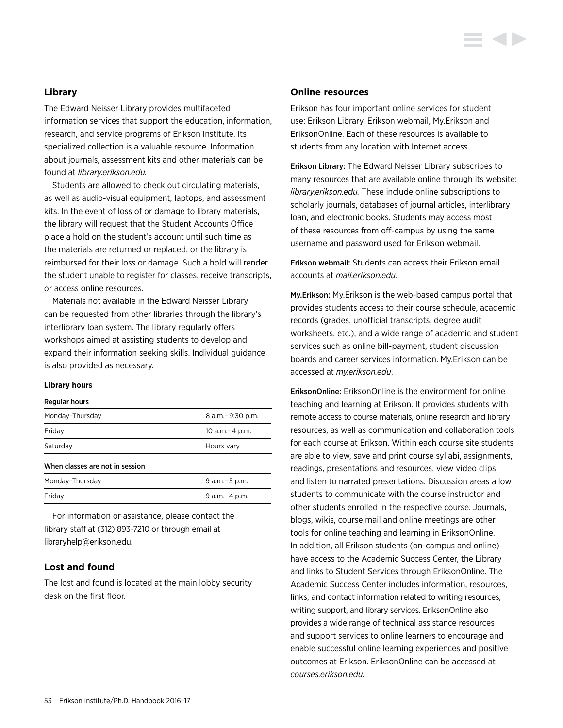## Library

The Edward Neisser Library provides multifaceted information services that support the education, information, research, and service programs of Erikson Institute. Its specialized collection is a valuable resource. Information about journals, assessment kits and other materials can be found at *library.erikson.edu.*

Students are allowed to check out circulating materials, as well as audio-visual equipment, laptops, and assessment kits. In the event of loss of or damage to library materials, the library will request that the Student Accounts Office place a hold on the student's account until such time as the materials are returned or replaced, or the library is reimbursed for their loss or damage. Such a hold will render the student unable to register for classes, receive transcripts, or access online resources.

Materials not available in the Edward Neisser Library can be requested from other libraries through the library's interlibrary loan system. The library regularly offers workshops aimed at assisting students to develop and expand their information seeking skills. Individual guidance is also provided as necessary.

#### Library hours

| Regular hours | |
|---|---|
| Monday–Thursday | 8 a.m.– 9:30 p.m. |
| Friday | 10 a.m.– 4 p.m. |
| Saturday | Hours vary |
| **When classes are not in session** | |
| Monday–Thursday | 9 a.m.– 5 p.m. |
| Friday | 9 a.m.– 4 p.m. |

For information or assistance, please contact the library staff at (312) 893-7210 or through email at libraryhelp@erikson.edu.

## Lost and found

The lost and found is located at the main lobby security desk on the first floor.

## Online resources

Erikson has four important online services for student use: Erikson Library, Erikson webmail, My.Erikson and EriksonOnline. Each of these resources is available to students from any location with Internet access.

**Erikson Library:** The Edward Neisser Library subscribes to many resources that are available online through its website: *library.erikson.edu.* These include online subscriptions to scholarly journals, databases of journal articles, interlibrary loan, and electronic books. Students may access most of these resources from off-campus by using the same username and password used for Erikson webmail.

**Erikson webmail:** Students can access their Erikson email accounts at *mail.erikson.edu*.

**My.Erikson:** My.Erikson is the web-based campus portal that provides students access to their course schedule, academic records (grades, unofficial transcripts, degree audit worksheets, etc.), and a wide range of academic and student services such as online bill-payment, student discussion boards and career services information. My.Erikson can be accessed at *my.erikson.edu*.

**EriksonOnline:** EriksonOnline is the environment for online teaching and learning at Erikson. It provides students with remote access to course materials, online research and library resources, as well as communication and collaboration tools for each course at Erikson. Within each course site students are able to view, save and print course syllabi, assignments, readings, presentations and resources, view video clips, and listen to narrated presentations. Discussion areas allow students to communicate with the course instructor and other students enrolled in the respective course. Journals, blogs, wikis, course mail and online meetings are other tools for online teaching and learning in EriksonOnline. In addition, all Erikson students (on-campus and online) have access to the Academic Success Center, the Library and links to Student Services through EriksonOnline. The Academic Success Center includes information, resources, links, and contact information related to writing resources, writing support, and library services. EriksonOnline also provides a wide range of technical assistance resources and support services to online learners to encourage and enable successful online learning experiences and positive outcomes at Erikson. EriksonOnline can be accessed at *courses.erikson.edu.*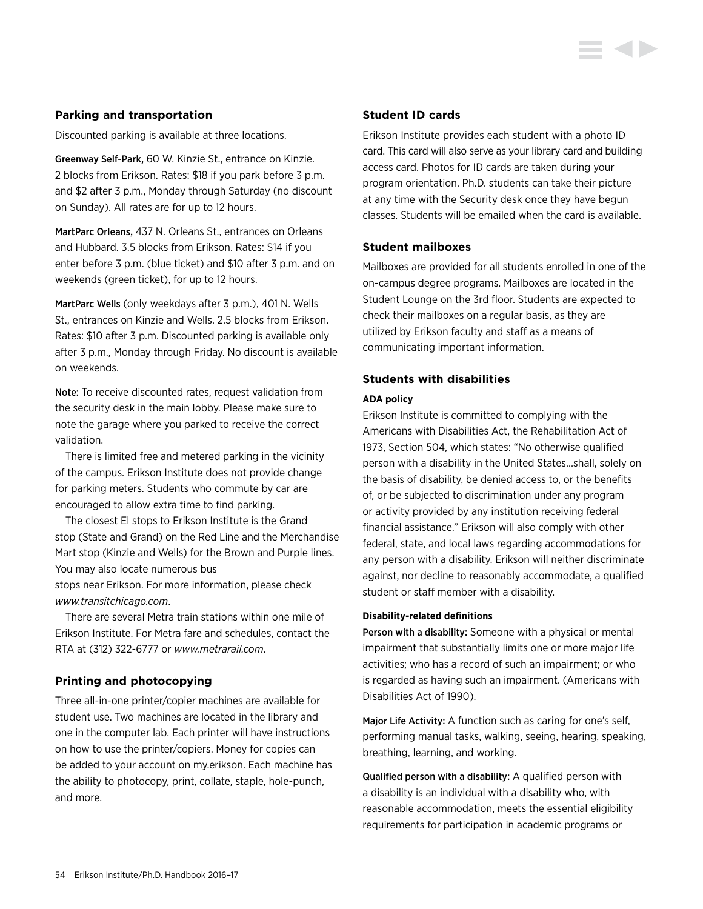### Parking and transportation

Discounted parking is available at three locations.

Greenway Self-Park, 60 W. Kinzie St., entrance on Kinzie. 2 blocks from Erikson. Rates: $18 if you park before 3 p.m. and $2 after 3 p.m., Monday through Saturday (no discount on Sunday). All rates are for up to 12 hours.

MartParc Orleans, 437 N. Orleans St., entrances on Orleans and Hubbard. 3.5 blocks from Erikson. Rates: $14 if you enter before 3 p.m. (blue ticket) and $10 after 3 p.m. and on weekends (green ticket), for up to 12 hours.

MartParc Wells (only weekdays after 3 p.m.), 401 N. Wells St., entrances on Kinzie and Wells. 2.5 blocks from Erikson. Rates: $10 after 3 p.m. Discounted parking is available only after 3 p.m., Monday through Friday. No discount is available on weekends.

Note: To receive discounted rates, request validation from the security desk in the main lobby. Please make sure to note the garage where you parked to receive the correct validation.

There is limited free and metered parking in the vicinity of the campus. Erikson Institute does not provide change for parking meters. Students who commute by car are encouraged to allow extra time to find parking.

The closest El stops to Erikson Institute is the Grand stop (State and Grand) on the Red Line and the Merchandise Mart stop (Kinzie and Wells) for the Brown and Purple lines. You may also locate numerous bus stops near Erikson. For more information, please check *www.transitchicago.com*.

There are several Metra train stations within one mile of Erikson Institute. For Metra fare and schedules, contact the RTA at (312) 322-6777 or *www.metrarail.com*.

### Printing and photocopying

Three all-in-one printer/copier machines are available for student use. Two machines are located in the library and one in the computer lab. Each printer will have instructions on how to use the printer/copiers. Money for copies can be added to your account on my.erikson. Each machine has the ability to photocopy, print, collate, staple, hole-punch, and more.

### Student ID cards

Erikson Institute provides each student with a photo ID card. This card will also serve as your library card and building access card. Photos for ID cards are taken during your program orientation. Ph.D. students can take their picture at any time with the Security desk once they have begun classes. Students will be emailed when the card is available.

### Student mailboxes

Mailboxes are provided for all students enrolled in one of the on-campus degree programs. Mailboxes are located in the Student Lounge on the 3rd floor. Students are expected to check their mailboxes on a regular basis, as they are utilized by Erikson faculty and staff as a means of communicating important information.

### Students with disabilities

#### ADA policy

Erikson Institute is committed to complying with the Americans with Disabilities Act, the Rehabilitation Act of 1973, Section 504, which states: "No otherwise qualified person with a disability in the United States…shall, solely on the basis of disability, be denied access to, or the benefits of, or be subjected to discrimination under any program or activity provided by any institution receiving federal financial assistance." Erikson will also comply with other federal, state, and local laws regarding accommodations for any person with a disability. Erikson will neither discriminate against, nor decline to reasonably accommodate, a qualified student or staff member with a disability.

#### Disability-related definitions

Person with a disability: Someone with a physical or mental impairment that substantially limits one or more major life activities; who has a record of such an impairment; or who is regarded as having such an impairment. (Americans with Disabilities Act of 1990).

Major Life Activity: A function such as caring for one's self, performing manual tasks, walking, seeing, hearing, speaking, breathing, learning, and working.

Qualified person with a disability: A qualified person with a disability is an individual with a disability who, with reasonable accommodation, meets the essential eligibility requirements for participation in academic programs or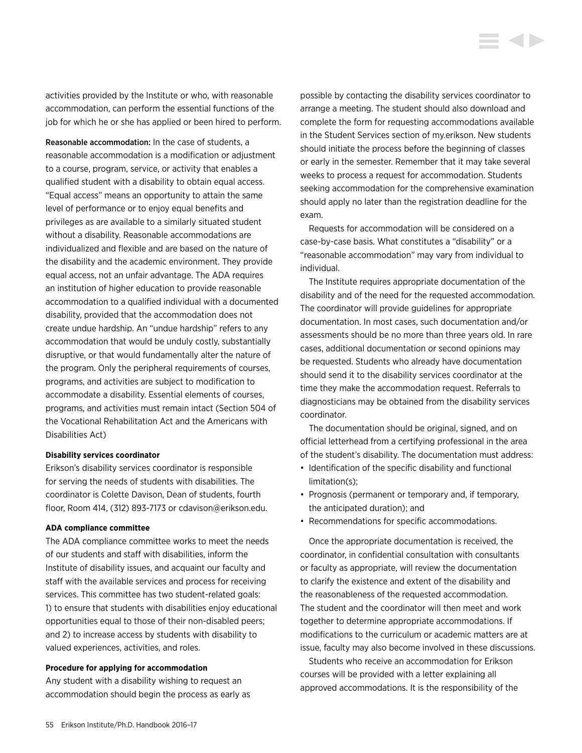activities provided by the Institute or who, with reasonable accommodation, can perform the essential functions of the job for which he or she has applied or been hired to perform.

**Reasonable accommodation:** In the case of students, a reasonable accommodation is a modification or adjustment to a course, program, service, or activity that enables a qualified student with a disability to obtain equal access. "Equal access" means an opportunity to attain the same level of performance or to enjoy equal benefits and privileges as are available to a similarly situated student without a disability. Reasonable accommodations are individualized and flexible and are based on the nature of the disability and the academic environment. They provide equal access, not an unfair advantage. The ADA requires an institution of higher education to provide reasonable accommodation to a qualified individual with a documented disability, provided that the accommodation does not create undue hardship. An "undue hardship" refers to any accommodation that would be unduly costly, substantially disruptive, or that would fundamentally alter the nature of the program. Only the peripheral requirements of courses, programs, and activities are subject to modification to accommodate a disability. Essential elements of courses, programs, and activities must remain intact (Section 504 of the Vocational Rehabilitation Act and the Americans with Disabilities Act)

#### Disability services coordinator

Erikson's disability services coordinator is responsible for serving the needs of students with disabilities. The coordinator is Colette Davison, Dean of students, fourth floor, Room 414, (312) 893-7173 or cdavison@erikson.edu.

#### ADA compliance committee

The ADA compliance committee works to meet the needs of our students and staff with disabilities, inform the Institute of disability issues, and acquaint our faculty and staff with the available services and process for receiving services. This committee has two student-related goals: 1) to ensure that students with disabilities enjoy educational opportunities equal to those of their non-disabled peers; and 2) to increase access by students with disability to valued experiences, activities, and roles.

#### Procedure for applying for accommodation

Any student with a disability wishing to request an accommodation should begin the process as early as possible by contacting the disability services coordinator to arrange a meeting. The student should also download and complete the form for requesting accommodations available in the Student Services section of my.erikson. New students should initiate the process before the beginning of classes or early in the semester. Remember that it may take several weeks to process a request for accommodation. Students seeking accommodation for the comprehensive examination should apply no later than the registration deadline for the exam.

Requests for accommodation will be considered on a case-by-case basis. What constitutes a "disability" or a "reasonable accommodation" may vary from individual to individual.

The Institute requires appropriate documentation of the disability and of the need for the requested accommodation. The coordinator will provide guidelines for appropriate documentation. In most cases, such documentation and/or assessments should be no more than three years old. In rare cases, additional documentation or second opinions may be requested. Students who already have documentation should send it to the disability services coordinator at the time they make the accommodation request. Referrals to diagnosticians may be obtained from the disability services coordinator.

The documentation should be original, signed, and on official letterhead from a certifying professional in the area of the student's disability. The documentation must address:

- Identification of the specific disability and functional limitation(s);
- Prognosis (permanent or temporary and, if temporary, the anticipated duration); and
- Recommendations for specific accommodations.

Once the appropriate documentation is received, the coordinator, in confidential consultation with consultants or faculty as appropriate, will review the documentation to clarify the existence and extent of the disability and the reasonableness of the requested accommodation. The student and the coordinator will then meet and work together to determine appropriate accommodations. If modifications to the curriculum or academic matters are at issue, faculty may also become involved in these discussions.

Students who receive an accommodation for Erikson courses will be provided with a letter explaining all approved accommodations. It is the responsibility of the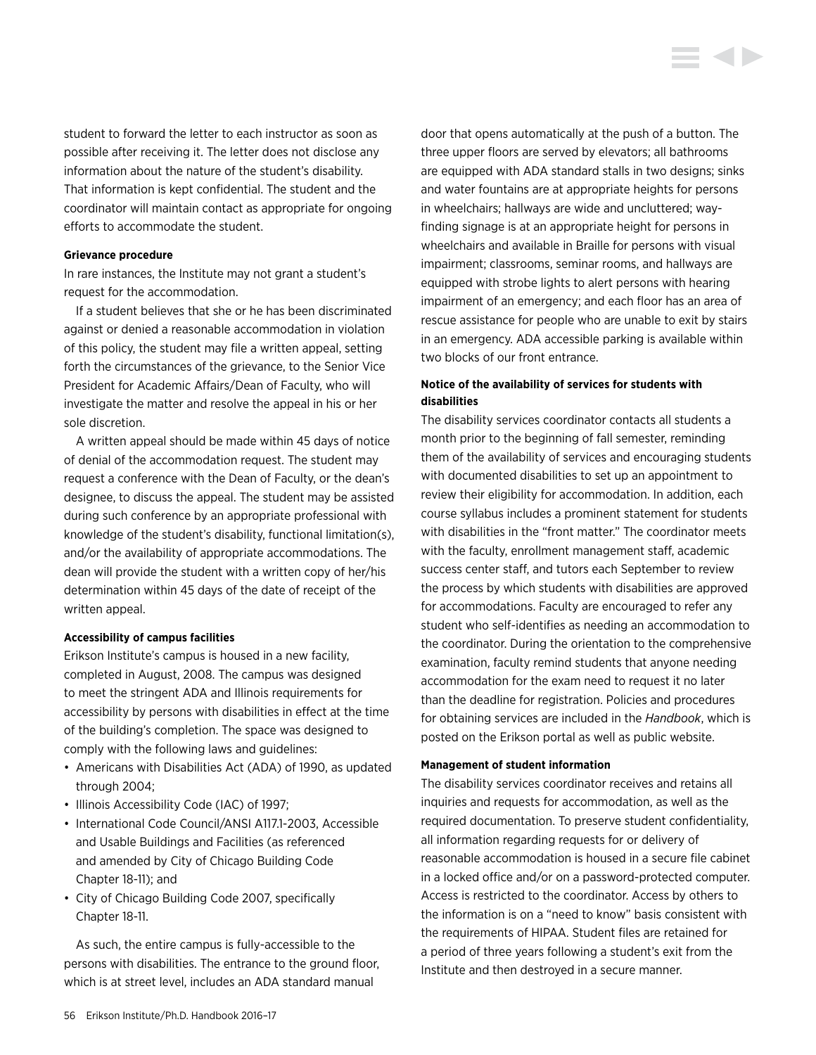student to forward the letter to each instructor as soon as possible after receiving it. The letter does not disclose any information about the nature of the student's disability. That information is kept confidential. The student and the coordinator will maintain contact as appropriate for ongoing efforts to accommodate the student.

**Grievance procedure**

In rare instances, the Institute may not grant a student's request for the accommodation.

If a student believes that she or he has been discriminated against or denied a reasonable accommodation in violation of this policy, the student may file a written appeal, setting forth the circumstances of the grievance, to the Senior Vice President for Academic Affairs/Dean of Faculty, who will investigate the matter and resolve the appeal in his or her sole discretion.

A written appeal should be made within 45 days of notice of denial of the accommodation request. The student may request a conference with the Dean of Faculty, or the dean's designee, to discuss the appeal. The student may be assisted during such conference by an appropriate professional with knowledge of the student's disability, functional limitation(s), and/or the availability of appropriate accommodations. The dean will provide the student with a written copy of her/his determination within 45 days of the date of receipt of the written appeal.

**Accessibility of campus facilities**

Erikson Institute's campus is housed in a new facility, completed in August, 2008. The campus was designed to meet the stringent ADA and Illinois requirements for accessibility by persons with disabilities in effect at the time of the building's completion. The space was designed to comply with the following laws and guidelines:

- Americans with Disabilities Act (ADA) of 1990, as updated through 2004;
- Illinois Accessibility Code (IAC) of 1997;
- International Code Council/ANSI A117.1-2003, Accessible and Usable Buildings and Facilities (as referenced and amended by City of Chicago Building Code Chapter 18-11); and
- City of Chicago Building Code 2007, specifically Chapter 18-11.

As such, the entire campus is fully-accessible to the persons with disabilities. The entrance to the ground floor, which is at street level, includes an ADA standard manual door that opens automatically at the push of a button. The three upper floors are served by elevators; all bathrooms are equipped with ADA standard stalls in two designs; sinks and water fountains are at appropriate heights for persons in wheelchairs; hallways are wide and uncluttered; way-finding signage is at an appropriate height for persons in wheelchairs and available in Braille for persons with visual impairment; classrooms, seminar rooms, and hallways are equipped with strobe lights to alert persons with hearing impairment of an emergency; and each floor has an area of rescue assistance for people who are unable to exit by stairs in an emergency. ADA accessible parking is available within two blocks of our front entrance.

**Notice of the availability of services for students with disabilities**

The disability services coordinator contacts all students a month prior to the beginning of fall semester, reminding them of the availability of services and encouraging students with documented disabilities to set up an appointment to review their eligibility for accommodation. In addition, each course syllabus includes a prominent statement for students with disabilities in the "front matter." The coordinator meets with the faculty, enrollment management staff, academic success center staff, and tutors each September to review the process by which students with disabilities are approved for accommodations. Faculty are encouraged to refer any student who self-identifies as needing an accommodation to the coordinator. During the orientation to the comprehensive examination, faculty remind students that anyone needing accommodation for the exam need to request it no later than the deadline for registration. Policies and procedures for obtaining services are included in the *Handbook*, which is posted on the Erikson portal as well as public website.

**Management of student information**

The disability services coordinator receives and retains all inquiries and requests for accommodation, as well as the required documentation. To preserve student confidentiality, all information regarding requests for or delivery of reasonable accommodation is housed in a secure file cabinet in a locked office and/or on a password-protected computer. Access is restricted to the coordinator. Access by others to the information is on a "need to know" basis consistent with the requirements of HIPAA. Student files are retained for a period of three years following a student's exit from the Institute and then destroyed in a secure manner.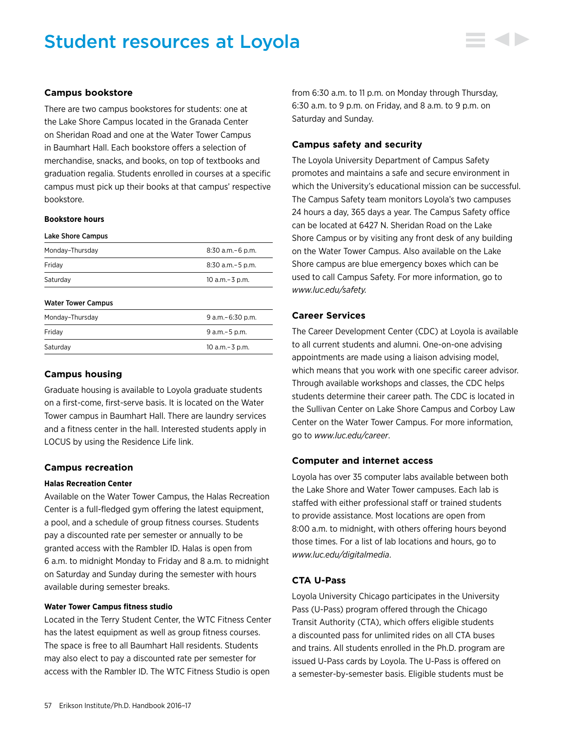# Student resources at Loyola

### Campus bookstore

There are two campus bookstores for students: one at the Lake Shore Campus located in the Granada Center on Sheridan Road and one at the Water Tower Campus in Baumhart Hall. Each bookstore offers a selection of merchandise, snacks, and books, on top of textbooks and graduation regalia. Students enrolled in courses at a specific campus must pick up their books at that campus' respective bookstore.

#### Bookstore hours

**Lake Shore Campus**

| | |
|---|---|
| Monday–Thursday | 8:30 a.m.– 6 p.m. |
| Friday | 8:30 a.m.– 5 p.m. |
| Saturday | 10 a.m.– 3 p.m. |

**Water Tower Campus**

| | |
|---|---|
| Monday–Thursday | 9 a.m.– 6:30 p.m. |
| Friday | 9 a.m.– 5 p.m. |
| Saturday | 10 a.m.– 3 p.m. |

### Campus housing

Graduate housing is available to Loyola graduate students on a first-come, first-serve basis. It is located on the Water Tower campus in Baumhart Hall. There are laundry services and a fitness center in the hall. Interested students apply in LOCUS by using the Residence Life link.

### Campus recreation

#### Halas Recreation Center

Available on the Water Tower Campus, the Halas Recreation Center is a full-fledged gym offering the latest equipment, a pool, and a schedule of group fitness courses. Students pay a discounted rate per semester or annually to be granted access with the Rambler ID. Halas is open from 6 a.m. to midnight Monday to Friday and 8 a.m. to midnight on Saturday and Sunday during the semester with hours available during semester breaks.

#### Water Tower Campus fitness studio

Located in the Terry Student Center, the WTC Fitness Center has the latest equipment as well as group fitness courses. The space is free to all Baumhart Hall residents. Students may also elect to pay a discounted rate per semester for access with the Rambler ID. The WTC Fitness Studio is open from 6:30 a.m. to 11 p.m. on Monday through Thursday, 6:30 a.m. to 9 p.m. on Friday, and 8 a.m. to 9 p.m. on Saturday and Sunday.

### Campus safety and security

The Loyola University Department of Campus Safety promotes and maintains a safe and secure environment in which the University's educational mission can be successful. The Campus Safety team monitors Loyola's two campuses 24 hours a day, 365 days a year. The Campus Safety office can be located at 6427 N. Sheridan Road on the Lake Shore Campus or by visiting any front desk of any building on the Water Tower Campus. Also available on the Lake Shore campus are blue emergency boxes which can be used to call Campus Safety. For more information, go to *www.luc.edu/safety.*

### Career Services

The Career Development Center (CDC) at Loyola is available to all current students and alumni. One-on-one advising appointments are made using a liaison advising model, which means that you work with one specific career advisor. Through available workshops and classes, the CDC helps students determine their career path. The CDC is located in the Sullivan Center on Lake Shore Campus and Corboy Law Center on the Water Tower Campus. For more information, go to *www.luc.edu/career*.

### Computer and internet access

Loyola has over 35 computer labs available between both the Lake Shore and Water Tower campuses. Each lab is staffed with either professional staff or trained students to provide assistance. Most locations are open from 8:00 a.m. to midnight, with others offering hours beyond those times. For a list of lab locations and hours, go to *www.luc.edu/digitalmedia*.

### CTA U-Pass

Loyola University Chicago participates in the University Pass (U-Pass) program offered through the Chicago Transit Authority (CTA), which offers eligible students a discounted pass for unlimited rides on all CTA buses and trains. All students enrolled in the Ph.D. program are issued U-Pass cards by Loyola. The U-Pass is offered on a semester-by-semester basis. Eligible students must be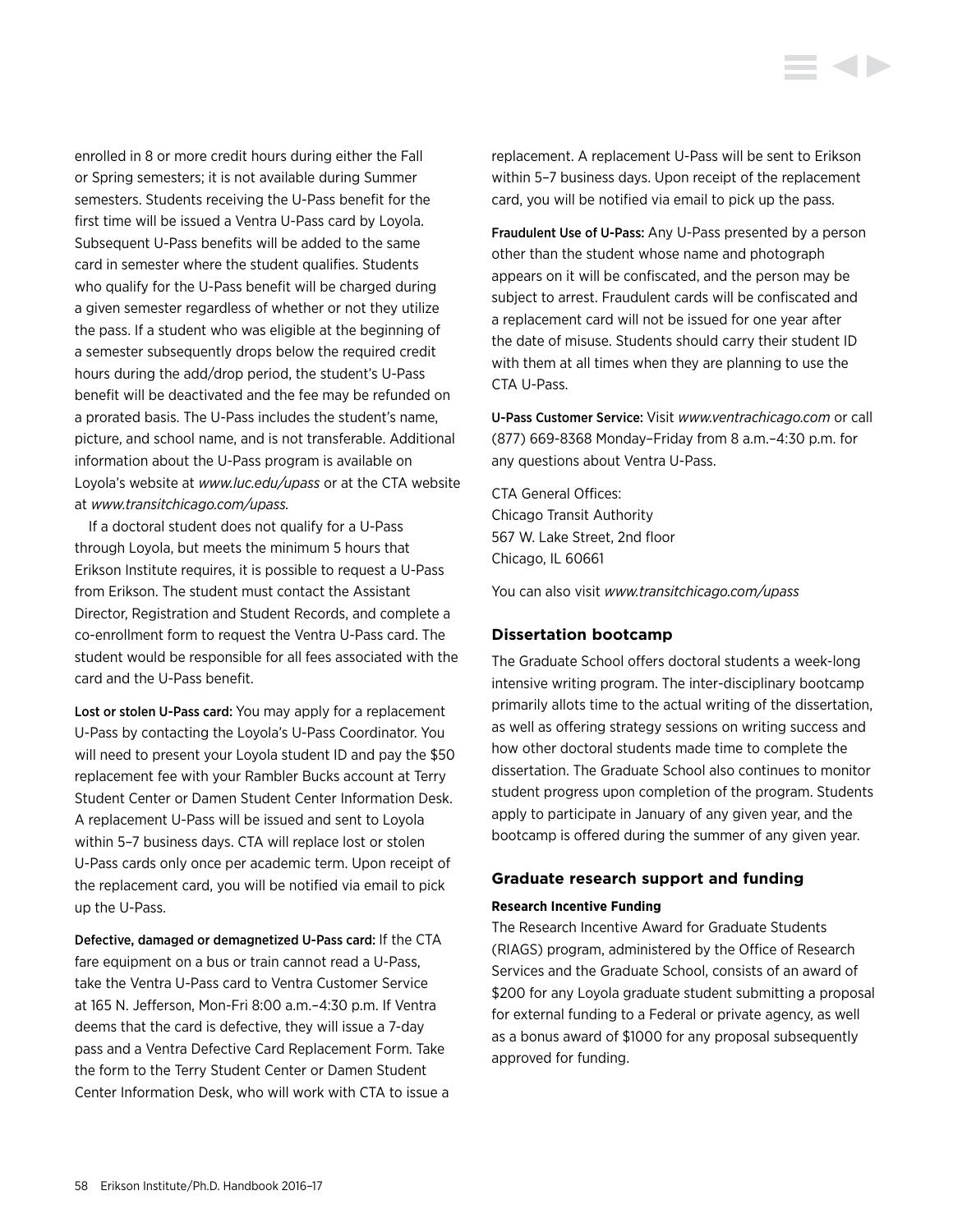enrolled in 8 or more credit hours during either the Fall or Spring semesters; it is not available during Summer semesters. Students receiving the U-Pass benefit for the first time will be issued a Ventra U-Pass card by Loyola. Subsequent U-Pass benefits will be added to the same card in semester where the student qualifies. Students who qualify for the U-Pass benefit will be charged during a given semester regardless of whether or not they utilize the pass. If a student who was eligible at the beginning of a semester subsequently drops below the required credit hours during the add/drop period, the student's U-Pass benefit will be deactivated and the fee may be refunded on a prorated basis. The U-Pass includes the student's name, picture, and school name, and is not transferable. Additional information about the U-Pass program is available on Loyola's website at *www.luc.edu/upass* or at the CTA website at *www.transitchicago.com/upass.*

If a doctoral student does not qualify for a U-Pass through Loyola, but meets the minimum 5 hours that Erikson Institute requires, it is possible to request a U-Pass from Erikson. The student must contact the Assistant Director, Registration and Student Records, and complete a co-enrollment form to request the Ventra U-Pass card. The student would be responsible for all fees associated with the card and the U-Pass benefit.

**Lost or stolen U-Pass card:** You may apply for a replacement U-Pass by contacting the Loyola's U-Pass Coordinator. You will need to present your Loyola student ID and pay the $50 replacement fee with your Rambler Bucks account at Terry Student Center or Damen Student Center Information Desk. A replacement U-Pass will be issued and sent to Loyola within 5–7 business days. CTA will replace lost or stolen U-Pass cards only once per academic term. Upon receipt of the replacement card, you will be notified via email to pick up the U-Pass.

**Defective, damaged or demagnetized U-Pass card:** If the CTA fare equipment on a bus or train cannot read a U-Pass, take the Ventra U-Pass card to Ventra Customer Service at 165 N. Jefferson, Mon-Fri 8:00 a.m.–4:30 p.m. If Ventra deems that the card is defective, they will issue a 7-day pass and a Ventra Defective Card Replacement Form. Take the form to the Terry Student Center or Damen Student Center Information Desk, who will work with CTA to issue a replacement. A replacement U-Pass will be sent to Erikson within 5–7 business days. Upon receipt of the replacement card, you will be notified via email to pick up the pass.

**Fraudulent Use of U-Pass:** Any U-Pass presented by a person other than the student whose name and photograph appears on it will be confiscated, and the person may be subject to arrest. Fraudulent cards will be confiscated and a replacement card will not be issued for one year after the date of misuse. Students should carry their student ID with them at all times when they are planning to use the CTA U-Pass.

**U-Pass Customer Service:** Visit *www.ventrachicago.com* or call (877) 669-8368 Monday–Friday from 8 a.m.–4:30 p.m. for any questions about Ventra U-Pass.

CTA General Offices:
Chicago Transit Authority
567 W. Lake Street, 2nd floor
Chicago, IL 60661

You can also visit *www.transitchicago.com/upass*

### Dissertation bootcamp

The Graduate School offers doctoral students a week-long intensive writing program. The inter-disciplinary bootcamp primarily allots time to the actual writing of the dissertation, as well as offering strategy sessions on writing success and how other doctoral students made time to complete the dissertation. The Graduate School also continues to monitor student progress upon completion of the program. Students apply to participate in January of any given year, and the bootcamp is offered during the summer of any given year.

### Graduate research support and funding

#### Research Incentive Funding

The Research Incentive Award for Graduate Students (RIAGS) program, administered by the Office of Research Services and the Graduate School, consists of an award of $200 for any Loyola graduate student submitting a proposal for external funding to a Federal or private agency, as well as a bonus award of $1000 for any proposal subsequently approved for funding.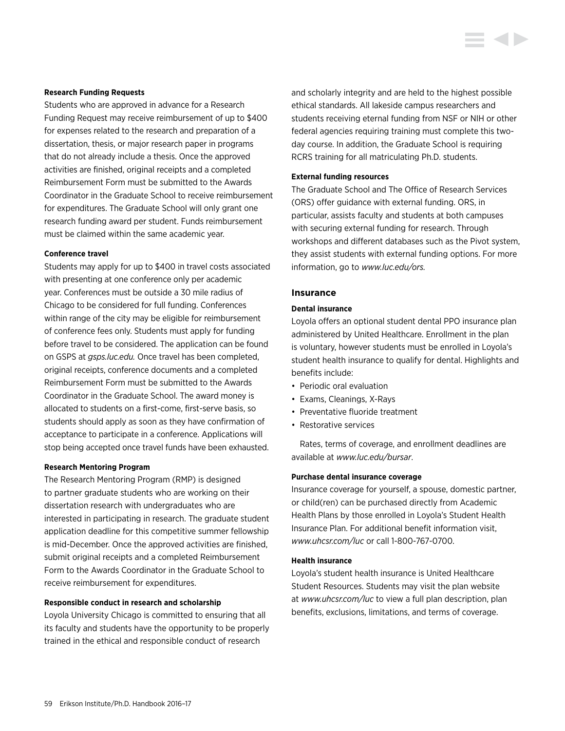#### Research Funding Requests

Students who are approved in advance for a Research Funding Request may receive reimbursement of up to $400 for expenses related to the research and preparation of a dissertation, thesis, or major research paper in programs that do not already include a thesis. Once the approved activities are finished, original receipts and a completed Reimbursement Form must be submitted to the Awards Coordinator in the Graduate School to receive reimbursement for expenditures. The Graduate School will only grant one research funding award per student. Funds reimbursement must be claimed within the same academic year.

#### Conference travel

Students may apply for up to $400 in travel costs associated with presenting at one conference only per academic year. Conferences must be outside a 30 mile radius of Chicago to be considered for full funding. Conferences within range of the city may be eligible for reimbursement of conference fees only. Students must apply for funding before travel to be considered. The application can be found on GSPS at *gsps.luc.edu.* Once travel has been completed, original receipts, conference documents and a completed Reimbursement Form must be submitted to the Awards Coordinator in the Graduate School. The award money is allocated to students on a first-come, first-serve basis, so students should apply as soon as they have confirmation of acceptance to participate in a conference. Applications will stop being accepted once travel funds have been exhausted.

#### Research Mentoring Program

The Research Mentoring Program (RMP) is designed to partner graduate students who are working on their dissertation research with undergraduates who are interested in participating in research. The graduate student application deadline for this competitive summer fellowship is mid-December. Once the approved activities are finished, submit original receipts and a completed Reimbursement Form to the Awards Coordinator in the Graduate School to receive reimbursement for expenditures.

#### Responsible conduct in research and scholarship

Loyola University Chicago is committed to ensuring that all its faculty and students have the opportunity to be properly trained in the ethical and responsible conduct of research and scholarly integrity and are held to the highest possible ethical standards. All lakeside campus researchers and students receiving eternal funding from NSF or NIH or other federal agencies requiring training must complete this two-day course. In addition, the Graduate School is requiring RCRS training for all matriculating Ph.D. students.

#### External funding resources

The Graduate School and The Office of Research Services (ORS) offer guidance with external funding. ORS, in particular, assists faculty and students at both campuses with securing external funding for research. Through workshops and different databases such as the Pivot system, they assist students with external funding options. For more information, go to *www.luc.edu/ors.*

### Insurance

#### Dental insurance

Loyola offers an optional student dental PPO insurance plan administered by United Healthcare. Enrollment in the plan is voluntary, however students must be enrolled in Loyola's student health insurance to qualify for dental. Highlights and benefits include:

- Periodic oral evaluation
- Exams, Cleanings, X-Rays
- Preventative fluoride treatment
- Restorative services

Rates, terms of coverage, and enrollment deadlines are available at *www.luc.edu/bursar*.

#### Purchase dental insurance coverage

Insurance coverage for yourself, a spouse, domestic partner, or child(ren) can be purchased directly from Academic Health Plans by those enrolled in Loyola's Student Health Insurance Plan. For additional benefit information visit, *www.uhcsr.com/luc* or call 1-800-767-0700.

#### Health insurance

Loyola's student health insurance is United Healthcare Student Resources. Students may visit the plan website at *www.uhcsr.com/luc* to view a full plan description, plan benefits, exclusions, limitations, and terms of coverage.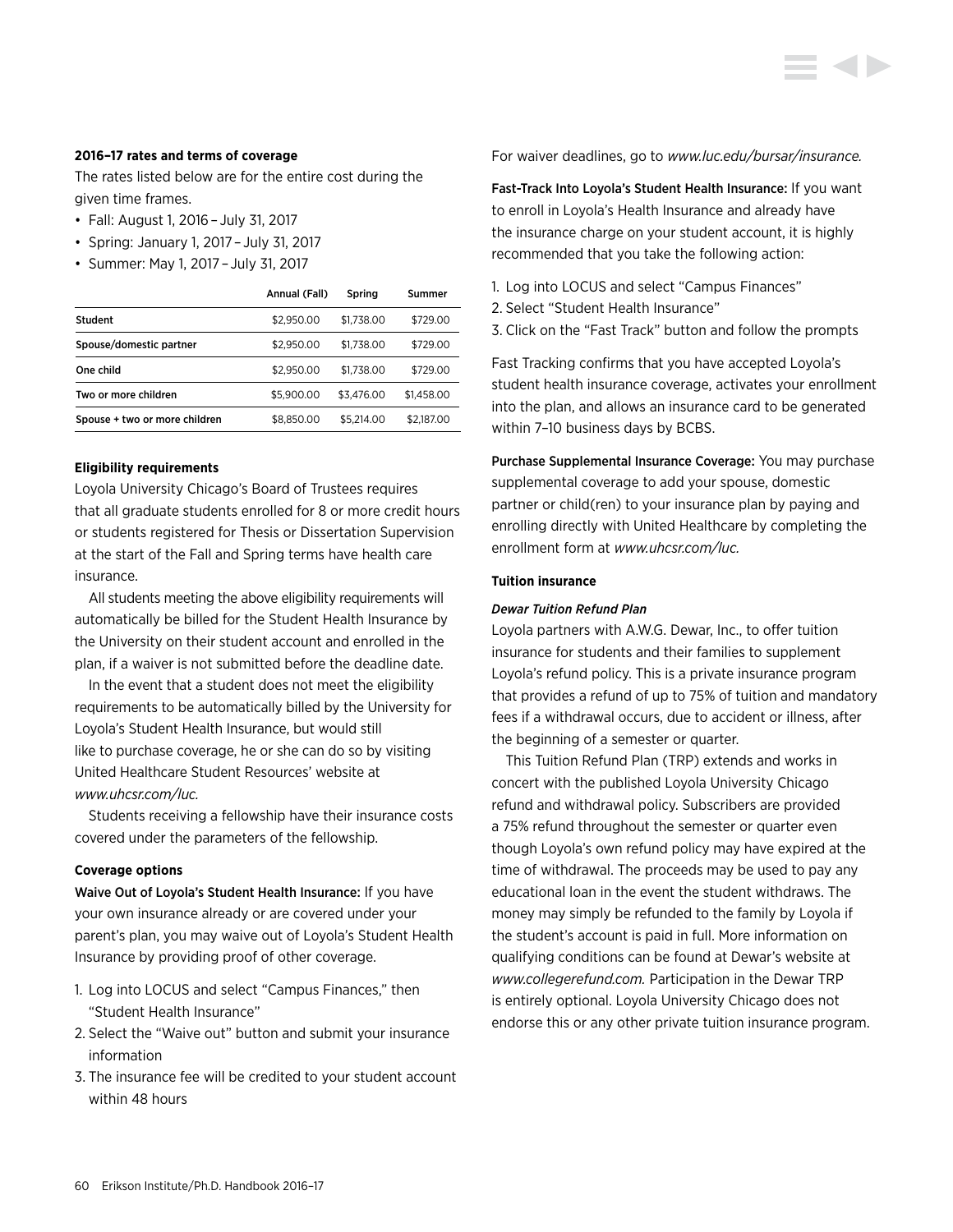**2016–17 rates and terms of coverage**

The rates listed below are for the entire cost during the given time frames.

- Fall: August 1, 2016 – July 31, 2017
- Spring: January 1, 2017 – July 31, 2017
- Summer: May 1, 2017 – July 31, 2017

| | Annual (Fall) | Spring | Summer |
|---|---|---|---|
| Student | $2,950.00 | $1,738.00 | $729.00 |
| Spouse/domestic partner | $2,950.00 | $1,738.00 | $729.00 |
| One child | $2,950.00 | $1,738.00 | $729.00 |
| Two or more children | $5,900.00 | $3,476.00 | $1,458.00 |
| Spouse + two or more children | $8,850.00 | $5,214.00 | $2,187.00 |

**Eligibility requirements**

Loyola University Chicago's Board of Trustees requires that all graduate students enrolled for 8 or more credit hours or students registered for Thesis or Dissertation Supervision at the start of the Fall and Spring terms have health care insurance.

All students meeting the above eligibility requirements will automatically be billed for the Student Health Insurance by the University on their student account and enrolled in the plan, if a waiver is not submitted before the deadline date.

In the event that a student does not meet the eligibility requirements to be automatically billed by the University for Loyola's Student Health Insurance, but would still like to purchase coverage, he or she can do so by visiting United Healthcare Student Resources' website at *www.uhcsr.com/luc.*

Students receiving a fellowship have their insurance costs covered under the parameters of the fellowship.

**Coverage options**

Waive Out of Loyola's Student Health Insurance: If you have your own insurance already or are covered under your parent's plan, you may waive out of Loyola's Student Health Insurance by providing proof of other coverage.

1. Log into LOCUS and select "Campus Finances," then "Student Health Insurance"
2. Select the "Waive out" button and submit your insurance information
3. The insurance fee will be credited to your student account within 48 hours

For waiver deadlines, go to *www.luc.edu/bursar/insurance.*

Fast-Track Into Loyola's Student Health Insurance: If you want to enroll in Loyola's Health Insurance and already have the insurance charge on your student account, it is highly recommended that you take the following action:

1. Log into LOCUS and select "Campus Finances"
2. Select "Student Health Insurance"
3. Click on the "Fast Track" button and follow the prompts

Fast Tracking confirms that you have accepted Loyola's student health insurance coverage, activates your enrollment into the plan, and allows an insurance card to be generated within 7–10 business days by BCBS.

Purchase Supplemental Insurance Coverage: You may purchase supplemental coverage to add your spouse, domestic partner or child(ren) to your insurance plan by paying and enrolling directly with United Healthcare by completing the enrollment form at *www.uhcsr.com/luc.*

**Tuition insurance**

***Dewar Tuition Refund Plan***

Loyola partners with A.W.G. Dewar, Inc., to offer tuition insurance for students and their families to supplement Loyola's refund policy. This is a private insurance program that provides a refund of up to 75% of tuition and mandatory fees if a withdrawal occurs, due to accident or illness, after the beginning of a semester or quarter.

This Tuition Refund Plan (TRP) extends and works in concert with the published Loyola University Chicago refund and withdrawal policy. Subscribers are provided a 75% refund throughout the semester or quarter even though Loyola's own refund policy may have expired at the time of withdrawal. The proceeds may be used to pay any educational loan in the event the student withdraws. The money may simply be refunded to the family by Loyola if the student's account is paid in full. More information on qualifying conditions can be found at Dewar's website at *www.collegerefund.com.* Participation in the Dewar TRP is entirely optional. Loyola University Chicago does not endorse this or any other private tuition insurance program.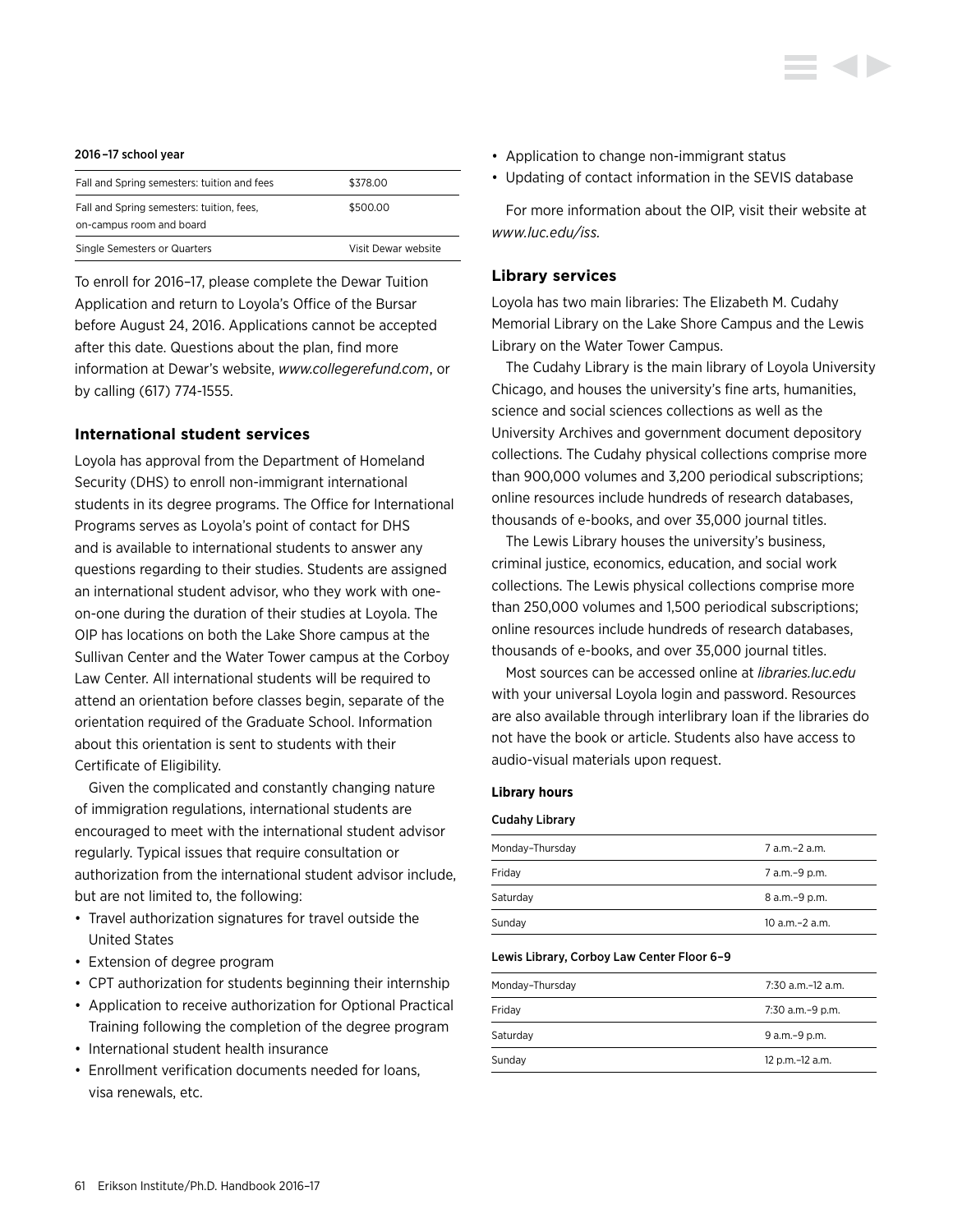**2016–17 school year**

| Fall and Spring semesters: tuition and fees | $378.00 |
| --- | --- |
| Fall and Spring semesters: tuition, fees, on-campus room and board | $500.00 |
| Single Semesters or Quarters | Visit Dewar website |

To enroll for 2016–17, please complete the Dewar Tuition Application and return to Loyola's Office of the Bursar before August 24, 2016. Applications cannot be accepted after this date. Questions about the plan, find more information at Dewar's website, *www.collegerefund.com*, or by calling (617) 774-1555.

### International student services

Loyola has approval from the Department of Homeland Security (DHS) to enroll non-immigrant international students in its degree programs. The Office for International Programs serves as Loyola's point of contact for DHS and is available to international students to answer any questions regarding to their studies. Students are assigned an international student advisor, who they work with one-on-one during the duration of their studies at Loyola. The OIP has locations on both the Lake Shore campus at the Sullivan Center and the Water Tower campus at the Corboy Law Center. All international students will be required to attend an orientation before classes begin, separate of the orientation required of the Graduate School. Information about this orientation is sent to students with their Certificate of Eligibility.

Given the complicated and constantly changing nature of immigration regulations, international students are encouraged to meet with the international student advisor regularly. Typical issues that require consultation or authorization from the international student advisor include, but are not limited to, the following:

- Travel authorization signatures for travel outside the United States
- Extension of degree program
- CPT authorization for students beginning their internship
- Application to receive authorization for Optional Practical Training following the completion of the degree program
- International student health insurance
- Enrollment verification documents needed for loans, visa renewals, etc.
- Application to change non-immigrant status
- Updating of contact information in the SEVIS database

For more information about the OIP, visit their website at *www.luc.edu/iss.*

### Library services

Loyola has two main libraries: The Elizabeth M. Cudahy Memorial Library on the Lake Shore Campus and the Lewis Library on the Water Tower Campus.

The Cudahy Library is the main library of Loyola University Chicago, and houses the university's fine arts, humanities, science and social sciences collections as well as the University Archives and government document depository collections. The Cudahy physical collections comprise more than 900,000 volumes and 3,200 periodical subscriptions; online resources include hundreds of research databases, thousands of e-books, and over 35,000 journal titles.

The Lewis Library houses the university's business, criminal justice, economics, education, and social work collections. The Lewis physical collections comprise more than 250,000 volumes and 1,500 periodical subscriptions; online resources include hundreds of research databases, thousands of e-books, and over 35,000 journal titles.

Most sources can be accessed online at *libraries.luc.edu* with your universal Loyola login and password. Resources are also available through interlibrary loan if the libraries do not have the book or article. Students also have access to audio-visual materials upon request.

#### Library hours

**Cudahy Library**

| Monday–Thursday | 7 a.m.–2 a.m. |
| --- | --- |
| Friday | 7 a.m.–9 p.m. |
| Saturday | 8 a.m.–9 p.m. |
| Sunday | 10 a.m.–2 a.m. |

**Lewis Library, Corboy Law Center Floor 6–9**

| Monday–Thursday | 7:30 a.m.–12 a.m. |
| --- | --- |
| Friday | 7:30 a.m.–9 p.m. |
| Saturday | 9 a.m.–9 p.m. |
| Sunday | 12 p.m.–12 a.m. |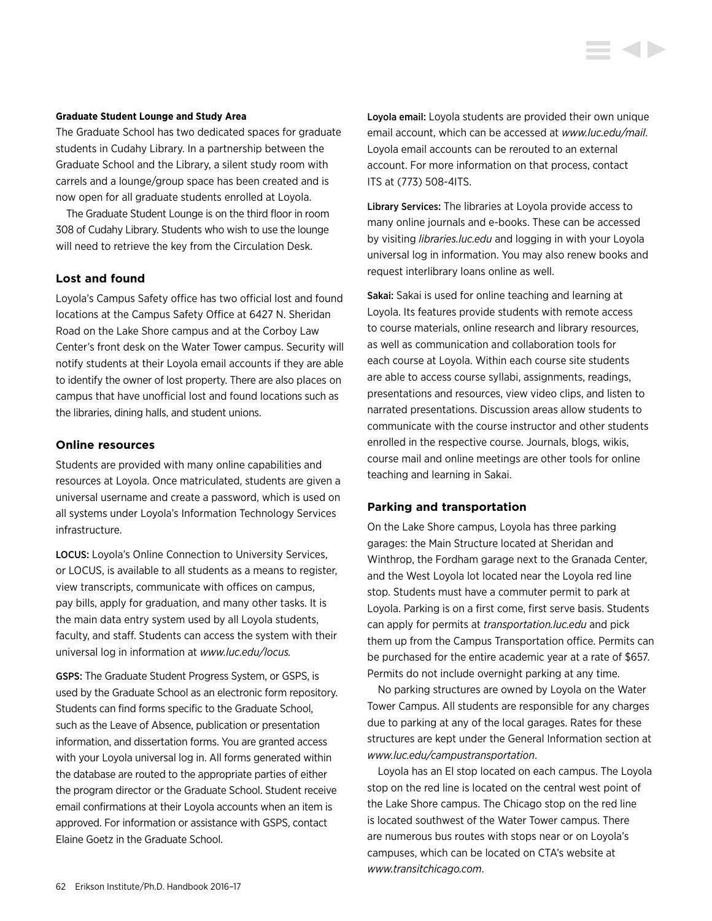#### Graduate Student Lounge and Study Area

The Graduate School has two dedicated spaces for graduate students in Cudahy Library. In a partnership between the Graduate School and the Library, a silent study room with carrels and a lounge/group space has been created and is now open for all graduate students enrolled at Loyola.

The Graduate Student Lounge is on the third floor in room 308 of Cudahy Library. Students who wish to use the lounge will need to retrieve the key from the Circulation Desk.

### Lost and found

Loyola's Campus Safety office has two official lost and found locations at the Campus Safety Office at 6427 N. Sheridan Road on the Lake Shore campus and at the Corboy Law Center's front desk on the Water Tower campus. Security will notify students at their Loyola email accounts if they are able to identify the owner of lost property. There are also places on campus that have unofficial lost and found locations such as the libraries, dining halls, and student unions.

### Online resources

Students are provided with many online capabilities and resources at Loyola. Once matriculated, students are given a universal username and create a password, which is used on all systems under Loyola's Information Technology Services infrastructure.

**LOCUS:** Loyola's Online Connection to University Services, or LOCUS, is available to all students as a means to register, view transcripts, communicate with offices on campus, pay bills, apply for graduation, and many other tasks. It is the main data entry system used by all Loyola students, faculty, and staff. Students can access the system with their universal log in information at *www.luc.edu/locus.*

**GSPS:** The Graduate Student Progress System, or GSPS, is used by the Graduate School as an electronic form repository. Students can find forms specific to the Graduate School, such as the Leave of Absence, publication or presentation information, and dissertation forms. You are granted access with your Loyola universal log in. All forms generated within the database are routed to the appropriate parties of either the program director or the Graduate School. Student receive email confirmations at their Loyola accounts when an item is approved. For information or assistance with GSPS, contact Elaine Goetz in the Graduate School.

**Loyola email:** Loyola students are provided their own unique email account, which can be accessed at *www.luc.edu/mail*. Loyola email accounts can be rerouted to an external account. For more information on that process, contact ITS at (773) 508-4ITS.

**Library Services:** The libraries at Loyola provide access to many online journals and e-books. These can be accessed by visiting *libraries.luc.edu* and logging in with your Loyola universal log in information. You may also renew books and request interlibrary loans online as well.

**Sakai:** Sakai is used for online teaching and learning at Loyola. Its features provide students with remote access to course materials, online research and library resources, as well as communication and collaboration tools for each course at Loyola. Within each course site students are able to access course syllabi, assignments, readings, presentations and resources, view video clips, and listen to narrated presentations. Discussion areas allow students to communicate with the course instructor and other students enrolled in the respective course. Journals, blogs, wikis, course mail and online meetings are other tools for online teaching and learning in Sakai.

### Parking and transportation

On the Lake Shore campus, Loyola has three parking garages: the Main Structure located at Sheridan and Winthrop, the Fordham garage next to the Granada Center, and the West Loyola lot located near the Loyola red line stop. Students must have a commuter permit to park at Loyola. Parking is on a first come, first serve basis. Students can apply for permits at *transportation.luc.edu* and pick them up from the Campus Transportation office. Permits can be purchased for the entire academic year at a rate of $657. Permits do not include overnight parking at any time.

No parking structures are owned by Loyola on the Water Tower Campus. All students are responsible for any charges due to parking at any of the local garages. Rates for these structures are kept under the General Information section at *www.luc.edu/campustransportation*.

Loyola has an El stop located on each campus. The Loyola stop on the red line is located on the central west point of the Lake Shore campus. The Chicago stop on the red line is located southwest of the Water Tower campus. There are numerous bus routes with stops near or on Loyola's campuses, which can be located on CTA's website at *www.transitchicago.com*.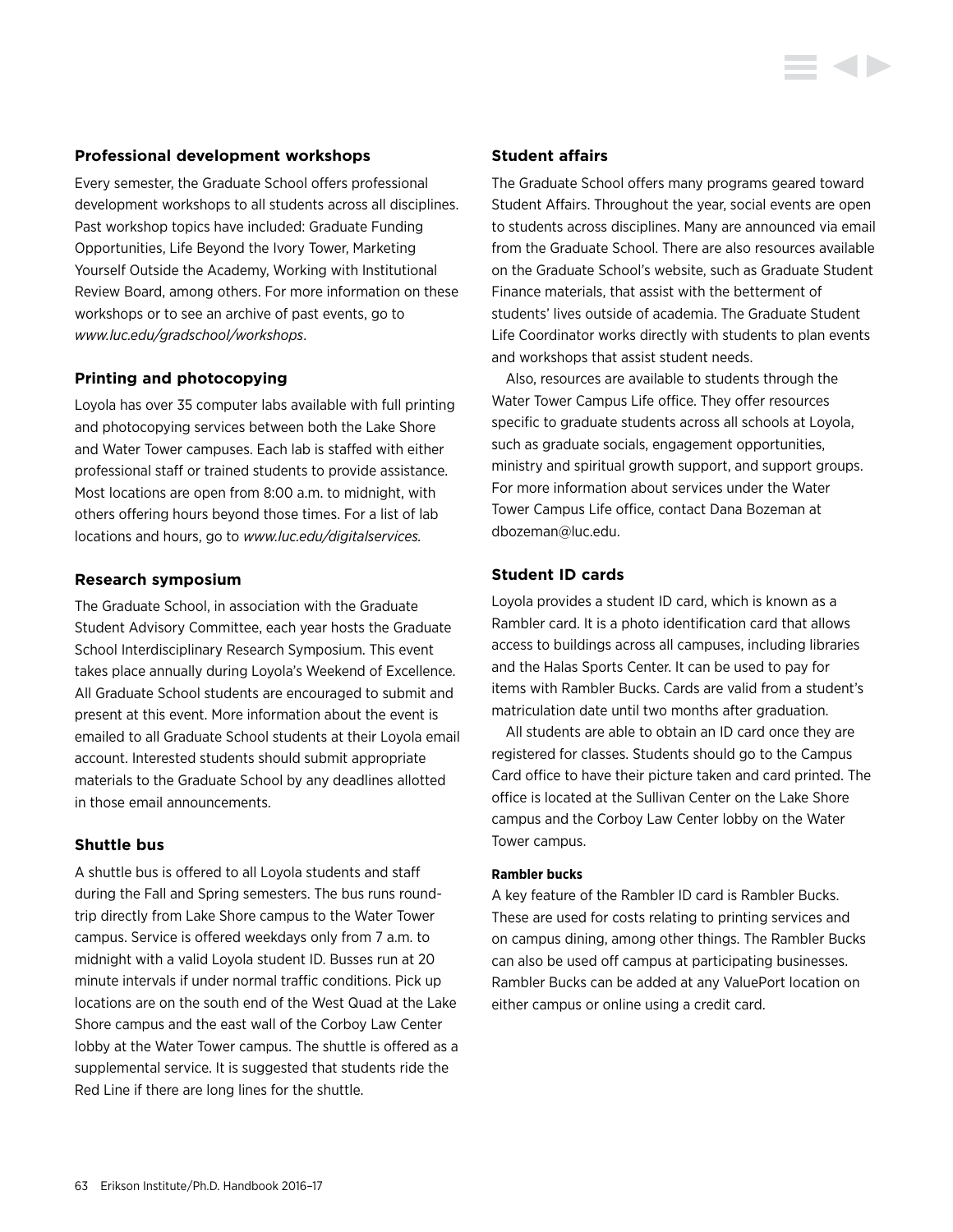### Professional development workshops

Every semester, the Graduate School offers professional development workshops to all students across all disciplines. Past workshop topics have included: Graduate Funding Opportunities, Life Beyond the Ivory Tower, Marketing Yourself Outside the Academy, Working with Institutional Review Board, among others. For more information on these workshops or to see an archive of past events, go to *www.luc.edu/gradschool/workshops*.

### Printing and photocopying

Loyola has over 35 computer labs available with full printing and photocopying services between both the Lake Shore and Water Tower campuses. Each lab is staffed with either professional staff or trained students to provide assistance. Most locations are open from 8:00 a.m. to midnight, with others offering hours beyond those times. For a list of lab locations and hours, go to *www.luc.edu/digitalservices.*

### Research symposium

The Graduate School, in association with the Graduate Student Advisory Committee, each year hosts the Graduate School Interdisciplinary Research Symposium. This event takes place annually during Loyola's Weekend of Excellence. All Graduate School students are encouraged to submit and present at this event. More information about the event is emailed to all Graduate School students at their Loyola email account. Interested students should submit appropriate materials to the Graduate School by any deadlines allotted in those email announcements.

### Shuttle bus

A shuttle bus is offered to all Loyola students and staff during the Fall and Spring semesters. The bus runs round-trip directly from Lake Shore campus to the Water Tower campus. Service is offered weekdays only from 7 a.m. to midnight with a valid Loyola student ID. Busses run at 20 minute intervals if under normal traffic conditions. Pick up locations are on the south end of the West Quad at the Lake Shore campus and the east wall of the Corboy Law Center lobby at the Water Tower campus. The shuttle is offered as a supplemental service. It is suggested that students ride the Red Line if there are long lines for the shuttle.

### Student affairs

The Graduate School offers many programs geared toward Student Affairs. Throughout the year, social events are open to students across disciplines. Many are announced via email from the Graduate School. There are also resources available on the Graduate School's website, such as Graduate Student Finance materials, that assist with the betterment of students' lives outside of academia. The Graduate Student Life Coordinator works directly with students to plan events and workshops that assist student needs.

Also, resources are available to students through the Water Tower Campus Life office. They offer resources specific to graduate students across all schools at Loyola, such as graduate socials, engagement opportunities, ministry and spiritual growth support, and support groups. For more information about services under the Water Tower Campus Life office, contact Dana Bozeman at dbozeman@luc.edu.

### Student ID cards

Loyola provides a student ID card, which is known as a Rambler card. It is a photo identification card that allows access to buildings across all campuses, including libraries and the Halas Sports Center. It can be used to pay for items with Rambler Bucks. Cards are valid from a student's matriculation date until two months after graduation.

All students are able to obtain an ID card once they are registered for classes. Students should go to the Campus Card office to have their picture taken and card printed. The office is located at the Sullivan Center on the Lake Shore campus and the Corboy Law Center lobby on the Water Tower campus.

#### Rambler bucks

A key feature of the Rambler ID card is Rambler Bucks. These are used for costs relating to printing services and on campus dining, among other things. The Rambler Bucks can also be used off campus at participating businesses. Rambler Bucks can be added at any ValuePort location on either campus or online using a credit card.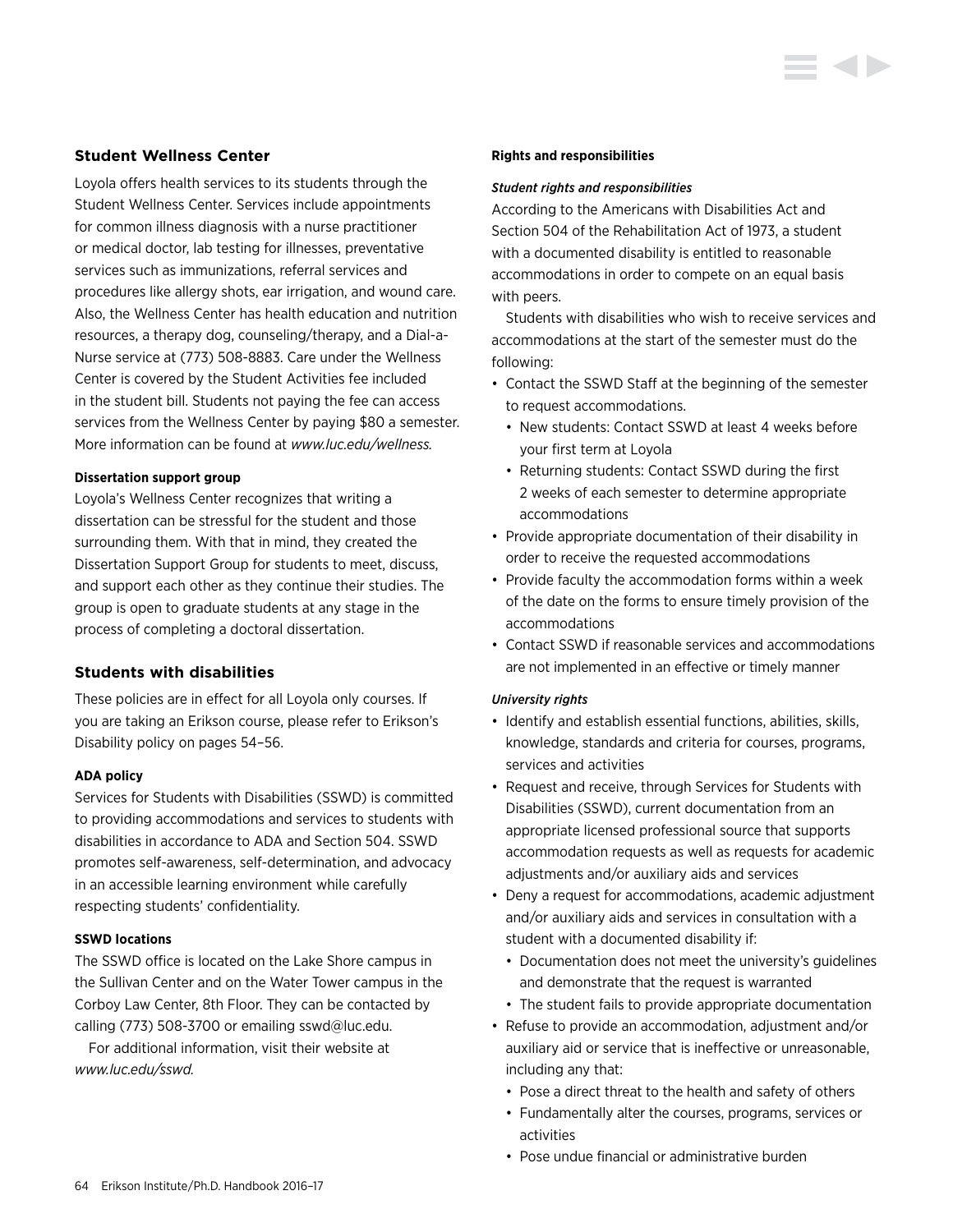## Student Wellness Center

Loyola offers health services to its students through the Student Wellness Center. Services include appointments for common illness diagnosis with a nurse practitioner or medical doctor, lab testing for illnesses, preventative services such as immunizations, referral services and procedures like allergy shots, ear irrigation, and wound care. Also, the Wellness Center has health education and nutrition resources, a therapy dog, counseling/therapy, and a Dial-a-Nurse service at (773) 508-8883. Care under the Wellness Center is covered by the Student Activities fee included in the student bill. Students not paying the fee can access services from the Wellness Center by paying $80 a semester. More information can be found at *www.luc.edu/wellness.*

#### Dissertation support group

Loyola's Wellness Center recognizes that writing a dissertation can be stressful for the student and those surrounding them. With that in mind, they created the Dissertation Support Group for students to meet, discuss, and support each other as they continue their studies. The group is open to graduate students at any stage in the process of completing a doctoral dissertation.

## Students with disabilities

These policies are in effect for all Loyola only courses. If you are taking an Erikson course, please refer to Erikson's Disability policy on pages 54–56.

#### ADA policy

Services for Students with Disabilities (SSWD) is committed to providing accommodations and services to students with disabilities in accordance to ADA and Section 504. SSWD promotes self-awareness, self-determination, and advocacy in an accessible learning environment while carefully respecting students' confidentiality.

#### SSWD locations

The SSWD office is located on the Lake Shore campus in the Sullivan Center and on the Water Tower campus in the Corboy Law Center, 8th Floor. They can be contacted by calling (773) 508-3700 or emailing sswd@luc.edu.

For additional information, visit their website at *www.luc.edu/sswd.*

#### Rights and responsibilities

***Student rights and responsibilities***

According to the Americans with Disabilities Act and Section 504 of the Rehabilitation Act of 1973, a student with a documented disability is entitled to reasonable accommodations in order to compete on an equal basis with peers.

Students with disabilities who wish to receive services and accommodations at the start of the semester must do the following:

- Contact the SSWD Staff at the beginning of the semester to request accommodations.
  - New students: Contact SSWD at least 4 weeks before your first term at Loyola
  - Returning students: Contact SSWD during the first 2 weeks of each semester to determine appropriate accommodations
- Provide appropriate documentation of their disability in order to receive the requested accommodations
- Provide faculty the accommodation forms within a week of the date on the forms to ensure timely provision of the accommodations
- Contact SSWD if reasonable services and accommodations are not implemented in an effective or timely manner

***University rights***

- Identify and establish essential functions, abilities, skills, knowledge, standards and criteria for courses, programs, services and activities
- Request and receive, through Services for Students with Disabilities (SSWD), current documentation from an appropriate licensed professional source that supports accommodation requests as well as requests for academic adjustments and/or auxiliary aids and services
- Deny a request for accommodations, academic adjustment and/or auxiliary aids and services in consultation with a student with a documented disability if:
  - Documentation does not meet the university's guidelines and demonstrate that the request is warranted
  - The student fails to provide appropriate documentation
- Refuse to provide an accommodation, adjustment and/or auxiliary aid or service that is ineffective or unreasonable, including any that:
  - Pose a direct threat to the health and safety of others
  - Fundamentally alter the courses, programs, services or activities
  - Pose undue financial or administrative burden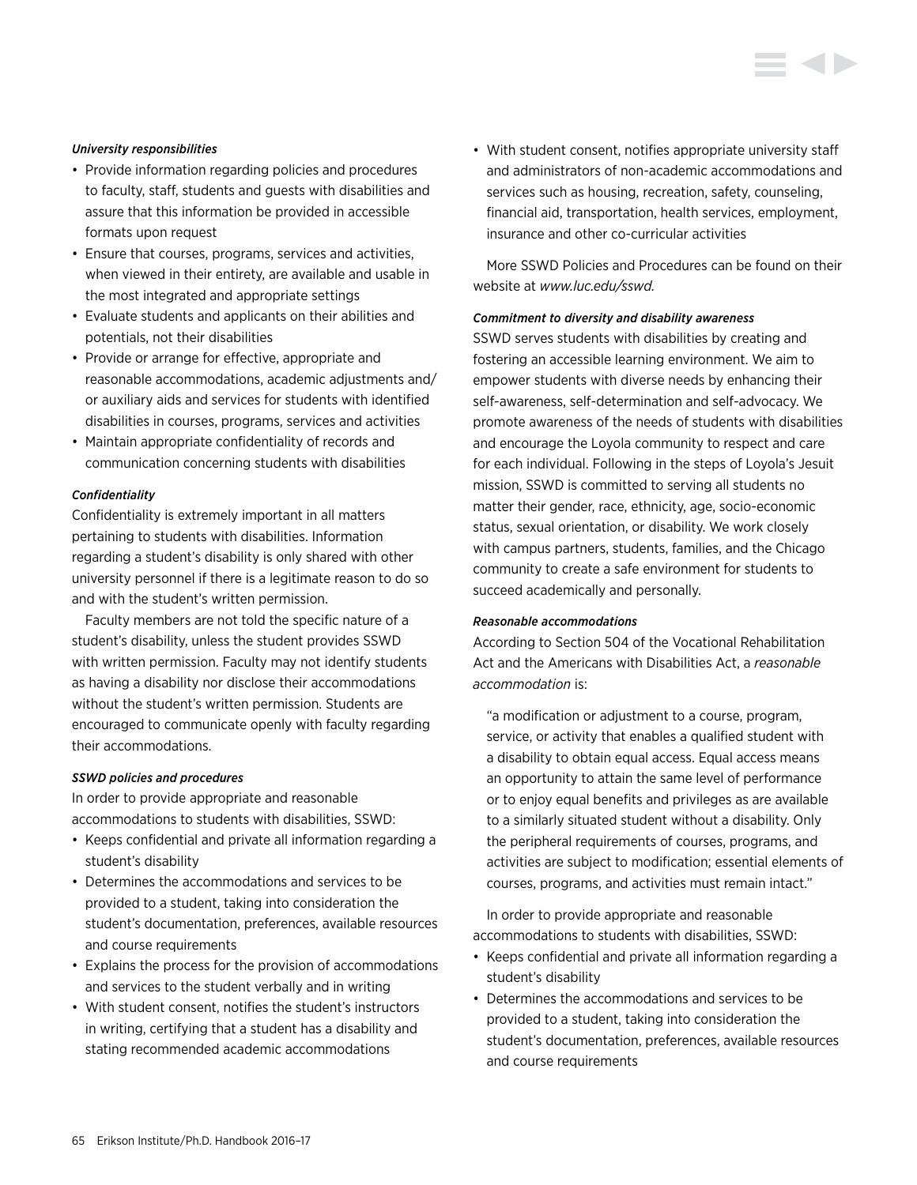***University responsibilities***

- Provide information regarding policies and procedures to faculty, staff, students and guests with disabilities and assure that this information be provided in accessible formats upon request
- Ensure that courses, programs, services and activities, when viewed in their entirety, are available and usable in the most integrated and appropriate settings
- Evaluate students and applicants on their abilities and potentials, not their disabilities
- Provide or arrange for effective, appropriate and reasonable accommodations, academic adjustments and/or auxiliary aids and services for students with identified disabilities in courses, programs, services and activities
- Maintain appropriate confidentiality of records and communication concerning students with disabilities

***Confidentiality***

Confidentiality is extremely important in all matters pertaining to students with disabilities. Information regarding a student's disability is only shared with other university personnel if there is a legitimate reason to do so and with the student's written permission.

Faculty members are not told the specific nature of a student's disability, unless the student provides SSWD with written permission. Faculty may not identify students as having a disability nor disclose their accommodations without the student's written permission. Students are encouraged to communicate openly with faculty regarding their accommodations.

***SSWD policies and procedures***

In order to provide appropriate and reasonable accommodations to students with disabilities, SSWD:

- Keeps confidential and private all information regarding a student's disability
- Determines the accommodations and services to be provided to a student, taking into consideration the student's documentation, preferences, available resources and course requirements
- Explains the process for the provision of accommodations and services to the student verbally and in writing
- With student consent, notifies the student's instructors in writing, certifying that a student has a disability and stating recommended academic accommodations
- With student consent, notifies appropriate university staff and administrators of non-academic accommodations and services such as housing, recreation, safety, counseling, financial aid, transportation, health services, employment, insurance and other co-curricular activities

More SSWD Policies and Procedures can be found on their website at *www.luc.edu/sswd.*

***Commitment to diversity and disability awareness***

SSWD serves students with disabilities by creating and fostering an accessible learning environment. We aim to empower students with diverse needs by enhancing their self-awareness, self-determination and self-advocacy. We promote awareness of the needs of students with disabilities and encourage the Loyola community to respect and care for each individual. Following in the steps of Loyola's Jesuit mission, SSWD is committed to serving all students no matter their gender, race, ethnicity, age, socio-economic status, sexual orientation, or disability. We work closely with campus partners, students, families, and the Chicago community to create a safe environment for students to succeed academically and personally.

***Reasonable accommodations***

According to Section 504 of the Vocational Rehabilitation Act and the Americans with Disabilities Act, a *reasonable accommodation* is:

> "a modification or adjustment to a course, program, service, or activity that enables a qualified student with a disability to obtain equal access. Equal access means an opportunity to attain the same level of performance or to enjoy equal benefits and privileges as are available to a similarly situated student without a disability. Only the peripheral requirements of courses, programs, and activities are subject to modification; essential elements of courses, programs, and activities must remain intact."

In order to provide appropriate and reasonable accommodations to students with disabilities, SSWD:

- Keeps confidential and private all information regarding a student's disability
- Determines the accommodations and services to be provided to a student, taking into consideration the student's documentation, preferences, available resources and course requirements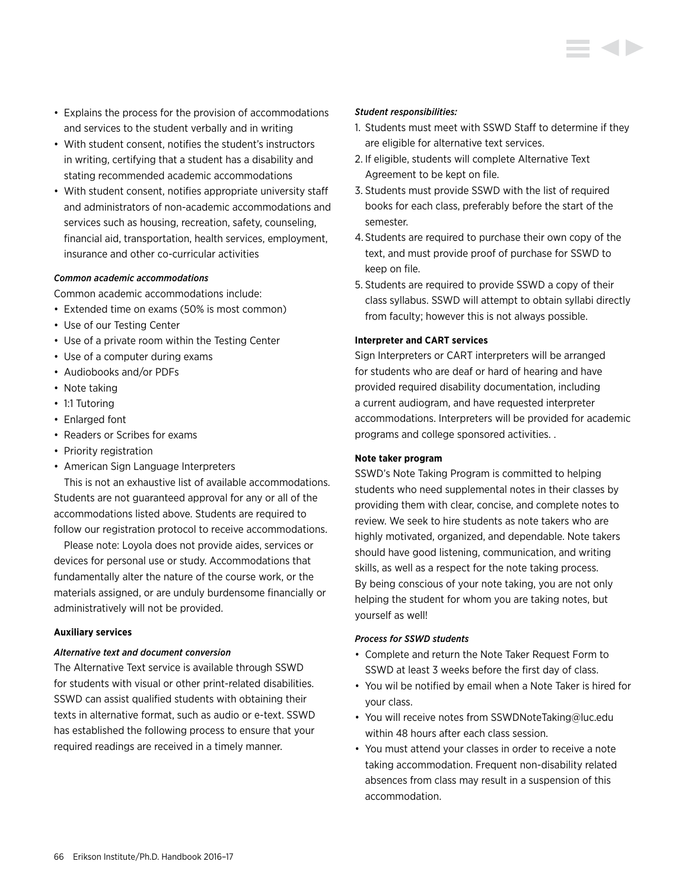- Explains the process for the provision of accommodations and services to the student verbally and in writing
- With student consent, notifies the student's instructors in writing, certifying that a student has a disability and stating recommended academic accommodations
- With student consent, notifies appropriate university staff and administrators of non-academic accommodations and services such as housing, recreation, safety, counseling, financial aid, transportation, health services, employment, insurance and other co-curricular activities

*Common academic accommodations*

Common academic accommodations include:

- Extended time on exams (50% is most common)
- Use of our Testing Center
- Use of a private room within the Testing Center
- Use of a computer during exams
- Audiobooks and/or PDFs
- Note taking
- 1:1 Tutoring
- Enlarged font
- Readers or Scribes for exams
- Priority registration
- American Sign Language Interpreters

This is not an exhaustive list of available accommodations. Students are not guaranteed approval for any or all of the accommodations listed above. Students are required to follow our registration protocol to receive accommodations.

Please note: Loyola does not provide aides, services or devices for personal use or study. Accommodations that fundamentally alter the nature of the course work, or the materials assigned, or are unduly burdensome financially or administratively will not be provided.

**Auxiliary services**

*Alternative text and document conversion*

The Alternative Text service is available through SSWD for students with visual or other print-related disabilities. SSWD can assist qualified students with obtaining their texts in alternative format, such as audio or e-text. SSWD has established the following process to ensure that your required readings are received in a timely manner.

*Student responsibilities:*

1. Students must meet with SSWD Staff to determine if they are eligible for alternative text services.
2. If eligible, students will complete Alternative Text Agreement to be kept on file.
3. Students must provide SSWD with the list of required books for each class, preferably before the start of the semester.
4. Students are required to purchase their own copy of the text, and must provide proof of purchase for SSWD to keep on file.
5. Students are required to provide SSWD a copy of their class syllabus. SSWD will attempt to obtain syllabi directly from faculty; however this is not always possible.

**Interpreter and CART services**

Sign Interpreters or CART interpreters will be arranged for students who are deaf or hard of hearing and have provided required disability documentation, including a current audiogram, and have requested interpreter accommodations. Interpreters will be provided for academic programs and college sponsored activities. .

**Note taker program**

SSWD's Note Taking Program is committed to helping students who need supplemental notes in their classes by providing them with clear, concise, and complete notes to review. We seek to hire students as note takers who are highly motivated, organized, and dependable. Note takers should have good listening, communication, and writing skills, as well as a respect for the note taking process. By being conscious of your note taking, you are not only helping the student for whom you are taking notes, but yourself as well!

*Process for SSWD students*

- Complete and return the Note Taker Request Form to SSWD at least 3 weeks before the first day of class.
- You wil be notified by email when a Note Taker is hired for your class.
- You will receive notes from SSWDNoteTaking@luc.edu within 48 hours after each class session.
- You must attend your classes in order to receive a note taking accommodation. Frequent non-disability related absences from class may result in a suspension of this accommodation.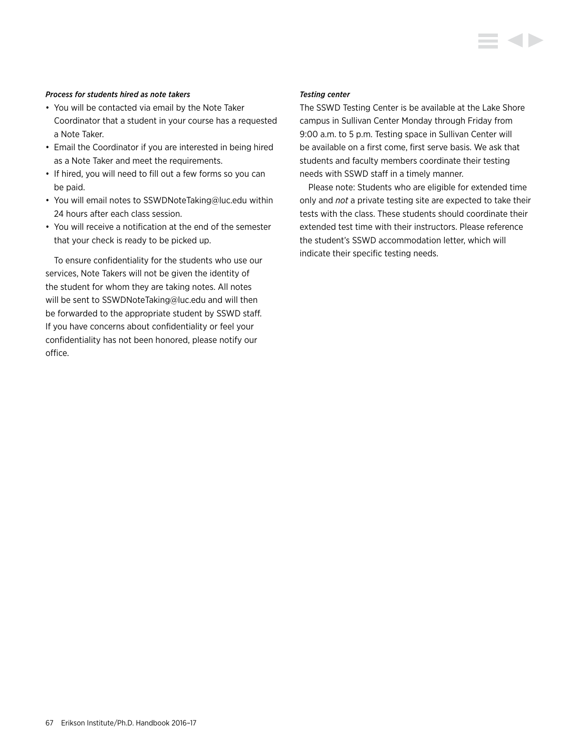*Process for students hired as note takers*

- You will be contacted via email by the Note Taker Coordinator that a student in your course has a requested a Note Taker.
- Email the Coordinator if you are interested in being hired as a Note Taker and meet the requirements.
- If hired, you will need to fill out a few forms so you can be paid.
- You will email notes to SSWDNoteTaking@luc.edu within 24 hours after each class session.
- You will receive a notification at the end of the semester that your check is ready to be picked up.

To ensure confidentiality for the students who use our services, Note Takers will not be given the identity of the student for whom they are taking notes. All notes will be sent to SSWDNoteTaking@luc.edu and will then be forwarded to the appropriate student by SSWD staff. If you have concerns about confidentiality or feel your confidentiality has not been honored, please notify our office.

*Testing center*

The SSWD Testing Center is be available at the Lake Shore campus in Sullivan Center Monday through Friday from 9:00 a.m. to 5 p.m. Testing space in Sullivan Center will be available on a first come, first serve basis. We ask that students and faculty members coordinate their testing needs with SSWD staff in a timely manner.

Please note: Students who are eligible for extended time only and *not* a private testing site are expected to take their tests with the class. These students should coordinate their extended test time with their instructors. Please reference the student's SSWD accommodation letter, which will indicate their specific testing needs.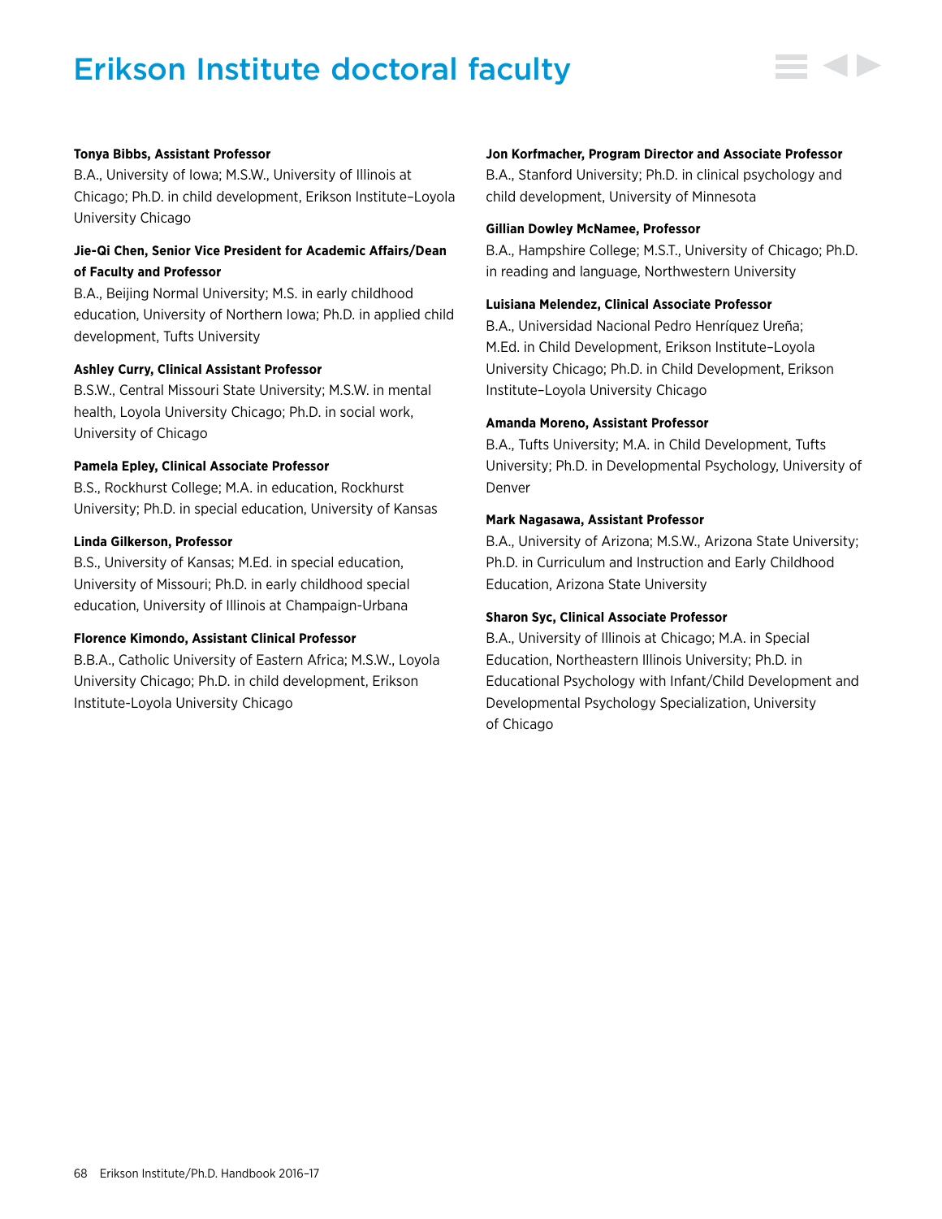# Erikson Institute doctoral faculty

**Tonya Bibbs, Assistant Professor**
B.A., University of Iowa; M.S.W., University of Illinois at Chicago; Ph.D. in child development, Erikson Institute–Loyola University Chicago

**Jie-Qi Chen, Senior Vice President for Academic Affairs/Dean of Faculty and Professor**
B.A., Beijing Normal University; M.S. in early childhood education, University of Northern Iowa; Ph.D. in applied child development, Tufts University

**Ashley Curry, Clinical Assistant Professor**
B.S.W., Central Missouri State University; M.S.W. in mental health, Loyola University Chicago; Ph.D. in social work, University of Chicago

**Pamela Epley, Clinical Associate Professor**
B.S., Rockhurst College; M.A. in education, Rockhurst University; Ph.D. in special education, University of Kansas

**Linda Gilkerson, Professor**
B.S., University of Kansas; M.Ed. in special education, University of Missouri; Ph.D. in early childhood special education, University of Illinois at Champaign-Urbana

**Florence Kimondo, Assistant Clinical Professor**
B.B.A., Catholic University of Eastern Africa; M.S.W., Loyola University Chicago; Ph.D. in child development, Erikson Institute-Loyola University Chicago

**Jon Korfmacher, Program Director and Associate Professor**
B.A., Stanford University; Ph.D. in clinical psychology and child development, University of Minnesota

**Gillian Dowley McNamee, Professor**
B.A., Hampshire College; M.S.T., University of Chicago; Ph.D. in reading and language, Northwestern University

**Luisiana Melendez, Clinical Associate Professor**
B.A., Universidad Nacional Pedro Henríquez Ureña; M.Ed. in Child Development, Erikson Institute–Loyola University Chicago; Ph.D. in Child Development, Erikson Institute–Loyola University Chicago

**Amanda Moreno, Assistant Professor**
B.A., Tufts University; M.A. in Child Development, Tufts University; Ph.D. in Developmental Psychology, University of Denver

**Mark Nagasawa, Assistant Professor**
B.A., University of Arizona; M.S.W., Arizona State University; Ph.D. in Curriculum and Instruction and Early Childhood Education, Arizona State University

**Sharon Syc, Clinical Associate Professor**
B.A., University of Illinois at Chicago; M.A. in Special Education, Northeastern Illinois University; Ph.D. in Educational Psychology with Infant/Child Development and Developmental Psychology Specialization, University of Chicago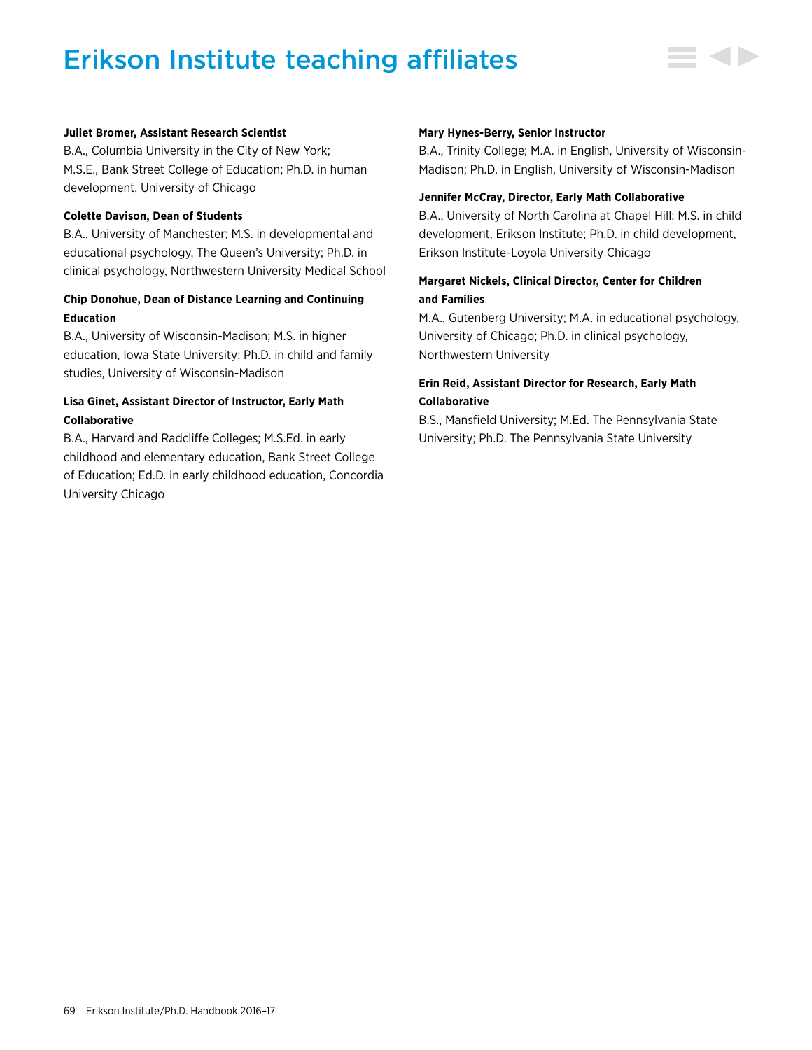# Erikson Institute teaching affiliates

**Juliet Bromer, Assistant Research Scientist**
B.A., Columbia University in the City of New York; M.S.E., Bank Street College of Education; Ph.D. in human development, University of Chicago

**Colette Davison, Dean of Students**
B.A., University of Manchester; M.S. in developmental and educational psychology, The Queen's University; Ph.D. in clinical psychology, Northwestern University Medical School

**Chip Donohue, Dean of Distance Learning and Continuing Education**
B.A., University of Wisconsin-Madison; M.S. in higher education, Iowa State University; Ph.D. in child and family studies, University of Wisconsin-Madison

**Lisa Ginet, Assistant Director of Instructor, Early Math Collaborative**
B.A., Harvard and Radcliffe Colleges; M.S.Ed. in early childhood and elementary education, Bank Street College of Education; Ed.D. in early childhood education, Concordia University Chicago

**Mary Hynes-Berry, Senior Instructor**
B.A., Trinity College; M.A. in English, University of Wisconsin-Madison; Ph.D. in English, University of Wisconsin-Madison

**Jennifer McCray, Director, Early Math Collaborative**
B.A., University of North Carolina at Chapel Hill; M.S. in child development, Erikson Institute; Ph.D. in child development, Erikson Institute-Loyola University Chicago

**Margaret Nickels, Clinical Director, Center for Children and Families**
M.A., Gutenberg University; M.A. in educational psychology, University of Chicago; Ph.D. in clinical psychology, Northwestern University

**Erin Reid, Assistant Director for Research, Early Math Collaborative**
B.S., Mansfield University; M.Ed. The Pennsylvania State University; Ph.D. The Pennsylvania State University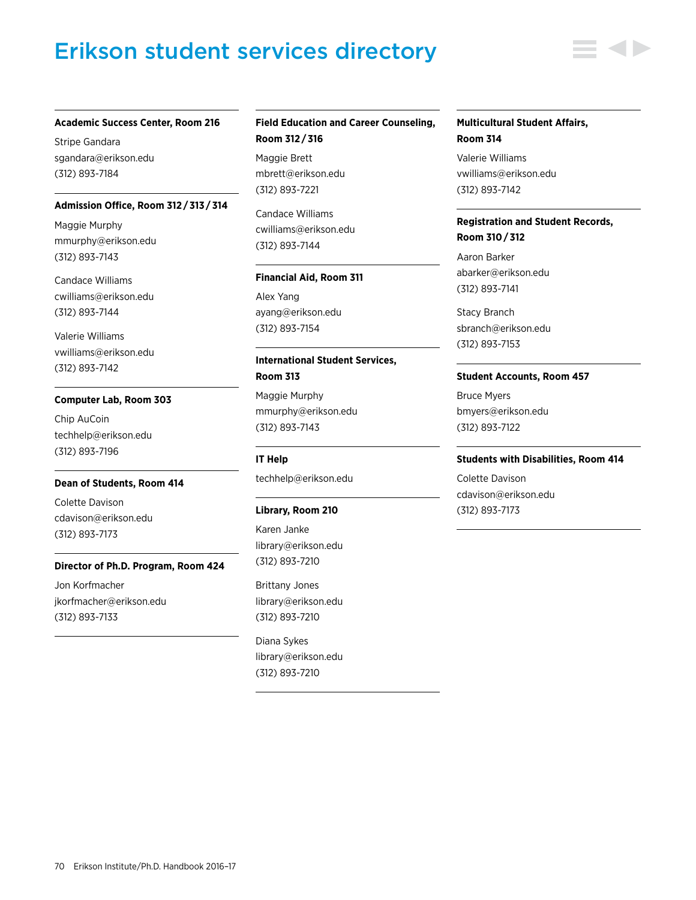# Erikson student services directory

**Academic Success Center, Room 216**

Stripe Gandara
sgandara@erikson.edu
(312) 893-7184

**Admission Office, Room 312 / 313 / 314**

Maggie Murphy
mmurphy@erikson.edu
(312) 893-7143

Candace Williams
cwilliams@erikson.edu
(312) 893-7144

Valerie Williams
vwilliams@erikson.edu
(312) 893-7142

**Computer Lab, Room 303**

Chip AuCoin
techhelp@erikson.edu
(312) 893-7196

**Dean of Students, Room 414**

Colette Davison
cdavison@erikson.edu
(312) 893-7173

**Director of Ph.D. Program, Room 424**

Jon Korfmacher
jkorfmacher@erikson.edu
(312) 893-7133

**Field Education and Career Counseling, Room 312 / 316**

Maggie Brett
mbrett@erikson.edu
(312) 893-7221

Candace Williams
cwilliams@erikson.edu
(312) 893-7144

**Financial Aid, Room 311**

Alex Yang
ayang@erikson.edu
(312) 893-7154

**International Student Services, Room 313**

Maggie Murphy
mmurphy@erikson.edu
(312) 893-7143

**IT Help**

techhelp@erikson.edu

**Library, Room 210**

Karen Janke
library@erikson.edu
(312) 893-7210

Brittany Jones
library@erikson.edu
(312) 893-7210

Diana Sykes
library@erikson.edu
(312) 893-7210

**Multicultural Student Affairs, Room 314**

Valerie Williams
vwilliams@erikson.edu
(312) 893-7142

**Registration and Student Records, Room 310 / 312**

Aaron Barker
abarker@erikson.edu
(312) 893-7141

Stacy Branch
sbranch@erikson.edu
(312) 893-7153

**Student Accounts, Room 457**

Bruce Myers
bmyers@erikson.edu
(312) 893-7122

**Students with Disabilities, Room 414**

Colette Davison
cdavison@erikson.edu
(312) 893-7173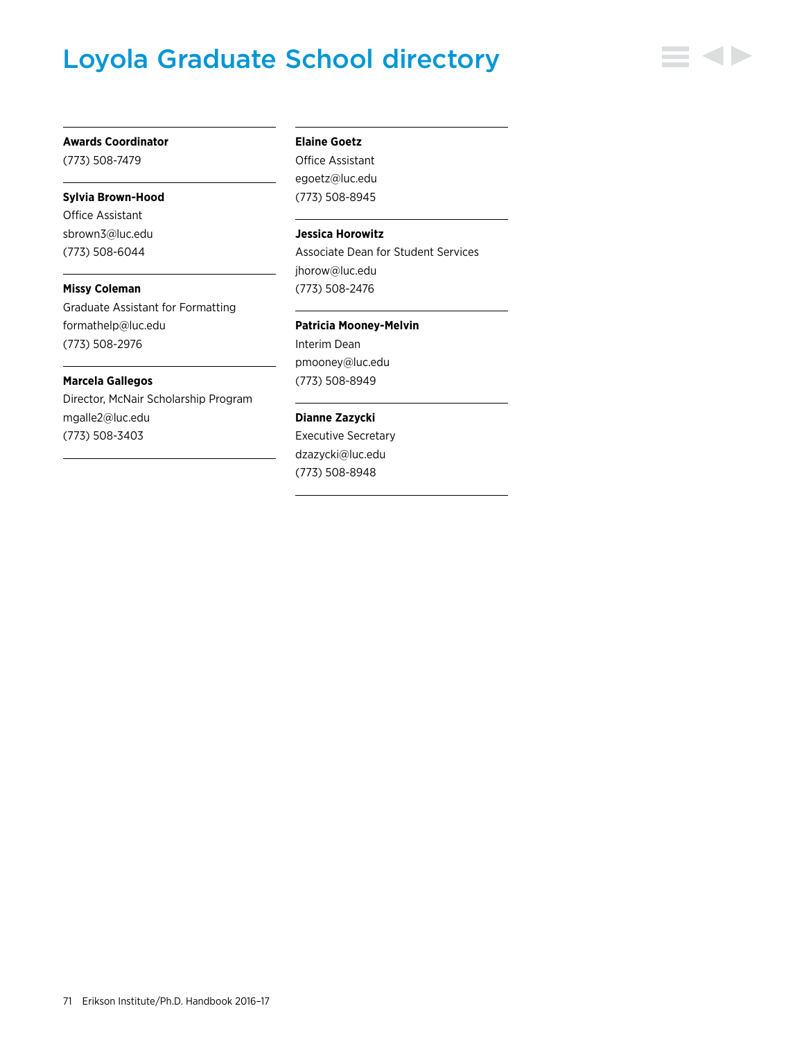# Loyola Graduate School directory

**Awards Coordinator**
(773) 508-7479

**Sylvia Brown-Hood**
Office Assistant
sbrown3@luc.edu
(773) 508-6044

**Missy Coleman**
Graduate Assistant for Formatting
formathelp@luc.edu
(773) 508-2976

**Marcela Gallegos**
Director, McNair Scholarship Program
mgalle2@luc.edu
(773) 508-3403

**Elaine Goetz**
Office Assistant
egoetz@luc.edu
(773) 508-8945

**Jessica Horowitz**
Associate Dean for Student Services
jhorow@luc.edu
(773) 508-2476

**Patricia Mooney-Melvin**
Interim Dean
pmooney@luc.edu
(773) 508-8949

**Dianne Zazycki**
Executive Secretary
dzazycki@luc.edu
(773) 508-8948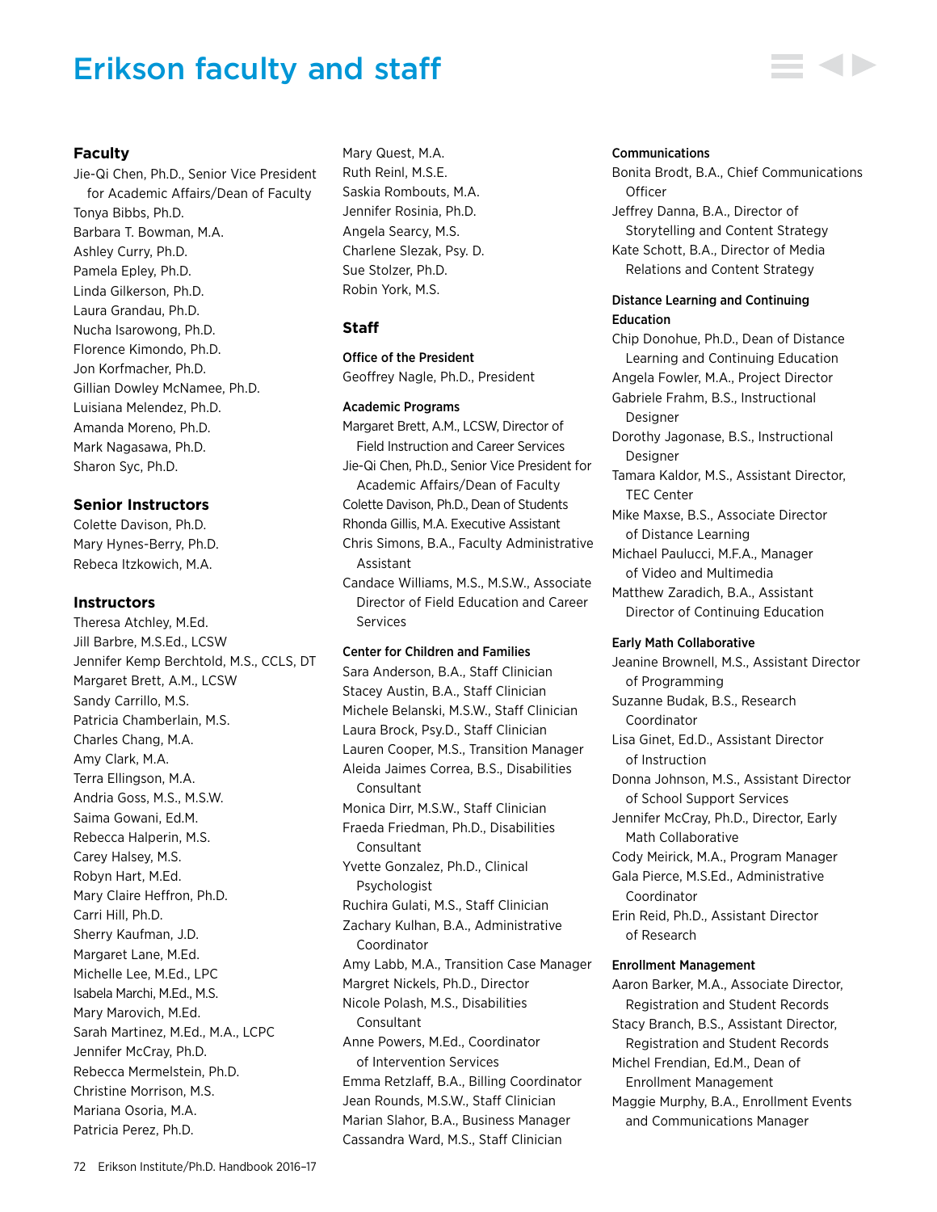# Erikson faculty and staff

## Faculty

Jie-Qi Chen, Ph.D., Senior Vice President for Academic Affairs/Dean of Faculty
Tonya Bibbs, Ph.D.
Barbara T. Bowman, M.A.
Ashley Curry, Ph.D.
Pamela Epley, Ph.D.
Linda Gilkerson, Ph.D.
Laura Grandau, Ph.D.
Nucha Isarowong, Ph.D.
Florence Kimondo, Ph.D.
Jon Korfmacher, Ph.D.
Gillian Dowley McNamee, Ph.D.
Luisiana Melendez, Ph.D.
Amanda Moreno, Ph.D.
Mark Nagasawa, Ph.D.
Sharon Syc, Ph.D.

## Senior Instructors

Colette Davison, Ph.D.
Mary Hynes-Berry, Ph.D.
Rebeca Itzkowich, M.A.

## Instructors

Theresa Atchley, M.Ed.
Jill Barbre, M.S.Ed., LCSW
Jennifer Kemp Berchtold, M.S., CCLS, DT
Margaret Brett, A.M., LCSW
Sandy Carrillo, M.S.
Patricia Chamberlain, M.S.
Charles Chang, M.A.
Amy Clark, M.A.
Terra Ellingson, M.A.
Andria Goss, M.S., M.S.W.
Saima Gowani, Ed.M.
Rebecca Halperin, M.S.
Carey Halsey, M.S.
Robyn Hart, M.Ed.
Mary Claire Heffron, Ph.D.
Carri Hill, Ph.D.
Sherry Kaufman, J.D.
Margaret Lane, M.Ed.
Michelle Lee, M.Ed., LPC
Isabela Marchi, M.Ed., M.S.
Mary Marovich, M.Ed.
Sarah Martinez, M.Ed., M.A., LCPC
Jennifer McCray, Ph.D.
Rebecca Mermelstein, Ph.D.
Christine Morrison, M.S.
Mariana Osoria, M.A.
Patricia Perez, Ph.D.
Mary Quest, M.A.
Ruth Reinl, M.S.E.
Saskia Rombouts, M.A.
Jennifer Rosinia, Ph.D.
Angela Searcy, M.S.
Charlene Slezak, Psy. D.
Sue Stolzer, Ph.D.
Robin York, M.S.

## Staff

### Office of the President

Geoffrey Nagle, Ph.D., President

### Academic Programs

Margaret Brett, A.M., LCSW, Director of Field Instruction and Career Services
Jie-Qi Chen, Ph.D., Senior Vice President for Academic Affairs/Dean of Faculty
Colette Davison, Ph.D., Dean of Students
Rhonda Gillis, M.A. Executive Assistant
Chris Simons, B.A., Faculty Administrative Assistant
Candace Williams, M.S., M.S.W., Associate Director of Field Education and Career Services

### Center for Children and Families

Sara Anderson, B.A., Staff Clinician
Stacey Austin, B.A., Staff Clinician
Michele Belanski, M.S.W., Staff Clinician
Laura Brock, Psy.D., Staff Clinician
Lauren Cooper, M.S., Transition Manager
Aleida Jaimes Correa, B.S., Disabilities Consultant
Monica Dirr, M.S.W., Staff Clinician
Fraeda Friedman, Ph.D., Disabilities Consultant
Yvette Gonzalez, Ph.D., Clinical Psychologist
Ruchira Gulati, M.S., Staff Clinician
Zachary Kulhan, B.A., Administrative Coordinator
Amy Labb, M.A., Transition Case Manager
Margret Nickels, Ph.D., Director
Nicole Polash, M.S., Disabilities Consultant
Anne Powers, M.Ed., Coordinator of Intervention Services
Emma Retzlaff, B.A., Billing Coordinator
Jean Rounds, M.S.W., Staff Clinician
Marian Slahor, B.A., Business Manager
Cassandra Ward, M.S., Staff Clinician

### Communications

Bonita Brodt, B.A., Chief Communications Officer
Jeffrey Danna, B.A., Director of Storytelling and Content Strategy
Kate Schott, B.A., Director of Media Relations and Content Strategy

### Distance Learning and Continuing Education

Chip Donohue, Ph.D., Dean of Distance Learning and Continuing Education
Angela Fowler, M.A., Project Director
Gabriele Frahm, B.S., Instructional Designer
Dorothy Jagonase, B.S., Instructional Designer
Tamara Kaldor, M.S., Assistant Director, TEC Center
Mike Maxse, B.S., Associate Director of Distance Learning
Michael Paulucci, M.F.A., Manager of Video and Multimedia
Matthew Zaradich, B.A., Assistant Director of Continuing Education

### Early Math Collaborative

Jeanine Brownell, M.S., Assistant Director of Programming
Suzanne Budak, B.S., Research Coordinator
Lisa Ginet, Ed.D., Assistant Director of Instruction
Donna Johnson, M.S., Assistant Director of School Support Services
Jennifer McCray, Ph.D., Director, Early Math Collaborative
Cody Meirick, M.A., Program Manager
Gala Pierce, M.S.Ed., Administrative Coordinator
Erin Reid, Ph.D., Assistant Director of Research

### Enrollment Management

Aaron Barker, M.A., Associate Director, Registration and Student Records
Stacy Branch, B.S., Assistant Director, Registration and Student Records
Michel Frendian, Ed.M., Dean of Enrollment Management
Maggie Murphy, B.A., Enrollment Events and Communications Manager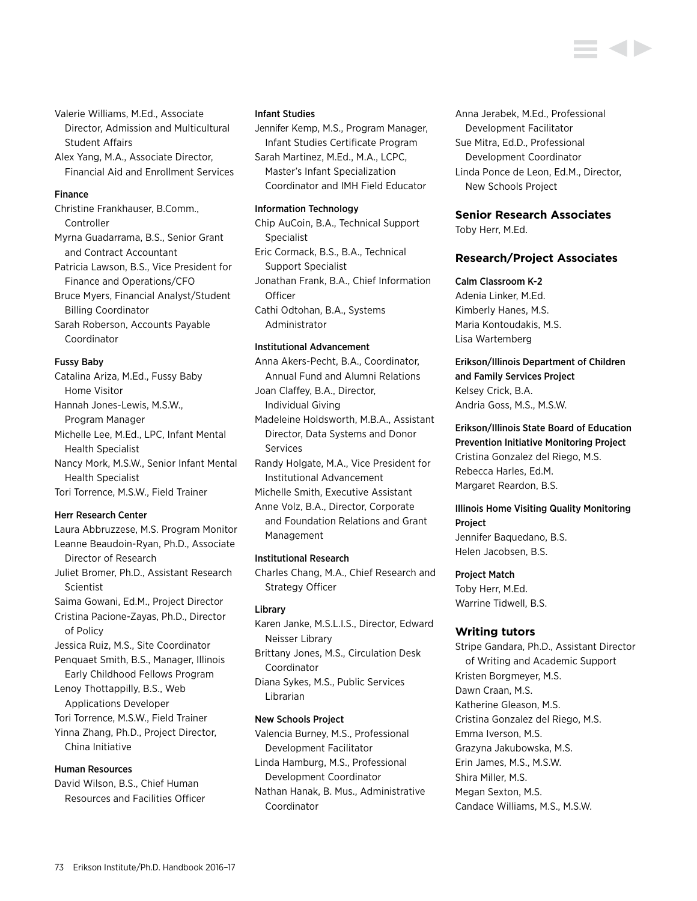Valerie Williams, M.Ed., Associate Director, Admission and Multicultural Student Affairs

Alex Yang, M.A., Associate Director, Financial Aid and Enrollment Services

#### Finance

Christine Frankhauser, B.Comm., Controller

Myrna Guadarrama, B.S., Senior Grant and Contract Accountant

Patricia Lawson, B.S., Vice President for Finance and Operations/CFO

Bruce Myers, Financial Analyst/Student Billing Coordinator

Sarah Roberson, Accounts Payable Coordinator

#### Fussy Baby

Catalina Ariza, M.Ed., Fussy Baby Home Visitor

Hannah Jones-Lewis, M.S.W., Program Manager

Michelle Lee, M.Ed., LPC, Infant Mental Health Specialist

Nancy Mork, M.S.W., Senior Infant Mental Health Specialist

Tori Torrence, M.S.W., Field Trainer

#### Herr Research Center

Laura Abbruzzese, M.S. Program Monitor

Leanne Beaudoin-Ryan, Ph.D., Associate Director of Research

Juliet Bromer, Ph.D., Assistant Research Scientist

Saima Gowani, Ed.M., Project Director

Cristina Pacione-Zayas, Ph.D., Director of Policy

Jessica Ruiz, M.S., Site Coordinator

Penquaet Smith, B.S., Manager, Illinois Early Childhood Fellows Program

Lenoy Thottappilly, B.S., Web Applications Developer

Tori Torrence, M.S.W., Field Trainer

Yinna Zhang, Ph.D., Project Director, China Initiative

#### Human Resources

David Wilson, B.S., Chief Human Resources and Facilities Officer

#### Infant Studies

Jennifer Kemp, M.S., Program Manager, Infant Studies Certificate Program

Sarah Martinez, M.Ed., M.A., LCPC, Master's Infant Specialization Coordinator and IMH Field Educator

#### Information Technology

Chip AuCoin, B.A., Technical Support Specialist

Eric Cormack, B.S., B.A., Technical Support Specialist

Jonathan Frank, B.A., Chief Information Officer

Cathi Odtohan, B.A., Systems Administrator

#### Institutional Advancement

Anna Akers-Pecht, B.A., Coordinator, Annual Fund and Alumni Relations

Joan Claffey, B.A., Director, Individual Giving

Madeleine Holdsworth, M.B.A., Assistant Director, Data Systems and Donor Services

Randy Holgate, M.A., Vice President for Institutional Advancement

Michelle Smith, Executive Assistant

Anne Volz, B.A., Director, Corporate and Foundation Relations and Grant Management

#### Institutional Research

Charles Chang, M.A., Chief Research and Strategy Officer

#### Library

Karen Janke, M.S.L.I.S., Director, Edward Neisser Library

Brittany Jones, M.S., Circulation Desk Coordinator

Diana Sykes, M.S., Public Services Librarian

#### New Schools Project

Valencia Burney, M.S., Professional Development Facilitator

Linda Hamburg, M.S., Professional Development Coordinator

Nathan Hanak, B. Mus., Administrative Coordinator

Anna Jerabek, M.Ed., Professional Development Facilitator

Sue Mitra, Ed.D., Professional Development Coordinator

Linda Ponce de Leon, Ed.M., Director, New Schools Project

### Senior Research Associates

Toby Herr, M.Ed.

### Research/Project Associates

#### Calm Classroom K-2

Adenia Linker, M.Ed.

Kimberly Hanes, M.S.

Maria Kontoudakis, M.S.

Lisa Wartemberg

#### Erikson/Illinois Department of Children and Family Services Project

Kelsey Crick, B.A.

Andria Goss, M.S., M.S.W.

#### Erikson/Illinois State Board of Education Prevention Initiative Monitoring Project

Cristina Gonzalez del Riego, M.S.

Rebecca Harles, Ed.M.

Margaret Reardon, B.S.

#### Illinois Home Visiting Quality Monitoring Project

Jennifer Baquedano, B.S.

Helen Jacobsen, B.S.

#### Project Match

Toby Herr, M.Ed.

Warrine Tidwell, B.S.

### Writing tutors

Stripe Gandara, Ph.D., Assistant Director of Writing and Academic Support

Kristen Borgmeyer, M.S.

Dawn Craan, M.S.

Katherine Gleason, M.S.

Cristina Gonzalez del Riego, M.S.

Emma Iverson, M.S.

Grazyna Jakubowska, M.S.

Erin James, M.S., M.S.W.

Shira Miller, M.S.

Megan Sexton, M.S.

Candace Williams, M.S., M.S.W.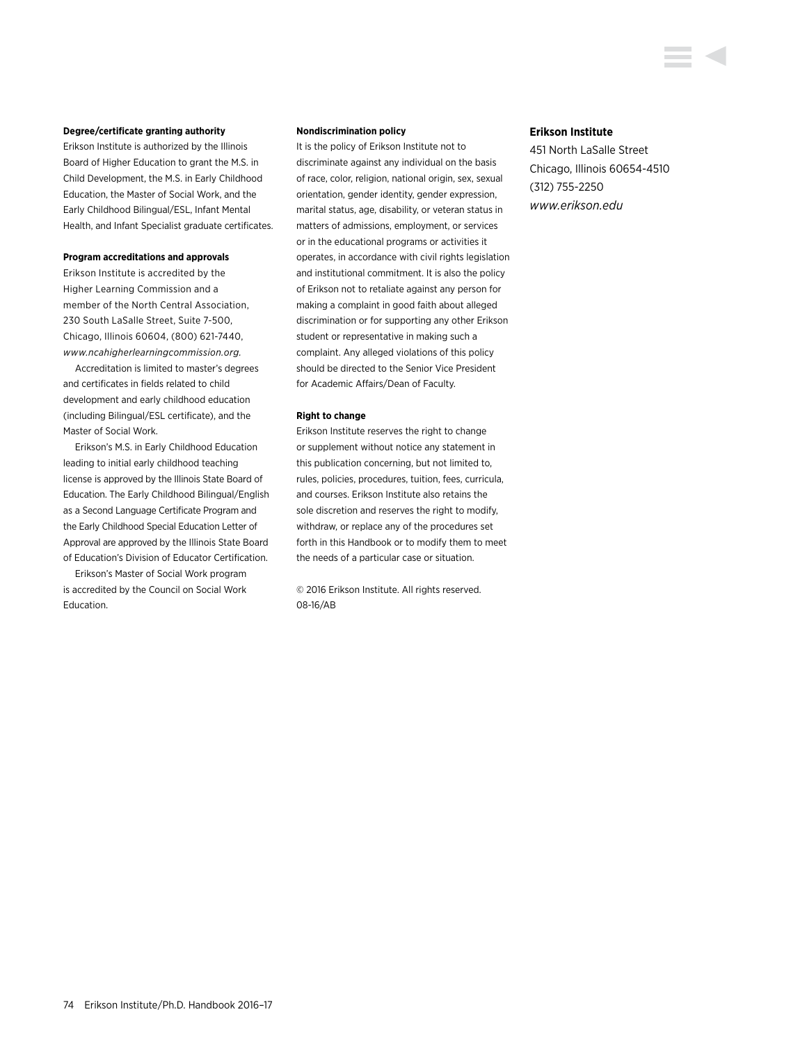**Degree/certificate granting authority**

Erikson Institute is authorized by the Illinois Board of Higher Education to grant the M.S. in Child Development, the M.S. in Early Childhood Education, the Master of Social Work, and the Early Childhood Bilingual/ESL, Infant Mental Health, and Infant Specialist graduate certificates.

**Program accreditations and approvals**

Erikson Institute is accredited by the Higher Learning Commission and a member of the North Central Association, 230 South LaSalle Street, Suite 7-500, Chicago, Illinois 60604, (800) 621-7440, *www.ncahigherlearningcommission.org*.

Accreditation is limited to master's degrees and certificates in fields related to child development and early childhood education (including Bilingual/ESL certificate), and the Master of Social Work.

Erikson's M.S. in Early Childhood Education leading to initial early childhood teaching license is approved by the Illinois State Board of Education. The Early Childhood Bilingual/English as a Second Language Certificate Program and the Early Childhood Special Education Letter of Approval are approved by the Illinois State Board of Education's Division of Educator Certification.

Erikson's Master of Social Work program is accredited by the Council on Social Work Education.

**Nondiscrimination policy**

It is the policy of Erikson Institute not to discriminate against any individual on the basis of race, color, religion, national origin, sex, sexual orientation, gender identity, gender expression, marital status, age, disability, or veteran status in matters of admissions, employment, or services or in the educational programs or activities it operates, in accordance with civil rights legislation and institutional commitment. It is also the policy of Erikson not to retaliate against any person for making a complaint in good faith about alleged discrimination or for supporting any other Erikson student or representative in making such a complaint. Any alleged violations of this policy should be directed to the Senior Vice President for Academic Affairs/Dean of Faculty.

**Right to change**

Erikson Institute reserves the right to change or supplement without notice any statement in this publication concerning, but not limited to, rules, policies, procedures, tuition, fees, curricula, and courses. Erikson Institute also retains the sole discretion and reserves the right to modify, withdraw, or replace any of the procedures set forth in this Handbook or to modify them to meet the needs of a particular case or situation.

© 2016 Erikson Institute. All rights reserved.
08-16/AB

**Erikson Institute**

451 North LaSalle Street
Chicago, Illinois 60654-4510
(312) 755-2250
*www.erikson.edu*